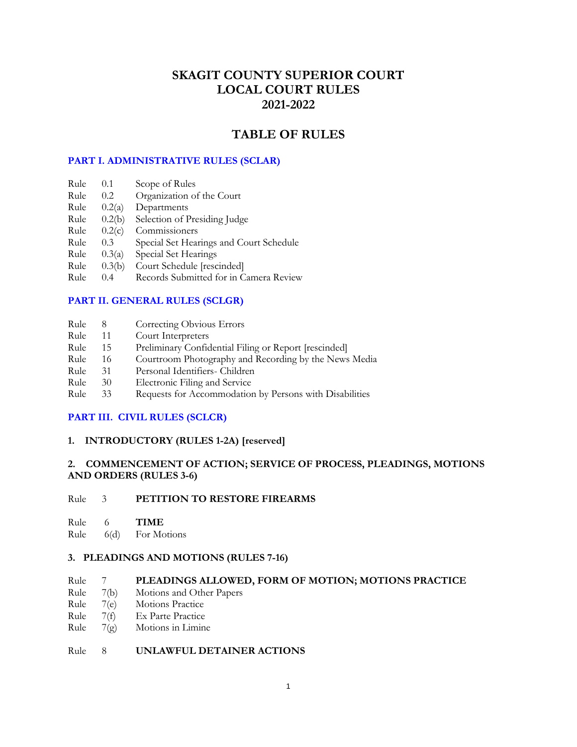# SKAGIT COUNTY SUPERIOR COURT
# LOCAL COURT RULES
# 2021-2022

## TABLE OF RULES

### PART I. ADMINISTRATIVE RULES (SCLAR)

| | | |
|---|---|---|
| Rule | 0.1 | Scope of Rules |
| Rule | 0.2 | Organization of the Court |
| Rule | 0.2(a) | Departments |
| Rule | 0.2(b) | Selection of Presiding Judge |
| Rule | 0.2(c) | Commissioners |
| Rule | 0.3 | Special Set Hearings and Court Schedule |
| Rule | 0.3(a) | Special Set Hearings |
| Rule | 0.3(b) | Court Schedule [rescinded] |
| Rule | 0.4 | Records Submitted for in Camera Review |

### PART II. GENERAL RULES (SCLGR)

| | | |
|---|---|---|
| Rule | 8 | Correcting Obvious Errors |
| Rule | 11 | Court Interpreters |
| Rule | 15 | Preliminary Confidential Filing or Report [rescinded] |
| Rule | 16 | Courtroom Photography and Recording by the News Media |
| Rule | 31 | Personal Identifiers- Children |
| Rule | 30 | Electronic Filing and Service |
| Rule | 33 | Requests for Accommodation by Persons with Disabilities |

### PART III. CIVIL RULES (SCLCR)

**1. INTRODUCTORY (RULES 1-2A) [reserved]**

**2. COMMENCEMENT OF ACTION; SERVICE OF PROCESS, PLEADINGS, MOTIONS AND ORDERS (RULES 3-6)**

| | | |
|---|---|---|
| Rule | 3 | **PETITION TO RESTORE FIREARMS** |
| Rule | 6 | **TIME** |
| Rule | 6(d) | For Motions |

**3. PLEADINGS AND MOTIONS (RULES 7-16)**

| | | |
|---|---|---|
| Rule | 7 | **PLEADINGS ALLOWED, FORM OF MOTION; MOTIONS PRACTICE** |
| Rule | 7(b) | Motions and Other Papers |
| Rule | 7(e) | Motions Practice |
| Rule | 7(f) | Ex Parte Practice |
| Rule | 7(g) | Motions in Limine |
| Rule | 8 | **UNLAWFUL DETAINER ACTIONS** |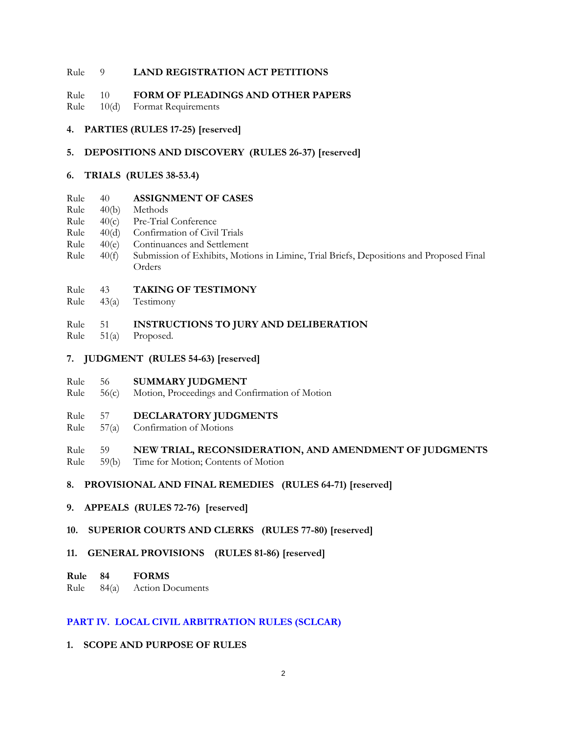Rule 9 **LAND REGISTRATION ACT PETITIONS**

Rule 10 **FORM OF PLEADINGS AND OTHER PAPERS**
Rule 10(d) Format Requirements

**4. PARTIES (RULES 17-25) [reserved]**

**5. DEPOSITIONS AND DISCOVERY (RULES 26-37) [reserved]**

**6. TRIALS (RULES 38-53.4)**

Rule 40 **ASSIGNMENT OF CASES**
Rule 40(b) Methods
Rule 40(c) Pre-Trial Conference
Rule 40(d) Confirmation of Civil Trials
Rule 40(e) Continuances and Settlement
Rule 40(f) Submission of Exhibits, Motions in Limine, Trial Briefs, Depositions and Proposed Final Orders

Rule 43 **TAKING OF TESTIMONY**
Rule 43(a) Testimony

Rule 51 **INSTRUCTIONS TO JURY AND DELIBERATION**
Rule 51(a) Proposed.

**7. JUDGMENT (RULES 54-63) [reserved]**

Rule 56 **SUMMARY JUDGMENT**
Rule 56(c) Motion, Proceedings and Confirmation of Motion

Rule 57 **DECLARATORY JUDGMENTS**
Rule 57(a) Confirmation of Motions

Rule 59 **NEW TRIAL, RECONSIDERATION, AND AMENDMENT OF JUDGMENTS**
Rule 59(b) Time for Motion; Contents of Motion

**8. PROVISIONAL AND FINAL REMEDIES (RULES 64-71) [reserved]**

**9. APPEALS (RULES 72-76) [reserved]**

**10. SUPERIOR COURTS AND CLERKS (RULES 77-80) [reserved]**

**11. GENERAL PROVISIONS (RULES 81-86) [reserved]**

**Rule 84 FORMS**
Rule 84(a) Action Documents

## PART IV. LOCAL CIVIL ARBITRATION RULES (SCLCAR)

**1. SCOPE AND PURPOSE OF RULES**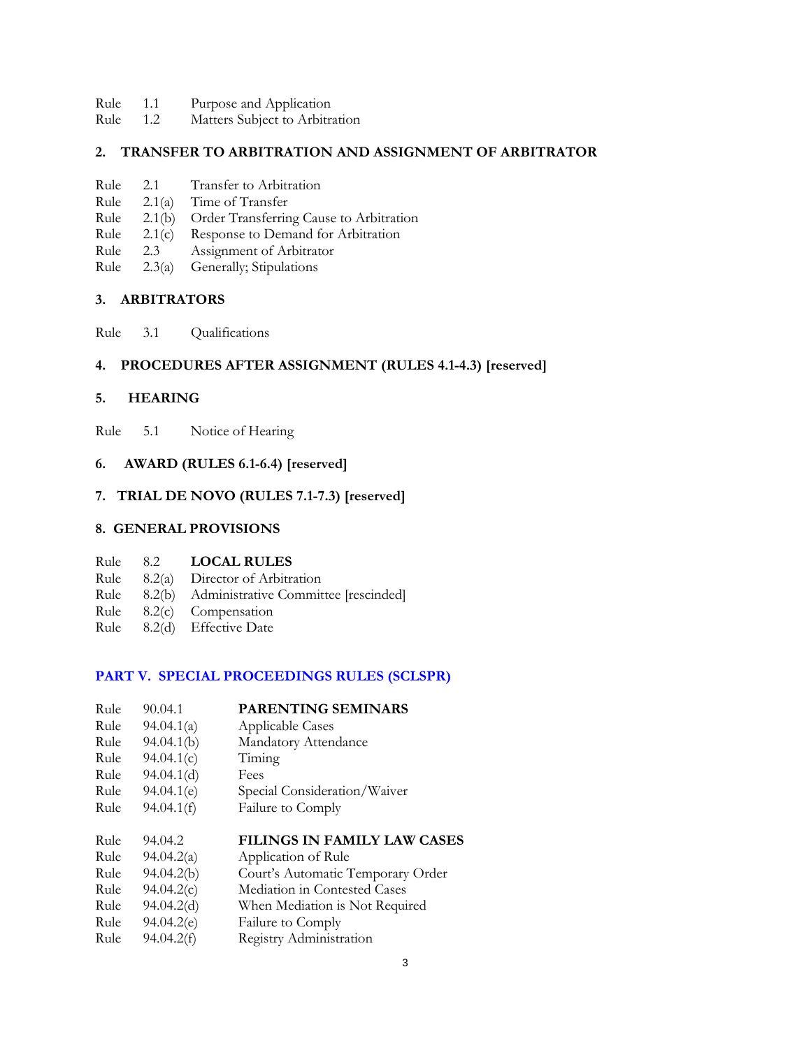Rule 1.1 Purpose and Application
Rule 1.2 Matters Subject to Arbitration

**2. TRANSFER TO ARBITRATION AND ASSIGNMENT OF ARBITRATOR**

Rule 2.1 Transfer to Arbitration
Rule 2.1(a) Time of Transfer
Rule 2.1(b) Order Transferring Cause to Arbitration
Rule 2.1(c) Response to Demand for Arbitration
Rule 2.3 Assignment of Arbitrator
Rule 2.3(a) Generally; Stipulations

**3. ARBITRATORS**

Rule 3.1 Qualifications

**4. PROCEDURES AFTER ASSIGNMENT (RULES 4.1-4.3) [reserved]**

**5. HEARING**

Rule 5.1 Notice of Hearing

**6. AWARD (RULES 6.1-6.4) [reserved]**

**7. TRIAL DE NOVO (RULES 7.1-7.3) [reserved]**

**8. GENERAL PROVISIONS**

Rule 8.2 **LOCAL RULES**
Rule 8.2(a) Director of Arbitration
Rule 8.2(b) Administrative Committee [rescinded]
Rule 8.2(c) Compensation
Rule 8.2(d) Effective Date

**PART V. SPECIAL PROCEEDINGS RULES (SCLSPR)**

Rule 90.04.1 **PARENTING SEMINARS**
Rule 94.04.1(a) Applicable Cases
Rule 94.04.1(b) Mandatory Attendance
Rule 94.04.1(c) Timing
Rule 94.04.1(d) Fees
Rule 94.04.1(e) Special Consideration/Waiver
Rule 94.04.1(f) Failure to Comply

Rule 94.04.2 **FILINGS IN FAMILY LAW CASES**
Rule 94.04.2(a) Application of Rule
Rule 94.04.2(b) Court's Automatic Temporary Order
Rule 94.04.2(c) Mediation in Contested Cases
Rule 94.04.2(d) When Mediation is Not Required
Rule 94.04.2(e) Failure to Comply
Rule 94.04.2(f) Registry Administration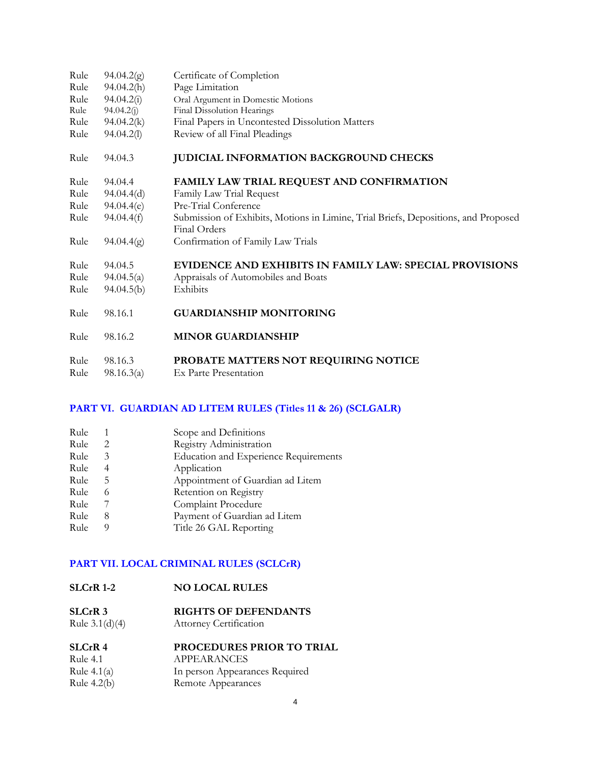| | | |
|---|---|---|
| Rule | 94.04.2(g) | Certificate of Completion |
| Rule | 94.04.2(h) | Page Limitation |
| Rule | 94.04.2(i) | Oral Argument in Domestic Motions |
| Rule | 94.04.2(j) | Final Dissolution Hearings |
| Rule | 94.04.2(k) | Final Papers in Uncontested Dissolution Matters |
| Rule | 94.04.2(l) | Review of all Final Pleadings |
| Rule | 94.04.3 | **JUDICIAL INFORMATION BACKGROUND CHECKS** |
| Rule | 94.04.4 | **FAMILY LAW TRIAL REQUEST AND CONFIRMATION** |
| Rule | 94.04.4(d) | Family Law Trial Request |
| Rule | 94.04.4(e) | Pre-Trial Conference |
| Rule | 94.04.4(f) | Submission of Exhibits, Motions in Limine, Trial Briefs, Depositions, and Proposed Final Orders |
| Rule | 94.04.4(g) | Confirmation of Family Law Trials |
| Rule | 94.04.5 | **EVIDENCE AND EXHIBITS IN FAMILY LAW: SPECIAL PROVISIONS** |
| Rule | 94.04.5(a) | Appraisals of Automobiles and Boats |
| Rule | 94.04.5(b) | Exhibits |
| Rule | 98.16.1 | **GUARDIANSHIP MONITORING** |
| Rule | 98.16.2 | **MINOR GUARDIANSHIP** |
| Rule | 98.16.3 | **PROBATE MATTERS NOT REQUIRING NOTICE** |
| Rule | 98.16.3(a) | Ex Parte Presentation |

## PART VI. GUARDIAN AD LITEM RULES (Titles 11 & 26) (SCLGALR)

| | | |
|---|---|---|
| Rule | 1 | Scope and Definitions |
| Rule | 2 | Registry Administration |
| Rule | 3 | Education and Experience Requirements |
| Rule | 4 | Application |
| Rule | 5 | Appointment of Guardian ad Litem |
| Rule | 6 | Retention on Registry |
| Rule | 7 | Complaint Procedure |
| Rule | 8 | Payment of Guardian ad Litem |
| Rule | 9 | Title 26 GAL Reporting |

## PART VII. LOCAL CRIMINAL RULES (SCLCrR)

| | |
|---|---|
| **SLCrR 1-2** | **NO LOCAL RULES** |
| **SLCrR 3** | **RIGHTS OF DEFENDANTS** |
| Rule 3.1(d)(4) | Attorney Certification |
| **SLCrR 4** | **PROCEDURES PRIOR TO TRIAL** |
| Rule 4.1 | APPEARANCES |
| Rule 4.1(a) | In person Appearances Required |
| Rule 4.2(b) | Remote Appearances |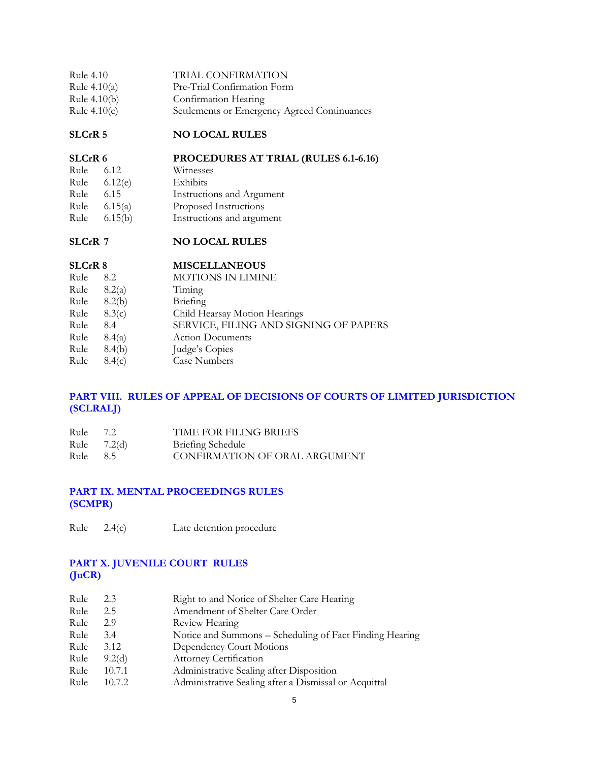| | |
|---|---|
| Rule 4.10 | TRIAL CONFIRMATION |
| Rule 4.10(a) | Pre-Trial Confirmation Form |
| Rule 4.10(b) | Confirmation Hearing |
| Rule 4.10(c) | Settlements or Emergency Agreed Continuances |

| | |
|---|---|
| **SLCrR 5** | **NO LOCAL RULES** |

| | |
|---|---|
| **SLCrR 6** | **PROCEDURES AT TRIAL (RULES 6.1-6.16)** |
| Rule 6.12 | Witnesses |
| Rule 6.12(e) | Exhibits |
| Rule 6.15 | Instructions and Argument |
| Rule 6.15(a) | Proposed Instructions |
| Rule 6.15(b) | Instructions and argument |

| | |
|---|---|
| **SLCrR 7** | **NO LOCAL RULES** |

| | |
|---|---|
| **SLCrR 8** | **MISCELLANEOUS** |
| Rule 8.2 | MOTIONS IN LIMINE |
| Rule 8.2(a) | Timing |
| Rule 8.2(b) | Briefing |
| Rule 8.3(c) | Child Hearsay Motion Hearings |
| Rule 8.4 | SERVICE, FILING AND SIGNING OF PAPERS |
| Rule 8.4(a) | Action Documents |
| Rule 8.4(b) | Judge's Copies |
| Rule 8.4(c) | Case Numbers |

## PART VIII. RULES OF APPEAL OF DECISIONS OF COURTS OF LIMITED JURISDICTION (SCLRALJ)

| | |
|---|---|
| Rule 7.2 | TIME FOR FILING BRIEFS |
| Rule 7.2(d) | Briefing Schedule |
| Rule 8.5 | CONFIRMATION OF ORAL ARGUMENT |

## PART IX. MENTAL PROCEEDINGS RULES (SCMPR)

| | |
|---|---|
| Rule 2.4(c) | Late detention procedure |

## PART X. JUVENILE COURT RULES (JuCR)

| | |
|---|---|
| Rule 2.3 | Right to and Notice of Shelter Care Hearing |
| Rule 2.5 | Amendment of Shelter Care Order |
| Rule 2.9 | Review Hearing |
| Rule 3.4 | Notice and Summons – Scheduling of Fact Finding Hearing |
| Rule 3.12 | Dependency Court Motions |
| Rule 9.2(d) | Attorney Certification |
| Rule 10.7.1 | Administrative Sealing after Disposition |
| Rule 10.7.2 | Administrative Sealing after a Dismissal or Acquittal |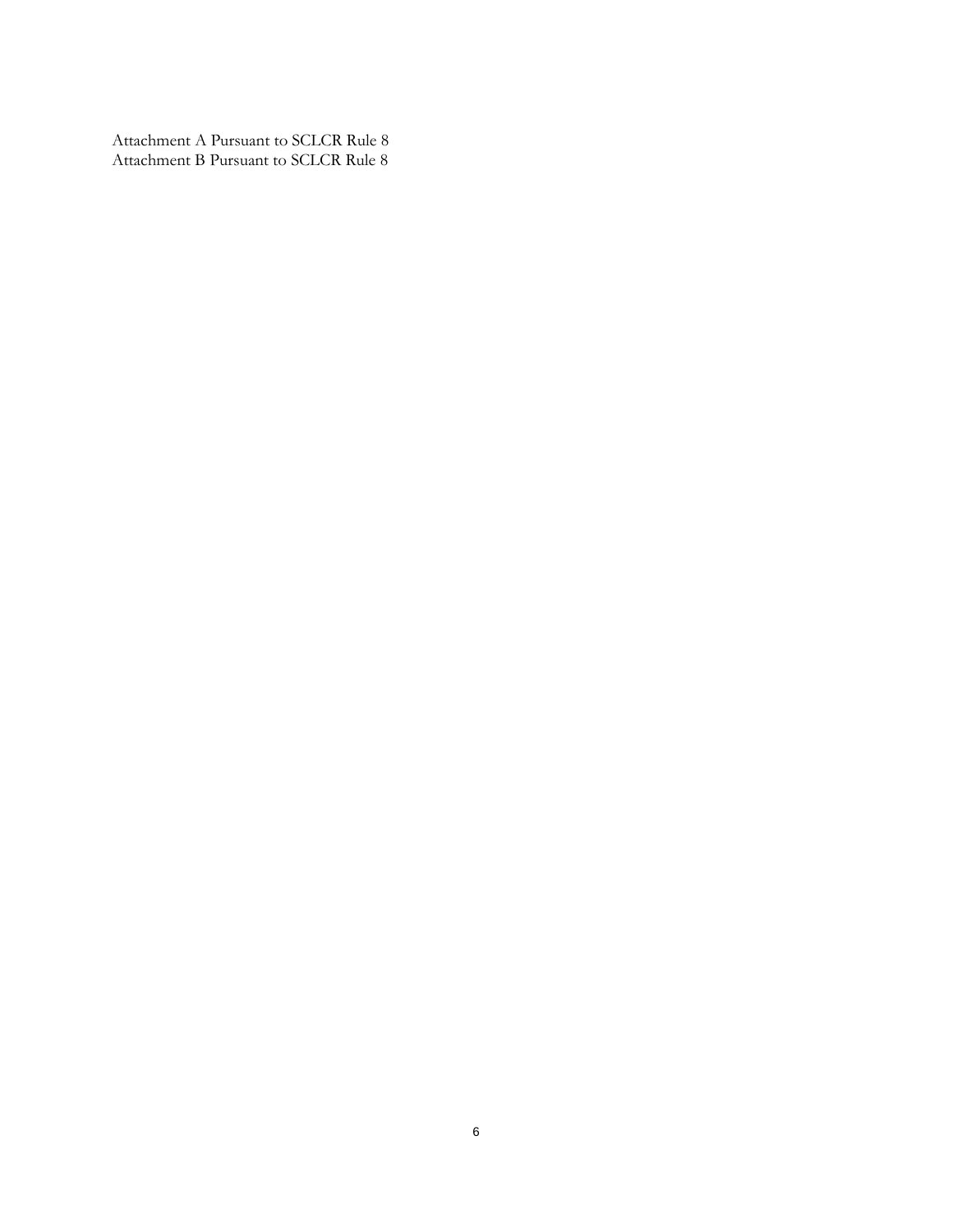Attachment A Pursuant to SCLCR Rule 8
Attachment B Pursuant to SCLCR Rule 8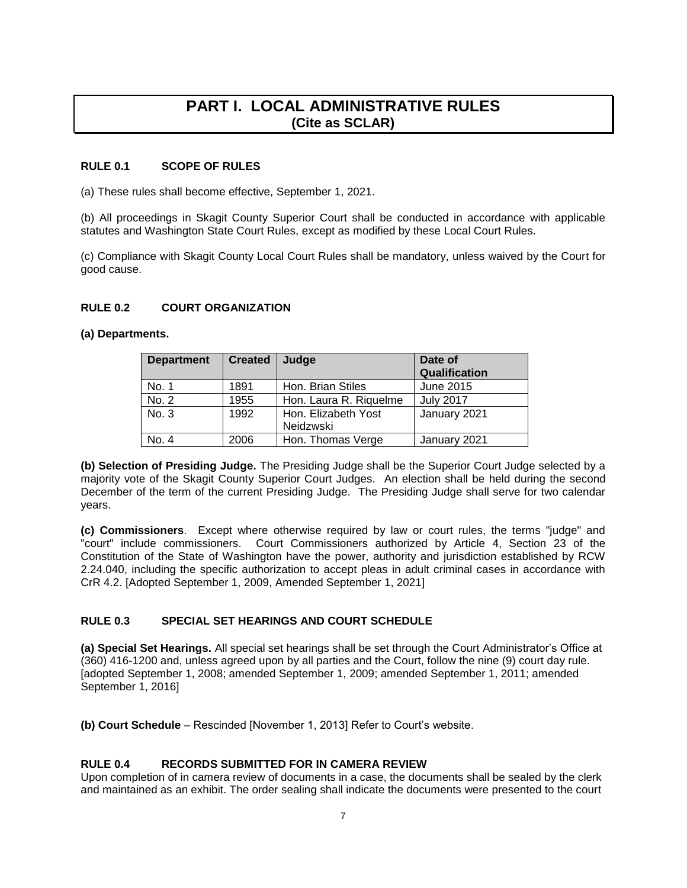# PART I. LOCAL ADMINISTRATIVE RULES
## (Cite as SCLAR)

### RULE 0.1 SCOPE OF RULES

(a) These rules shall become effective, September 1, 2021.

(b) All proceedings in Skagit County Superior Court shall be conducted in accordance with applicable statutes and Washington State Court Rules, except as modified by these Local Court Rules.

(c) Compliance with Skagit County Local Court Rules shall be mandatory, unless waived by the Court for good cause.

### RULE 0.2 COURT ORGANIZATION

**(a) Departments.**

| Department | Created | Judge | Date of Qualification |
|---|---|---|---|
| No. 1 | 1891 | Hon. Brian Stiles | June 2015 |
| No. 2 | 1955 | Hon. Laura R. Riquelme | July 2017 |
| No. 3 | 1992 | Hon. Elizabeth Yost Neidzwski | January 2021 |
| No. 4 | 2006 | Hon. Thomas Verge | January 2021 |

**(b) Selection of Presiding Judge.** The Presiding Judge shall be the Superior Court Judge selected by a majority vote of the Skagit County Superior Court Judges. An election shall be held during the second December of the term of the current Presiding Judge. The Presiding Judge shall serve for two calendar years.

**(c) Commissioners**. Except where otherwise required by law or court rules, the terms "judge" and "court" include commissioners. Court Commissioners authorized by Article 4, Section 23 of the Constitution of the State of Washington have the power, authority and jurisdiction established by RCW 2.24.040, including the specific authorization to accept pleas in adult criminal cases in accordance with CrR 4.2. [Adopted September 1, 2009, Amended September 1, 2021]

### RULE 0.3 SPECIAL SET HEARINGS AND COURT SCHEDULE

**(a) Special Set Hearings.** All special set hearings shall be set through the Court Administrator's Office at (360) 416-1200 and, unless agreed upon by all parties and the Court, follow the nine (9) court day rule. [adopted September 1, 2008; amended September 1, 2009; amended September 1, 2011; amended September 1, 2016]

**(b) Court Schedule** – Rescinded [November 1, 2013] Refer to Court's website.

### RULE 0.4 RECORDS SUBMITTED FOR IN CAMERA REVIEW

Upon completion of in camera review of documents in a case, the documents shall be sealed by the clerk and maintained as an exhibit. The order sealing shall indicate the documents were presented to the court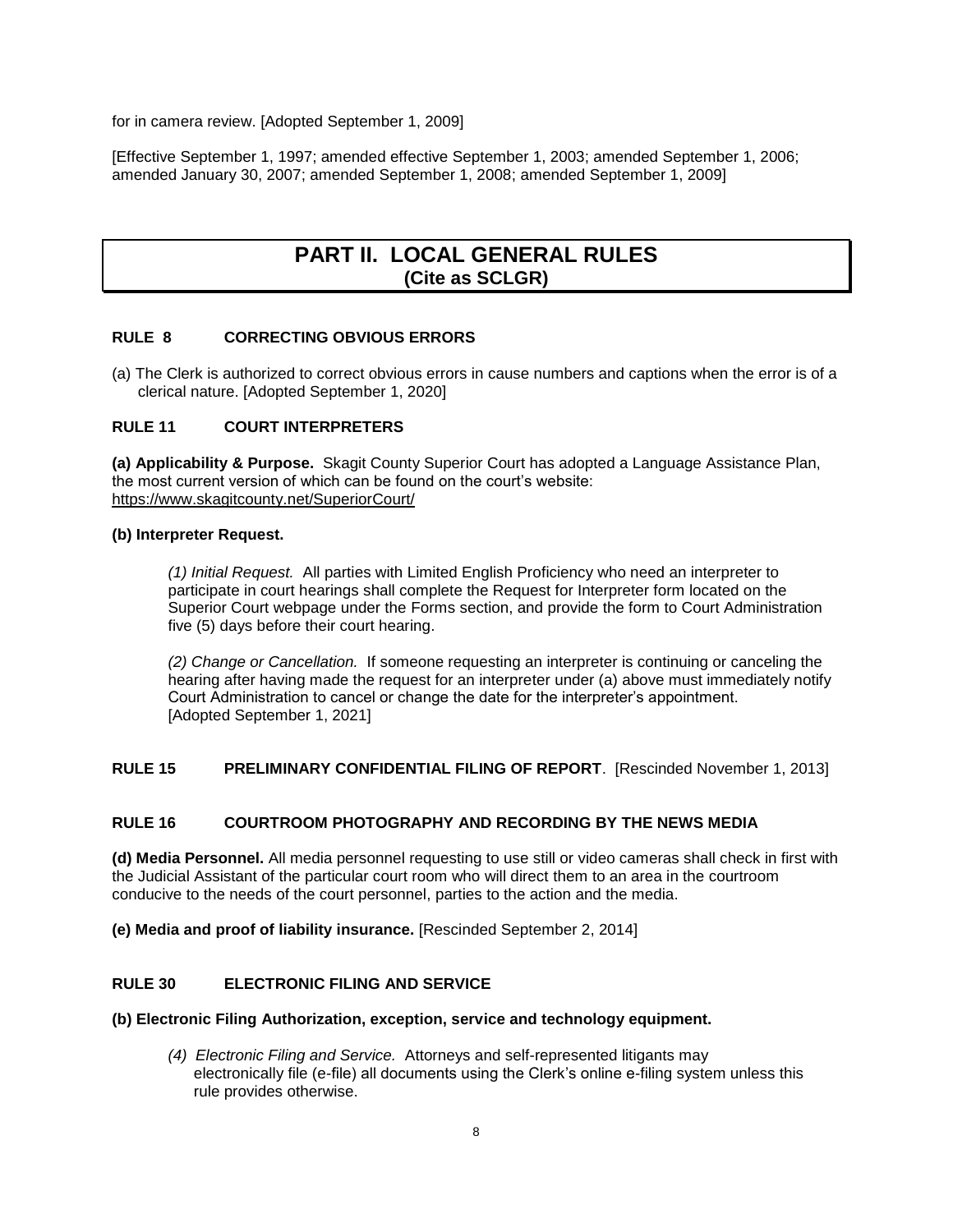for in camera review. [Adopted September 1, 2009]

[Effective September 1, 1997; amended effective September 1, 2003; amended September 1, 2006; amended January 30, 2007; amended September 1, 2008; amended September 1, 2009]

# PART II. LOCAL GENERAL RULES
## (Cite as SCLGR)

### RULE 8 CORRECTING OBVIOUS ERRORS

(a) The Clerk is authorized to correct obvious errors in cause numbers and captions when the error is of a clerical nature. [Adopted September 1, 2020]

### RULE 11 COURT INTERPRETERS

**(a) Applicability & Purpose.** Skagit County Superior Court has adopted a Language Assistance Plan, the most current version of which can be found on the court's website: https://www.skagitcounty.net/SuperiorCourt/

**(b) Interpreter Request.**

*(1) Initial Request.* All parties with Limited English Proficiency who need an interpreter to participate in court hearings shall complete the Request for Interpreter form located on the Superior Court webpage under the Forms section, and provide the form to Court Administration five (5) days before their court hearing.

*(2) Change or Cancellation.* If someone requesting an interpreter is continuing or canceling the hearing after having made the request for an interpreter under (a) above must immediately notify Court Administration to cancel or change the date for the interpreter's appointment. [Adopted September 1, 2021]

### RULE 15 PRELIMINARY CONFIDENTIAL FILING OF REPORT. [Rescinded November 1, 2013]

### RULE 16 COURTROOM PHOTOGRAPHY AND RECORDING BY THE NEWS MEDIA

**(d) Media Personnel.** All media personnel requesting to use still or video cameras shall check in first with the Judicial Assistant of the particular court room who will direct them to an area in the courtroom conducive to the needs of the court personnel, parties to the action and the media.

**(e) Media and proof of liability insurance.** [Rescinded September 2, 2014]

### RULE 30 ELECTRONIC FILING AND SERVICE

**(b) Electronic Filing Authorization, exception, service and technology equipment.**

*(4) Electronic Filing and Service.* Attorneys and self-represented litigants may electronically file (e-file) all documents using the Clerk's online e-filing system unless this rule provides otherwise.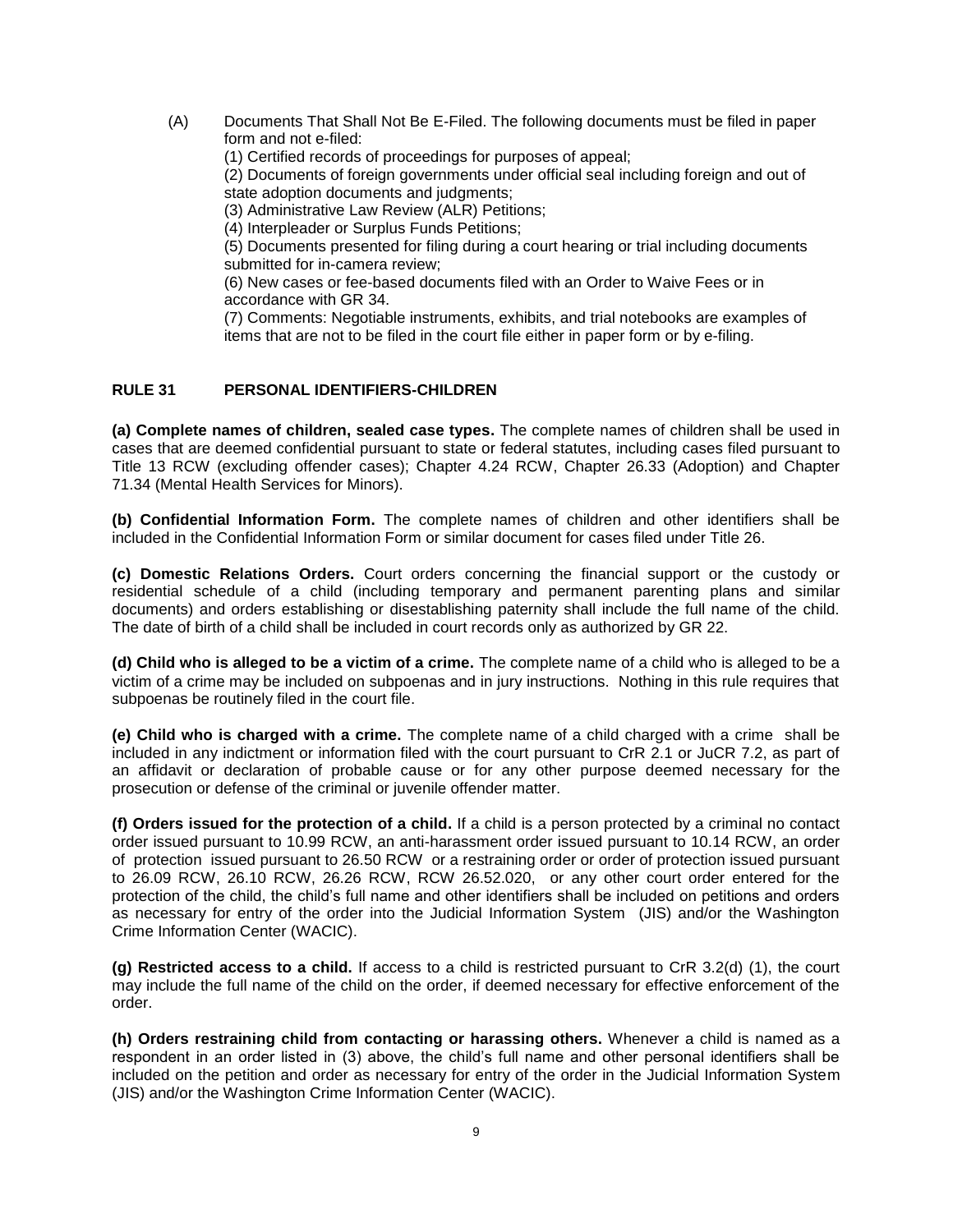(A) Documents That Shall Not Be E-Filed. The following documents must be filed in paper form and not e-filed:

(1) Certified records of proceedings for purposes of appeal;

(2) Documents of foreign governments under official seal including foreign and out of state adoption documents and judgments;

(3) Administrative Law Review (ALR) Petitions;

(4) Interpleader or Surplus Funds Petitions;

(5) Documents presented for filing during a court hearing or trial including documents submitted for in-camera review;

(6) New cases or fee-based documents filed with an Order to Waive Fees or in accordance with GR 34.

(7) Comments: Negotiable instruments, exhibits, and trial notebooks are examples of items that are not to be filed in the court file either in paper form or by e-filing.

## RULE 31 PERSONAL IDENTIFIERS-CHILDREN

**(a) Complete names of children, sealed case types.** The complete names of children shall be used in cases that are deemed confidential pursuant to state or federal statutes, including cases filed pursuant to Title 13 RCW (excluding offender cases); Chapter 4.24 RCW, Chapter 26.33 (Adoption) and Chapter 71.34 (Mental Health Services for Minors).

**(b) Confidential Information Form.** The complete names of children and other identifiers shall be included in the Confidential Information Form or similar document for cases filed under Title 26.

**(c) Domestic Relations Orders.** Court orders concerning the financial support or the custody or residential schedule of a child (including temporary and permanent parenting plans and similar documents) and orders establishing or disestablishing paternity shall include the full name of the child. The date of birth of a child shall be included in court records only as authorized by GR 22.

**(d) Child who is alleged to be a victim of a crime.** The complete name of a child who is alleged to be a victim of a crime may be included on subpoenas and in jury instructions. Nothing in this rule requires that subpoenas be routinely filed in the court file.

**(e) Child who is charged with a crime.** The complete name of a child charged with a crime shall be included in any indictment or information filed with the court pursuant to CrR 2.1 or JuCR 7.2, as part of an affidavit or declaration of probable cause or for any other purpose deemed necessary for the prosecution or defense of the criminal or juvenile offender matter.

**(f) Orders issued for the protection of a child.** If a child is a person protected by a criminal no contact order issued pursuant to 10.99 RCW, an anti-harassment order issued pursuant to 10.14 RCW, an order of protection issued pursuant to 26.50 RCW or a restraining order or order of protection issued pursuant to 26.09 RCW, 26.10 RCW, 26.26 RCW, RCW 26.52.020, or any other court order entered for the protection of the child, the child's full name and other identifiers shall be included on petitions and orders as necessary for entry of the order into the Judicial Information System (JIS) and/or the Washington Crime Information Center (WACIC).

**(g) Restricted access to a child.** If access to a child is restricted pursuant to CrR 3.2(d) (1), the court may include the full name of the child on the order, if deemed necessary for effective enforcement of the order.

**(h) Orders restraining child from contacting or harassing others.** Whenever a child is named as a respondent in an order listed in (3) above, the child's full name and other personal identifiers shall be included on the petition and order as necessary for entry of the order in the Judicial Information System (JIS) and/or the Washington Crime Information Center (WACIC).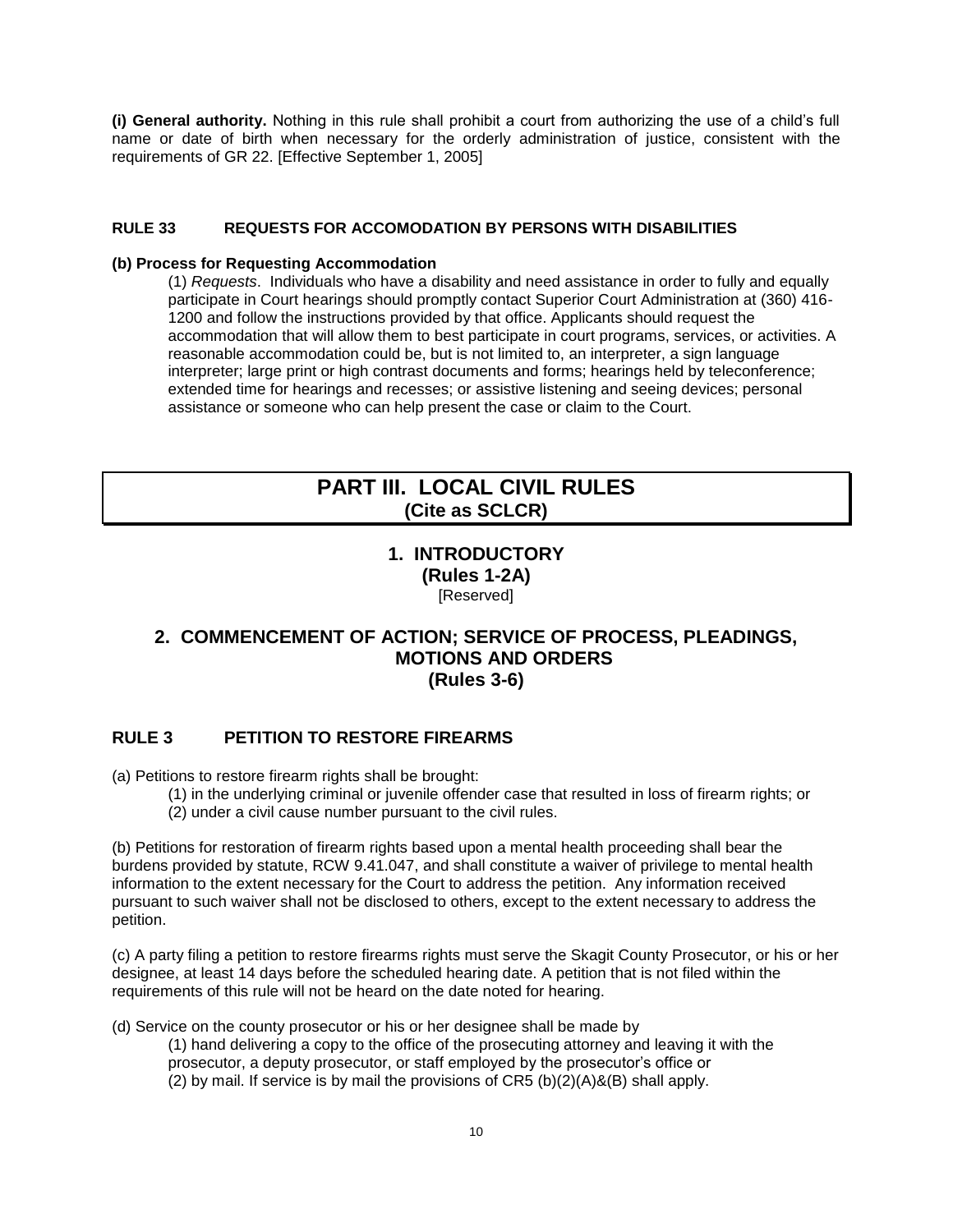**(i) General authority.** Nothing in this rule shall prohibit a court from authorizing the use of a child's full name or date of birth when necessary for the orderly administration of justice, consistent with the requirements of GR 22. [Effective September 1, 2005]

**RULE 33 REQUESTS FOR ACCOMODATION BY PERSONS WITH DISABILITIES**

**(b) Process for Requesting Accommodation**

(1) *Requests*. Individuals who have a disability and need assistance in order to fully and equally participate in Court hearings should promptly contact Superior Court Administration at (360) 416-1200 and follow the instructions provided by that office. Applicants should request the accommodation that will allow them to best participate in court programs, services, or activities. A reasonable accommodation could be, but is not limited to, an interpreter, a sign language interpreter; large print or high contrast documents and forms; hearings held by teleconference; extended time for hearings and recesses; or assistive listening and seeing devices; personal assistance or someone who can help present the case or claim to the Court.

# PART III. LOCAL CIVIL RULES
**(Cite as SCLCR)**

## 1. INTRODUCTORY
**(Rules 1-2A)**

[Reserved]

## 2. COMMENCEMENT OF ACTION; SERVICE OF PROCESS, PLEADINGS, MOTIONS AND ORDERS
**(Rules 3-6)**

### RULE 3 PETITION TO RESTORE FIREARMS

(a) Petitions to restore firearm rights shall be brought:

(1) in the underlying criminal or juvenile offender case that resulted in loss of firearm rights; or
(2) under a civil cause number pursuant to the civil rules.

(b) Petitions for restoration of firearm rights based upon a mental health proceeding shall bear the burdens provided by statute, RCW 9.41.047, and shall constitute a waiver of privilege to mental health information to the extent necessary for the Court to address the petition. Any information received pursuant to such waiver shall not be disclosed to others, except to the extent necessary to address the petition.

(c) A party filing a petition to restore firearms rights must serve the Skagit County Prosecutor, or his or her designee, at least 14 days before the scheduled hearing date. A petition that is not filed within the requirements of this rule will not be heard on the date noted for hearing.

(d) Service on the county prosecutor or his or her designee shall be made by

(1) hand delivering a copy to the office of the prosecuting attorney and leaving it with the prosecutor, a deputy prosecutor, or staff employed by the prosecutor's office or
(2) by mail. If service is by mail the provisions of CR5 (b)(2)(A)&(B) shall apply.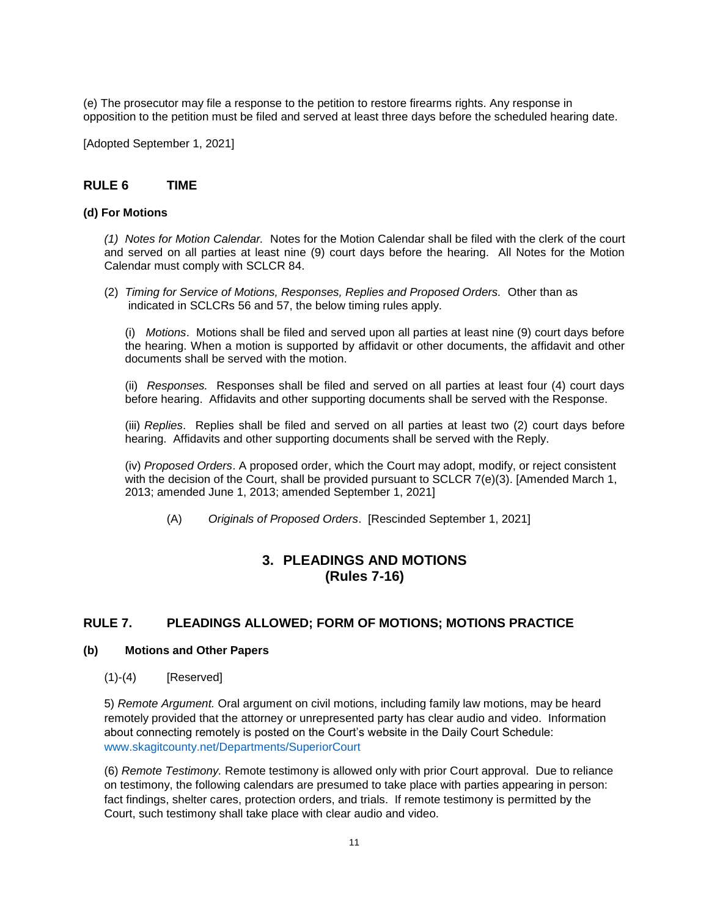(e) The prosecutor may file a response to the petition to restore firearms rights. Any response in opposition to the petition must be filed and served at least three days before the scheduled hearing date.

[Adopted September 1, 2021]

## RULE 6 TIME

### (d) For Motions

*(1) Notes for Motion Calendar.* Notes for the Motion Calendar shall be filed with the clerk of the court and served on all parties at least nine (9) court days before the hearing. All Notes for the Motion Calendar must comply with SCLCR 84.

(2) *Timing for Service of Motions, Responses, Replies and Proposed Orders.* Other than as indicated in SCLCRs 56 and 57, the below timing rules apply.

(i) *Motions*. Motions shall be filed and served upon all parties at least nine (9) court days before the hearing. When a motion is supported by affidavit or other documents, the affidavit and other documents shall be served with the motion.

(ii) *Responses.* Responses shall be filed and served on all parties at least four (4) court days before hearing. Affidavits and other supporting documents shall be served with the Response.

(iii) *Replies*. Replies shall be filed and served on all parties at least two (2) court days before hearing. Affidavits and other supporting documents shall be served with the Reply.

(iv) *Proposed Orders*. A proposed order, which the Court may adopt, modify, or reject consistent with the decision of the Court, shall be provided pursuant to SCLCR 7(e)(3). [Amended March 1, 2013; amended June 1, 2013; amended September 1, 2021]

(A) *Originals of Proposed Orders*. [Rescinded September 1, 2021]

# 3. PLEADINGS AND MOTIONS (Rules 7-16)

## RULE 7. PLEADINGS ALLOWED; FORM OF MOTIONS; MOTIONS PRACTICE

### (b) Motions and Other Papers

(1)-(4) [Reserved]

5) *Remote Argument.* Oral argument on civil motions, including family law motions, may be heard remotely provided that the attorney or unrepresented party has clear audio and video. Information about connecting remotely is posted on the Court's website in the Daily Court Schedule: www.skagitcounty.net/Departments/SuperiorCourt

(6) *Remote Testimony.* Remote testimony is allowed only with prior Court approval. Due to reliance on testimony, the following calendars are presumed to take place with parties appearing in person: fact findings, shelter cares, protection orders, and trials. If remote testimony is permitted by the Court, such testimony shall take place with clear audio and video.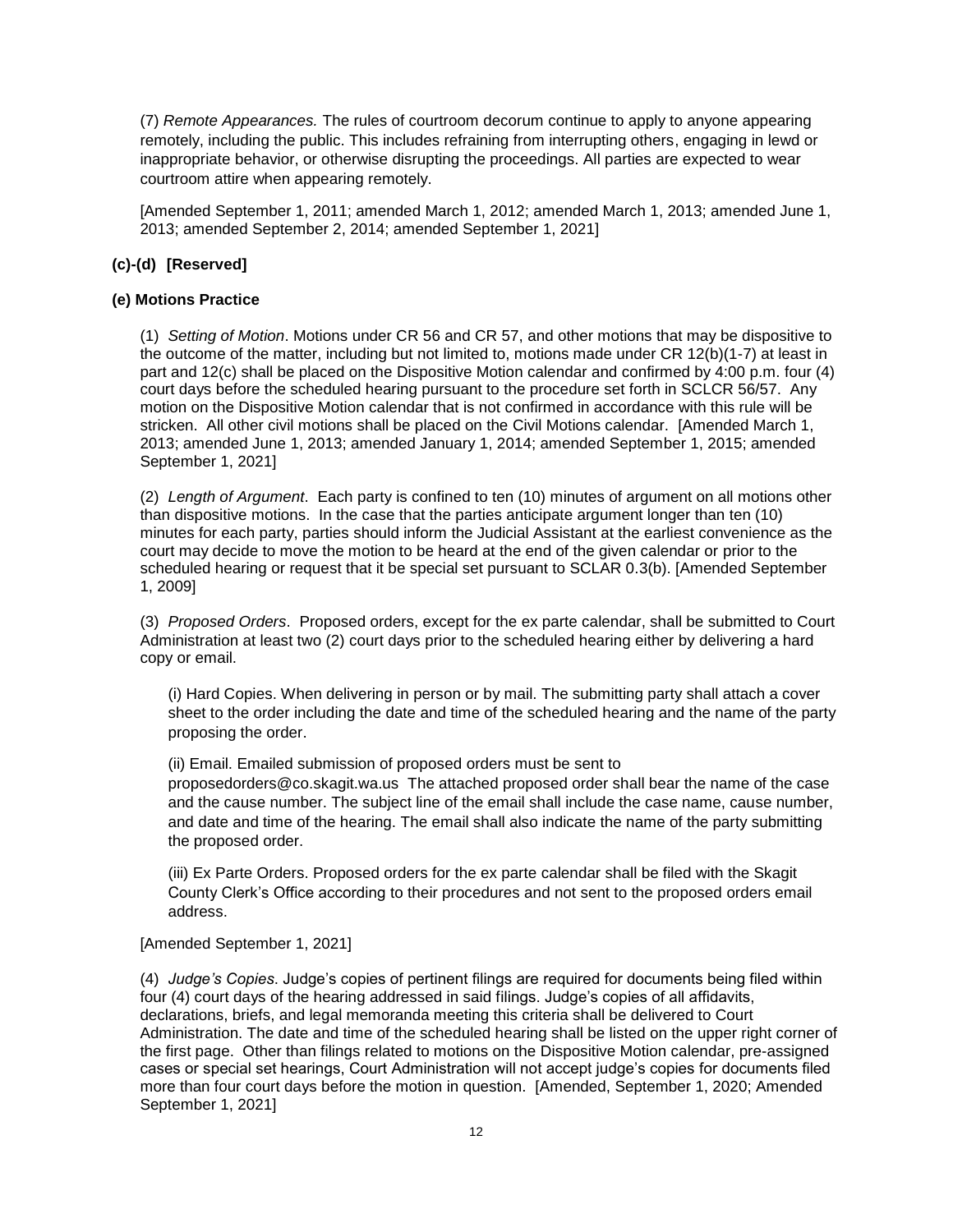(7) *Remote Appearances.* The rules of courtroom decorum continue to apply to anyone appearing remotely, including the public. This includes refraining from interrupting others, engaging in lewd or inappropriate behavior, or otherwise disrupting the proceedings. All parties are expected to wear courtroom attire when appearing remotely.

[Amended September 1, 2011; amended March 1, 2012; amended March 1, 2013; amended June 1, 2013; amended September 2, 2014; amended September 1, 2021]

**(c)-(d) [Reserved]**

**(e) Motions Practice**

(1) *Setting of Motion*. Motions under CR 56 and CR 57, and other motions that may be dispositive to the outcome of the matter, including but not limited to, motions made under CR 12(b)(1-7) at least in part and 12(c) shall be placed on the Dispositive Motion calendar and confirmed by 4:00 p.m. four (4) court days before the scheduled hearing pursuant to the procedure set forth in SCLCR 56/57. Any motion on the Dispositive Motion calendar that is not confirmed in accordance with this rule will be stricken. All other civil motions shall be placed on the Civil Motions calendar. [Amended March 1, 2013; amended June 1, 2013; amended January 1, 2014; amended September 1, 2015; amended September 1, 2021]

(2) *Length of Argument*. Each party is confined to ten (10) minutes of argument on all motions other than dispositive motions. In the case that the parties anticipate argument longer than ten (10) minutes for each party, parties should inform the Judicial Assistant at the earliest convenience as the court may decide to move the motion to be heard at the end of the given calendar or prior to the scheduled hearing or request that it be special set pursuant to SCLAR 0.3(b). [Amended September 1, 2009]

(3) *Proposed Orders*. Proposed orders, except for the ex parte calendar, shall be submitted to Court Administration at least two (2) court days prior to the scheduled hearing either by delivering a hard copy or email.

(i) Hard Copies. When delivering in person or by mail. The submitting party shall attach a cover sheet to the order including the date and time of the scheduled hearing and the name of the party proposing the order.

(ii) Email. Emailed submission of proposed orders must be sent to proposedorders@co.skagit.wa.us The attached proposed order shall bear the name of the case and the cause number. The subject line of the email shall include the case name, cause number, and date and time of the hearing. The email shall also indicate the name of the party submitting the proposed order.

(iii) Ex Parte Orders. Proposed orders for the ex parte calendar shall be filed with the Skagit County Clerk's Office according to their procedures and not sent to the proposed orders email address.

[Amended September 1, 2021]

(4) *Judge's Copies*. Judge's copies of pertinent filings are required for documents being filed within four (4) court days of the hearing addressed in said filings. Judge's copies of all affidavits, declarations, briefs, and legal memoranda meeting this criteria shall be delivered to Court Administration. The date and time of the scheduled hearing shall be listed on the upper right corner of the first page. Other than filings related to motions on the Dispositive Motion calendar, pre-assigned cases or special set hearings, Court Administration will not accept judge's copies for documents filed more than four court days before the motion in question. [Amended, September 1, 2020; Amended September 1, 2021]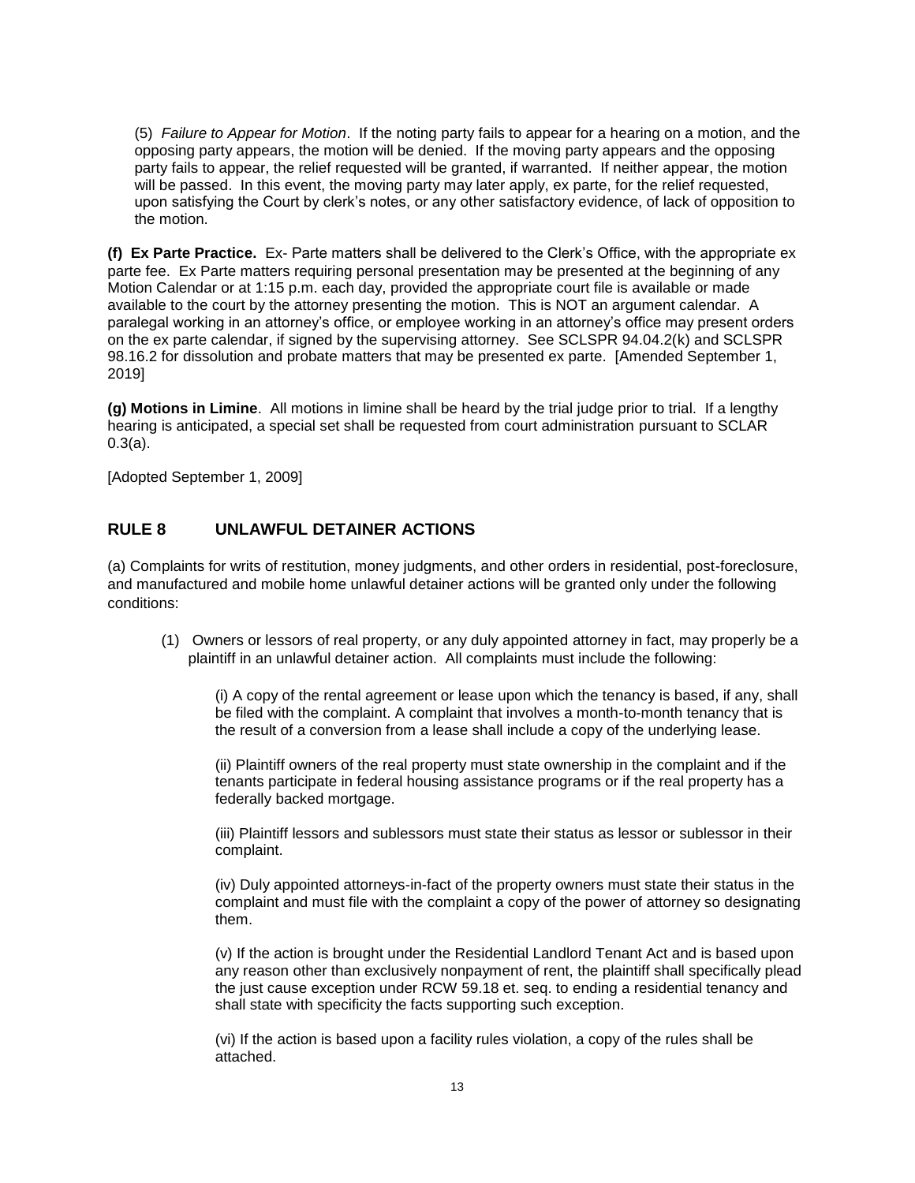(5) *Failure to Appear for Motion*. If the noting party fails to appear for a hearing on a motion, and the opposing party appears, the motion will be denied. If the moving party appears and the opposing party fails to appear, the relief requested will be granted, if warranted. If neither appear, the motion will be passed. In this event, the moving party may later apply, ex parte, for the relief requested, upon satisfying the Court by clerk's notes, or any other satisfactory evidence, of lack of opposition to the motion.

**(f) Ex Parte Practice.** Ex- Parte matters shall be delivered to the Clerk's Office, with the appropriate ex parte fee. Ex Parte matters requiring personal presentation may be presented at the beginning of any Motion Calendar or at 1:15 p.m. each day, provided the appropriate court file is available or made available to the court by the attorney presenting the motion. This is NOT an argument calendar. A paralegal working in an attorney's office, or employee working in an attorney's office may present orders on the ex parte calendar, if signed by the supervising attorney. See SCLSPR 94.04.2(k) and SCLSPR 98.16.2 for dissolution and probate matters that may be presented ex parte. [Amended September 1, 2019]

**(g) Motions in Limine**. All motions in limine shall be heard by the trial judge prior to trial. If a lengthy hearing is anticipated, a special set shall be requested from court administration pursuant to SCLAR 0.3(a).

[Adopted September 1, 2009]

## RULE 8 UNLAWFUL DETAINER ACTIONS

(a) Complaints for writs of restitution, money judgments, and other orders in residential, post-foreclosure, and manufactured and mobile home unlawful detainer actions will be granted only under the following conditions:

(1) Owners or lessors of real property, or any duly appointed attorney in fact, may properly be a plaintiff in an unlawful detainer action. All complaints must include the following:

(i) A copy of the rental agreement or lease upon which the tenancy is based, if any, shall be filed with the complaint. A complaint that involves a month-to-month tenancy that is the result of a conversion from a lease shall include a copy of the underlying lease.

(ii) Plaintiff owners of the real property must state ownership in the complaint and if the tenants participate in federal housing assistance programs or if the real property has a federally backed mortgage.

(iii) Plaintiff lessors and sublessors must state their status as lessor or sublessor in their complaint.

(iv) Duly appointed attorneys-in-fact of the property owners must state their status in the complaint and must file with the complaint a copy of the power of attorney so designating them.

(v) If the action is brought under the Residential Landlord Tenant Act and is based upon any reason other than exclusively nonpayment of rent, the plaintiff shall specifically plead the just cause exception under RCW 59.18 et. seq. to ending a residential tenancy and shall state with specificity the facts supporting such exception.

(vi) If the action is based upon a facility rules violation, a copy of the rules shall be attached.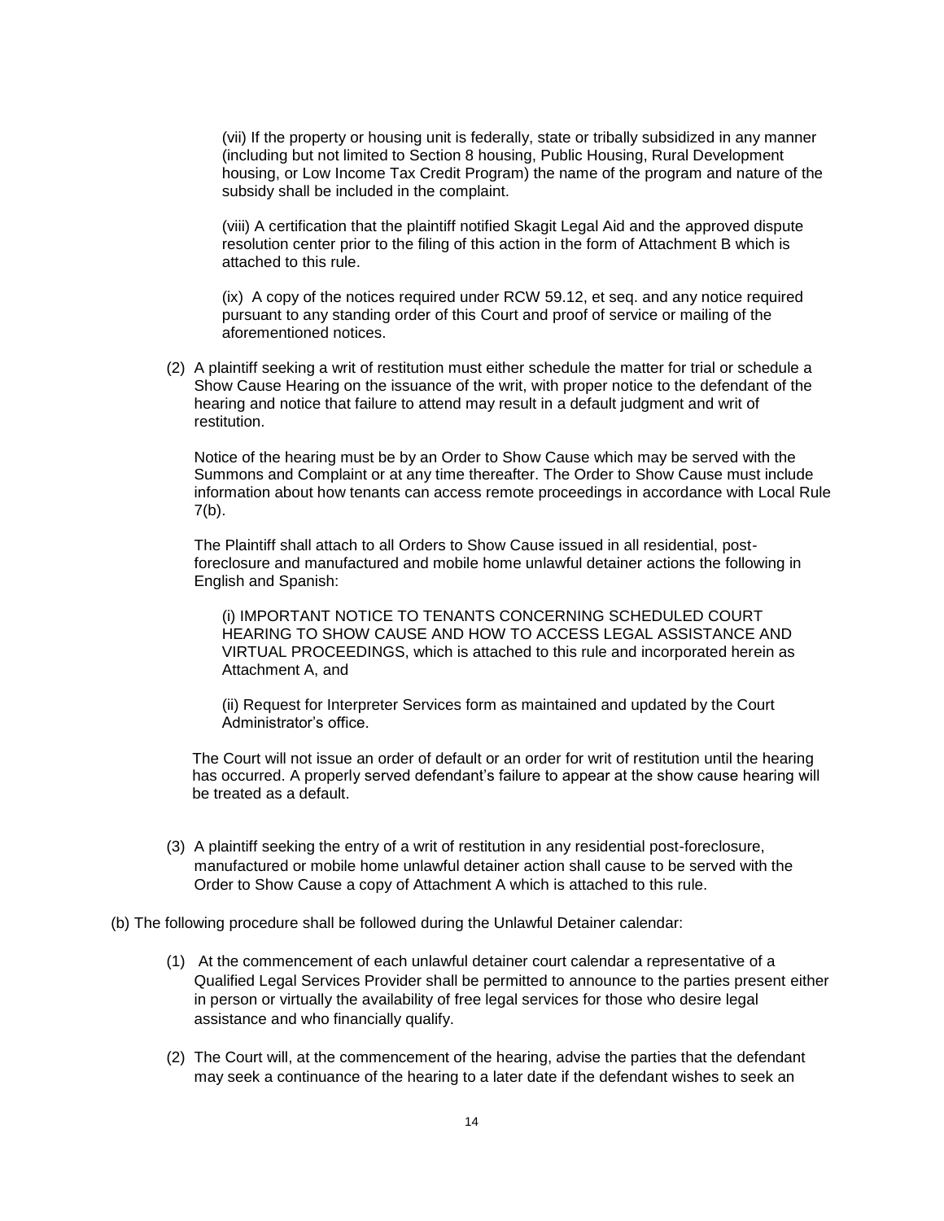(vii) If the property or housing unit is federally, state or tribally subsidized in any manner (including but not limited to Section 8 housing, Public Housing, Rural Development housing, or Low Income Tax Credit Program) the name of the program and nature of the subsidy shall be included in the complaint.

(viii) A certification that the plaintiff notified Skagit Legal Aid and the approved dispute resolution center prior to the filing of this action in the form of Attachment B which is attached to this rule.

(ix) A copy of the notices required under RCW 59.12, et seq. and any notice required pursuant to any standing order of this Court and proof of service or mailing of the aforementioned notices.

(2) A plaintiff seeking a writ of restitution must either schedule the matter for trial or schedule a Show Cause Hearing on the issuance of the writ, with proper notice to the defendant of the hearing and notice that failure to attend may result in a default judgment and writ of restitution.

Notice of the hearing must be by an Order to Show Cause which may be served with the Summons and Complaint or at any time thereafter. The Order to Show Cause must include information about how tenants can access remote proceedings in accordance with Local Rule 7(b).

The Plaintiff shall attach to all Orders to Show Cause issued in all residential, post-foreclosure and manufactured and mobile home unlawful detainer actions the following in English and Spanish:

(i) IMPORTANT NOTICE TO TENANTS CONCERNING SCHEDULED COURT HEARING TO SHOW CAUSE AND HOW TO ACCESS LEGAL ASSISTANCE AND VIRTUAL PROCEEDINGS, which is attached to this rule and incorporated herein as Attachment A, and

(ii) Request for Interpreter Services form as maintained and updated by the Court Administrator's office.

The Court will not issue an order of default or an order for writ of restitution until the hearing has occurred. A properly served defendant's failure to appear at the show cause hearing will be treated as a default.

(3) A plaintiff seeking the entry of a writ of restitution in any residential post-foreclosure, manufactured or mobile home unlawful detainer action shall cause to be served with the Order to Show Cause a copy of Attachment A which is attached to this rule.

(b) The following procedure shall be followed during the Unlawful Detainer calendar:

(1) At the commencement of each unlawful detainer court calendar a representative of a Qualified Legal Services Provider shall be permitted to announce to the parties present either in person or virtually the availability of free legal services for those who desire legal assistance and who financially qualify.

(2) The Court will, at the commencement of the hearing, advise the parties that the defendant may seek a continuance of the hearing to a later date if the defendant wishes to seek an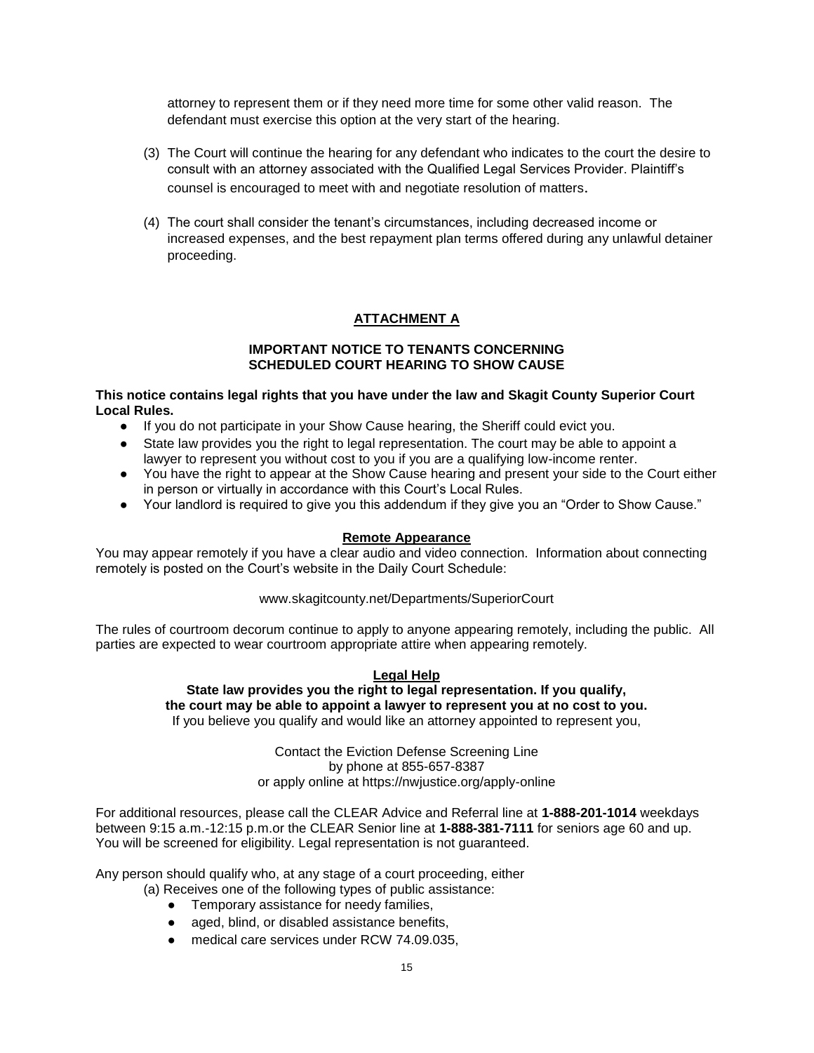attorney to represent them or if they need more time for some other valid reason. The defendant must exercise this option at the very start of the hearing.

(3) The Court will continue the hearing for any defendant who indicates to the court the desire to consult with an attorney associated with the Qualified Legal Services Provider. Plaintiff's counsel is encouraged to meet with and negotiate resolution of matters.

(4) The court shall consider the tenant's circumstances, including decreased income or increased expenses, and the best repayment plan terms offered during any unlawful detainer proceeding.

## ATTACHMENT A

### IMPORTANT NOTICE TO TENANTS CONCERNING SCHEDULED COURT HEARING TO SHOW CAUSE

**This notice contains legal rights that you have under the law and Skagit County Superior Court Local Rules.**

- If you do not participate in your Show Cause hearing, the Sheriff could evict you.
- State law provides you the right to legal representation. The court may be able to appoint a lawyer to represent you without cost to you if you are a qualifying low-income renter.
- You have the right to appear at the Show Cause hearing and present your side to the Court either in person or virtually in accordance with this Court's Local Rules.
- Your landlord is required to give you this addendum if they give you an "Order to Show Cause."

### Remote Appearance

You may appear remotely if you have a clear audio and video connection. Information about connecting remotely is posted on the Court's website in the Daily Court Schedule:

www.skagitcounty.net/Departments/SuperiorCourt

The rules of courtroom decorum continue to apply to anyone appearing remotely, including the public. All parties are expected to wear courtroom appropriate attire when appearing remotely.

### Legal Help

**State law provides you the right to legal representation. If you qualify, the court may be able to appoint a lawyer to represent you at no cost to you.**

If you believe you qualify and would like an attorney appointed to represent you,

Contact the Eviction Defense Screening Line
by phone at 855-657-8387
or apply online at https://nwjustice.org/apply-online

For additional resources, please call the CLEAR Advice and Referral line at **1-888-201-1014** weekdays between 9:15 a.m.-12:15 p.m.or the CLEAR Senior line at **1-888-381-7111** for seniors age 60 and up. You will be screened for eligibility. Legal representation is not guaranteed.

Any person should qualify who, at any stage of a court proceeding, either

(a) Receives one of the following types of public assistance:

- Temporary assistance for needy families,
- aged, blind, or disabled assistance benefits,
- medical care services under RCW 74.09.035,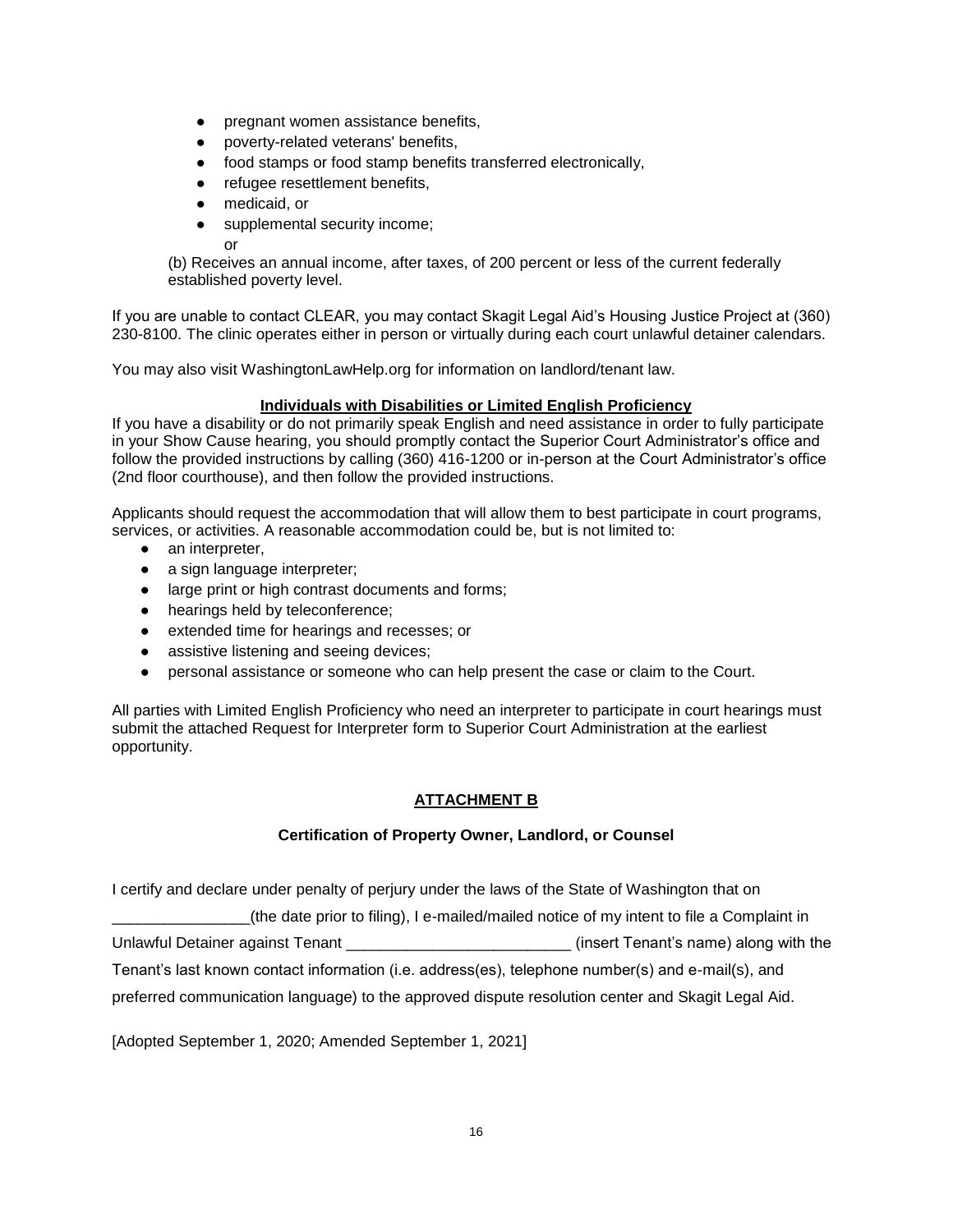- pregnant women assistance benefits,
- poverty-related veterans' benefits,
- food stamps or food stamp benefits transferred electronically,
- refugee resettlement benefits,
- medicaid, or
- supplemental security income;

  or

(b) Receives an annual income, after taxes, of 200 percent or less of the current federally established poverty level.

If you are unable to contact CLEAR, you may contact Skagit Legal Aid's Housing Justice Project at (360) 230-8100. The clinic operates either in person or virtually during each court unlawful detainer calendars.

You may also visit WashingtonLawHelp.org for information on landlord/tenant law.

**Individuals with Disabilities or Limited English Proficiency**

If you have a disability or do not primarily speak English and need assistance in order to fully participate in your Show Cause hearing, you should promptly contact the Superior Court Administrator's office and follow the provided instructions by calling (360) 416-1200 or in-person at the Court Administrator's office (2nd floor courthouse), and then follow the provided instructions.

Applicants should request the accommodation that will allow them to best participate in court programs, services, or activities. A reasonable accommodation could be, but is not limited to:

- an interpreter,
- a sign language interpreter;
- large print or high contrast documents and forms;
- hearings held by teleconference;
- extended time for hearings and recesses; or
- assistive listening and seeing devices;
- personal assistance or someone who can help present the case or claim to the Court.

All parties with Limited English Proficiency who need an interpreter to participate in court hearings must submit the attached Request for Interpreter form to Superior Court Administration at the earliest opportunity.

## ATTACHMENT B

### Certification of Property Owner, Landlord, or Counsel

I certify and declare under penalty of perjury under the laws of the State of Washington that on ________________(the date prior to filing), I e-mailed/mailed notice of my intent to file a Complaint in Unlawful Detainer against Tenant __________________________ (insert Tenant's name) along with the Tenant's last known contact information (i.e. address(es), telephone number(s) and e-mail(s), and preferred communication language) to the approved dispute resolution center and Skagit Legal Aid.

[Adopted September 1, 2020; Amended September 1, 2021]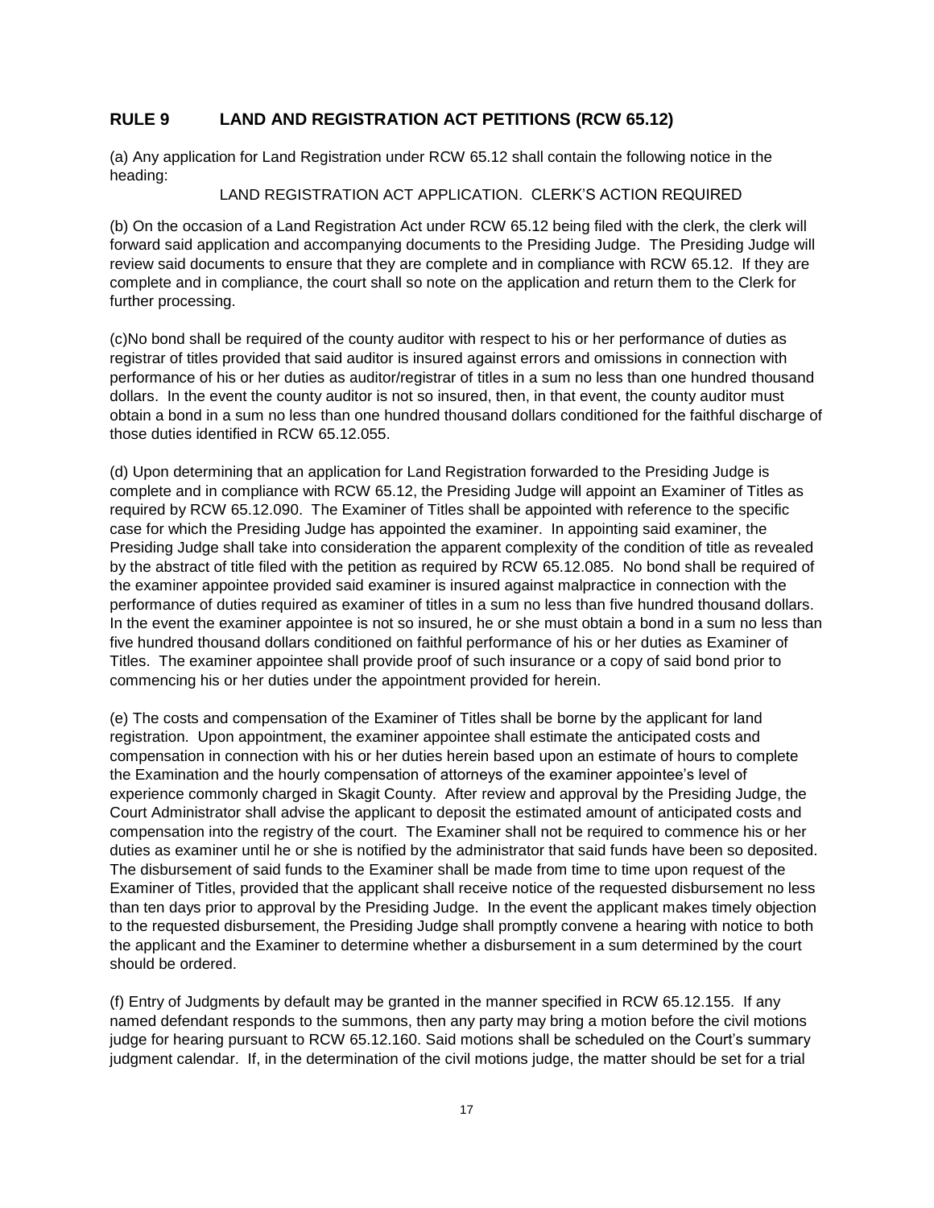## RULE 9 LAND AND REGISTRATION ACT PETITIONS (RCW 65.12)

(a) Any application for Land Registration under RCW 65.12 shall contain the following notice in the heading:

LAND REGISTRATION ACT APPLICATION. CLERK'S ACTION REQUIRED

(b) On the occasion of a Land Registration Act under RCW 65.12 being filed with the clerk, the clerk will forward said application and accompanying documents to the Presiding Judge. The Presiding Judge will review said documents to ensure that they are complete and in compliance with RCW 65.12. If they are complete and in compliance, the court shall so note on the application and return them to the Clerk for further processing.

(c)No bond shall be required of the county auditor with respect to his or her performance of duties as registrar of titles provided that said auditor is insured against errors and omissions in connection with performance of his or her duties as auditor/registrar of titles in a sum no less than one hundred thousand dollars. In the event the county auditor is not so insured, then, in that event, the county auditor must obtain a bond in a sum no less than one hundred thousand dollars conditioned for the faithful discharge of those duties identified in RCW 65.12.055.

(d) Upon determining that an application for Land Registration forwarded to the Presiding Judge is complete and in compliance with RCW 65.12, the Presiding Judge will appoint an Examiner of Titles as required by RCW 65.12.090. The Examiner of Titles shall be appointed with reference to the specific case for which the Presiding Judge has appointed the examiner. In appointing said examiner, the Presiding Judge shall take into consideration the apparent complexity of the condition of title as revealed by the abstract of title filed with the petition as required by RCW 65.12.085. No bond shall be required of the examiner appointee provided said examiner is insured against malpractice in connection with the performance of duties required as examiner of titles in a sum no less than five hundred thousand dollars. In the event the examiner appointee is not so insured, he or she must obtain a bond in a sum no less than five hundred thousand dollars conditioned on faithful performance of his or her duties as Examiner of Titles. The examiner appointee shall provide proof of such insurance or a copy of said bond prior to commencing his or her duties under the appointment provided for herein.

(e) The costs and compensation of the Examiner of Titles shall be borne by the applicant for land registration. Upon appointment, the examiner appointee shall estimate the anticipated costs and compensation in connection with his or her duties herein based upon an estimate of hours to complete the Examination and the hourly compensation of attorneys of the examiner appointee's level of experience commonly charged in Skagit County. After review and approval by the Presiding Judge, the Court Administrator shall advise the applicant to deposit the estimated amount of anticipated costs and compensation into the registry of the court. The Examiner shall not be required to commence his or her duties as examiner until he or she is notified by the administrator that said funds have been so deposited. The disbursement of said funds to the Examiner shall be made from time to time upon request of the Examiner of Titles, provided that the applicant shall receive notice of the requested disbursement no less than ten days prior to approval by the Presiding Judge. In the event the applicant makes timely objection to the requested disbursement, the Presiding Judge shall promptly convene a hearing with notice to both the applicant and the Examiner to determine whether a disbursement in a sum determined by the court should be ordered.

(f) Entry of Judgments by default may be granted in the manner specified in RCW 65.12.155. If any named defendant responds to the summons, then any party may bring a motion before the civil motions judge for hearing pursuant to RCW 65.12.160. Said motions shall be scheduled on the Court's summary judgment calendar. If, in the determination of the civil motions judge, the matter should be set for a trial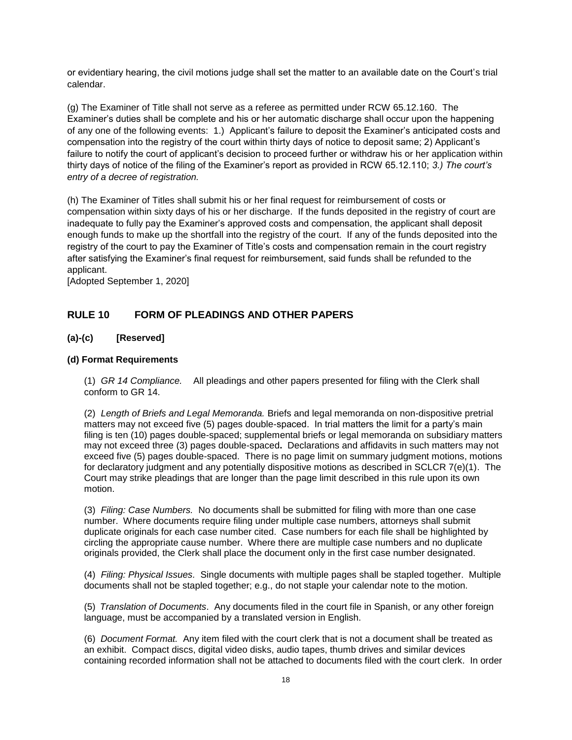or evidentiary hearing, the civil motions judge shall set the matter to an available date on the Court's trial calendar.

(g) The Examiner of Title shall not serve as a referee as permitted under RCW 65.12.160. The Examiner's duties shall be complete and his or her automatic discharge shall occur upon the happening of any one of the following events: 1.) Applicant's failure to deposit the Examiner's anticipated costs and compensation into the registry of the court within thirty days of notice to deposit same; 2) Applicant's failure to notify the court of applicant's decision to proceed further or withdraw his or her application within thirty days of notice of the filing of the Examiner's report as provided in RCW 65.12.110; *3.) The court's entry of a decree of registration.*

(h) The Examiner of Titles shall submit his or her final request for reimbursement of costs or compensation within sixty days of his or her discharge. If the funds deposited in the registry of court are inadequate to fully pay the Examiner's approved costs and compensation, the applicant shall deposit enough funds to make up the shortfall into the registry of the court. If any of the funds deposited into the registry of the court to pay the Examiner of Title's costs and compensation remain in the court registry after satisfying the Examiner's final request for reimbursement, said funds shall be refunded to the applicant.
[Adopted September 1, 2020]

## RULE 10 FORM OF PLEADINGS AND OTHER PAPERS

### (a)-(c) [Reserved]

### (d) Format Requirements

(1) *GR 14 Compliance.* All pleadings and other papers presented for filing with the Clerk shall conform to GR 14.

(2) *Length of Briefs and Legal Memoranda.* Briefs and legal memoranda on non-dispositive pretrial matters may not exceed five (5) pages double-spaced. In trial matters the limit for a party's main filing is ten (10) pages double-spaced; supplemental briefs or legal memoranda on subsidiary matters may not exceed three (3) pages double-spaced**.** Declarations and affidavits in such matters may not exceed five (5) pages double-spaced. There is no page limit on summary judgment motions, motions for declaratory judgment and any potentially dispositive motions as described in SCLCR 7(e)(1). The Court may strike pleadings that are longer than the page limit described in this rule upon its own motion.

(3) *Filing: Case Numbers.* No documents shall be submitted for filing with more than one case number. Where documents require filing under multiple case numbers, attorneys shall submit duplicate originals for each case number cited. Case numbers for each file shall be highlighted by circling the appropriate cause number. Where there are multiple case numbers and no duplicate originals provided, the Clerk shall place the document only in the first case number designated.

(4) *Filing: Physical Issues.* Single documents with multiple pages shall be stapled together. Multiple documents shall not be stapled together; e.g., do not staple your calendar note to the motion.

(5) *Translation of Documents*. Any documents filed in the court file in Spanish, or any other foreign language, must be accompanied by a translated version in English.

(6) *Document Format.* Any item filed with the court clerk that is not a document shall be treated as an exhibit. Compact discs, digital video disks, audio tapes, thumb drives and similar devices containing recorded information shall not be attached to documents filed with the court clerk. In order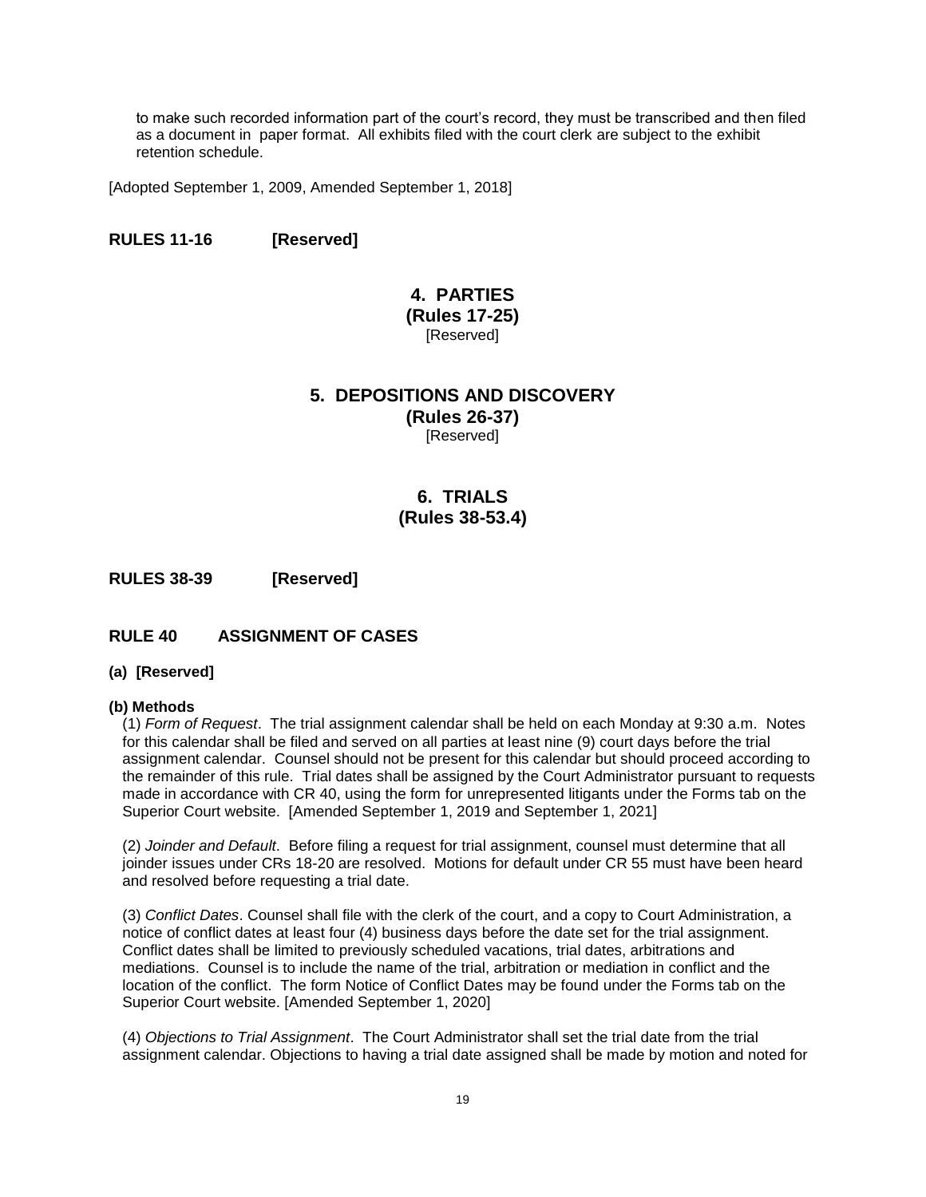to make such recorded information part of the court's record, they must be transcribed and then filed as a document in paper format. All exhibits filed with the court clerk are subject to the exhibit retention schedule.

[Adopted September 1, 2009, Amended September 1, 2018]

## RULES 11-16 [Reserved]

# 4. PARTIES
## (Rules 17-25)
[Reserved]

# 5. DEPOSITIONS AND DISCOVERY
## (Rules 26-37)
[Reserved]

# 6. TRIALS
## (Rules 38-53.4)

## RULES 38-39 [Reserved]

## RULE 40 ASSIGNMENT OF CASES

**(a) [Reserved]**

**(b) Methods**

(1) *Form of Request*. The trial assignment calendar shall be held on each Monday at 9:30 a.m. Notes for this calendar shall be filed and served on all parties at least nine (9) court days before the trial assignment calendar. Counsel should not be present for this calendar but should proceed according to the remainder of this rule. Trial dates shall be assigned by the Court Administrator pursuant to requests made in accordance with CR 40, using the form for unrepresented litigants under the Forms tab on the Superior Court website. [Amended September 1, 2019 and September 1, 2021]

(2) *Joinder and Default*. Before filing a request for trial assignment, counsel must determine that all joinder issues under CRs 18-20 are resolved. Motions for default under CR 55 must have been heard and resolved before requesting a trial date.

(3) *Conflict Dates*. Counsel shall file with the clerk of the court, and a copy to Court Administration, a notice of conflict dates at least four (4) business days before the date set for the trial assignment. Conflict dates shall be limited to previously scheduled vacations, trial dates, arbitrations and mediations. Counsel is to include the name of the trial, arbitration or mediation in conflict and the location of the conflict. The form Notice of Conflict Dates may be found under the Forms tab on the Superior Court website. [Amended September 1, 2020]

(4) *Objections to Trial Assignment*. The Court Administrator shall set the trial date from the trial assignment calendar. Objections to having a trial date assigned shall be made by motion and noted for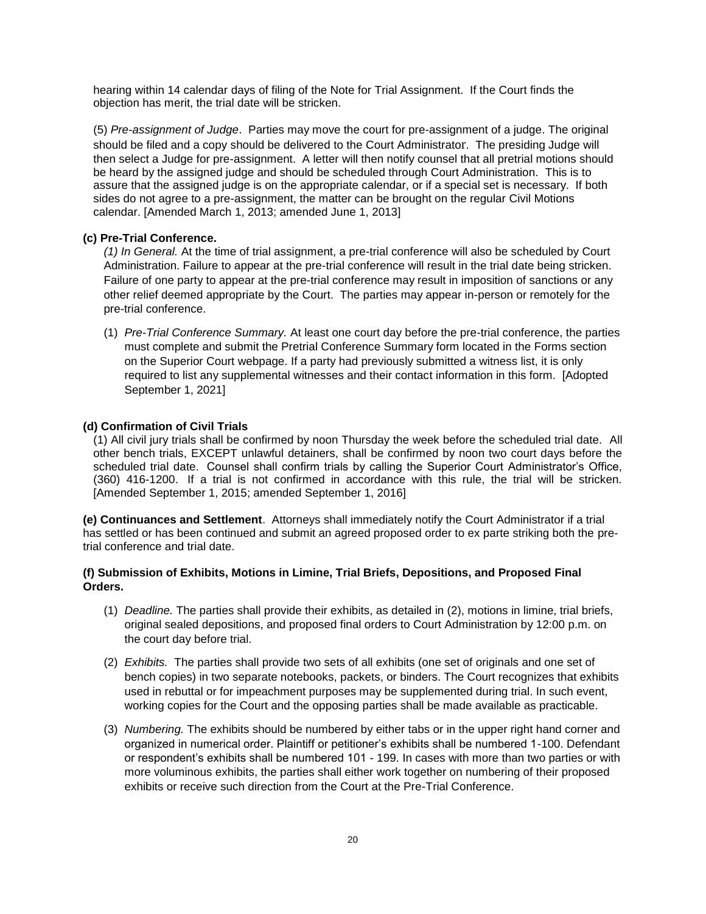hearing within 14 calendar days of filing of the Note for Trial Assignment. If the Court finds the objection has merit, the trial date will be stricken.

(5) *Pre-assignment of Judge*. Parties may move the court for pre-assignment of a judge. The original should be filed and a copy should be delivered to the Court Administrator. The presiding Judge will then select a Judge for pre-assignment. A letter will then notify counsel that all pretrial motions should be heard by the assigned judge and should be scheduled through Court Administration. This is to assure that the assigned judge is on the appropriate calendar, or if a special set is necessary. If both sides do not agree to a pre-assignment, the matter can be brought on the regular Civil Motions calendar. [Amended March 1, 2013; amended June 1, 2013]

**(c) Pre-Trial Conference.**

*(1) In General.* At the time of trial assignment, a pre-trial conference will also be scheduled by Court Administration. Failure to appear at the pre-trial conference will result in the trial date being stricken. Failure of one party to appear at the pre-trial conference may result in imposition of sanctions or any other relief deemed appropriate by the Court. The parties may appear in-person or remotely for the pre-trial conference.

(1) *Pre-Trial Conference Summary.* At least one court day before the pre-trial conference, the parties must complete and submit the Pretrial Conference Summary form located in the Forms section on the Superior Court webpage. If a party had previously submitted a witness list, it is only required to list any supplemental witnesses and their contact information in this form. [Adopted September 1, 2021]

**(d) Confirmation of Civil Trials**

(1) All civil jury trials shall be confirmed by noon Thursday the week before the scheduled trial date. All other bench trials, EXCEPT unlawful detainers, shall be confirmed by noon two court days before the scheduled trial date. Counsel shall confirm trials by calling the Superior Court Administrator's Office, (360) 416-1200. If a trial is not confirmed in accordance with this rule, the trial will be stricken. [Amended September 1, 2015; amended September 1, 2016]

**(e) Continuances and Settlement**. Attorneys shall immediately notify the Court Administrator if a trial has settled or has been continued and submit an agreed proposed order to ex parte striking both the pre-trial conference and trial date.

**(f) Submission of Exhibits, Motions in Limine, Trial Briefs, Depositions, and Proposed Final Orders.**

(1) *Deadline.* The parties shall provide their exhibits, as detailed in (2), motions in limine, trial briefs, original sealed depositions, and proposed final orders to Court Administration by 12:00 p.m. on the court day before trial.

(2) *Exhibits.* The parties shall provide two sets of all exhibits (one set of originals and one set of bench copies) in two separate notebooks, packets, or binders. The Court recognizes that exhibits used in rebuttal or for impeachment purposes may be supplemented during trial. In such event, working copies for the Court and the opposing parties shall be made available as practicable.

(3) *Numbering.* The exhibits should be numbered by either tabs or in the upper right hand corner and organized in numerical order. Plaintiff or petitioner's exhibits shall be numbered 1-100. Defendant or respondent's exhibits shall be numbered 101 - 199. In cases with more than two parties or with more voluminous exhibits, the parties shall either work together on numbering of their proposed exhibits or receive such direction from the Court at the Pre-Trial Conference.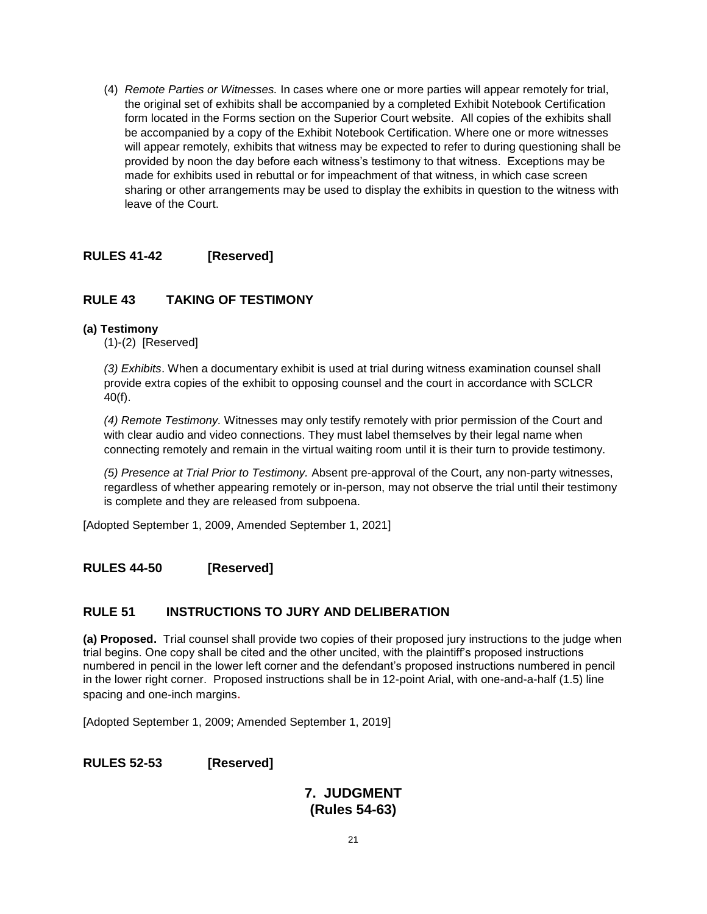(4) *Remote Parties or Witnesses.* In cases where one or more parties will appear remotely for trial, the original set of exhibits shall be accompanied by a completed Exhibit Notebook Certification form located in the Forms section on the Superior Court website. All copies of the exhibits shall be accompanied by a copy of the Exhibit Notebook Certification. Where one or more witnesses will appear remotely, exhibits that witness may be expected to refer to during questioning shall be provided by noon the day before each witness's testimony to that witness. Exceptions may be made for exhibits used in rebuttal or for impeachment of that witness, in which case screen sharing or other arrangements may be used to display the exhibits in question to the witness with leave of the Court.

## RULES 41-42 [Reserved]

## RULE 43 TAKING OF TESTIMONY

**(a) Testimony**

(1)-(2) [Reserved]

*(3) Exhibits*. When a documentary exhibit is used at trial during witness examination counsel shall provide extra copies of the exhibit to opposing counsel and the court in accordance with SCLCR 40(f).

*(4) Remote Testimony.* Witnesses may only testify remotely with prior permission of the Court and with clear audio and video connections. They must label themselves by their legal name when connecting remotely and remain in the virtual waiting room until it is their turn to provide testimony.

*(5) Presence at Trial Prior to Testimony.* Absent pre-approval of the Court, any non-party witnesses, regardless of whether appearing remotely or in-person, may not observe the trial until their testimony is complete and they are released from subpoena.

[Adopted September 1, 2009, Amended September 1, 2021]

## RULES 44-50 [Reserved]

## RULE 51 INSTRUCTIONS TO JURY AND DELIBERATION

**(a) Proposed.** Trial counsel shall provide two copies of their proposed jury instructions to the judge when trial begins. One copy shall be cited and the other uncited, with the plaintiff's proposed instructions numbered in pencil in the lower left corner and the defendant's proposed instructions numbered in pencil in the lower right corner. Proposed instructions shall be in 12-point Arial, with one-and-a-half (1.5) line spacing and one-inch margins.

[Adopted September 1, 2009; Amended September 1, 2019]

## RULES 52-53 [Reserved]

# 7. JUDGMENT (Rules 54-63)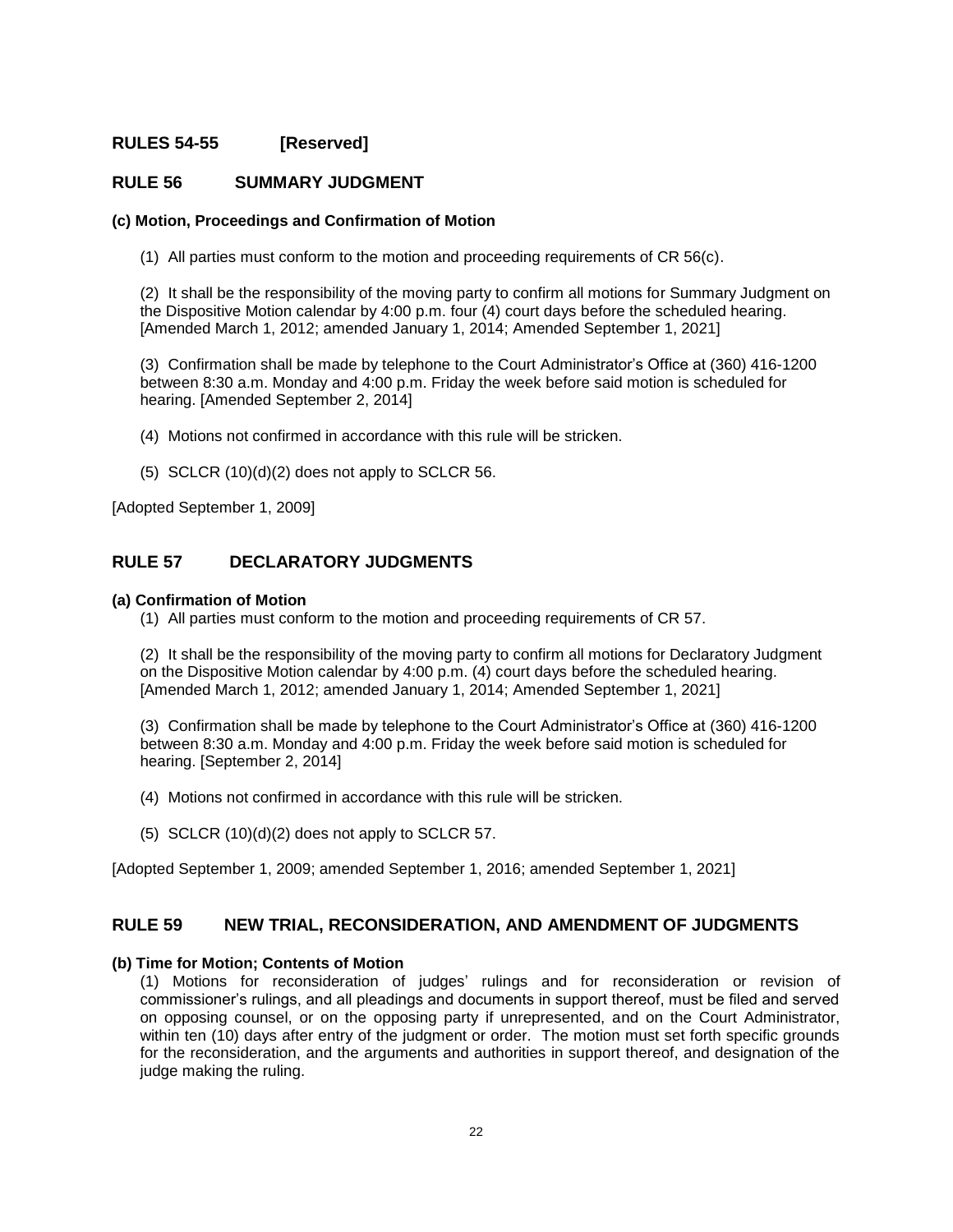## RULES 54-55 [Reserved]

## RULE 56 SUMMARY JUDGMENT

**(c) Motion, Proceedings and Confirmation of Motion**

(1) All parties must conform to the motion and proceeding requirements of CR 56(c).

(2) It shall be the responsibility of the moving party to confirm all motions for Summary Judgment on the Dispositive Motion calendar by 4:00 p.m. four (4) court days before the scheduled hearing. [Amended March 1, 2012; amended January 1, 2014; Amended September 1, 2021]

(3) Confirmation shall be made by telephone to the Court Administrator's Office at (360) 416-1200 between 8:30 a.m. Monday and 4:00 p.m. Friday the week before said motion is scheduled for hearing. [Amended September 2, 2014]

(4) Motions not confirmed in accordance with this rule will be stricken.

(5) SCLCR (10)(d)(2) does not apply to SCLCR 56.

[Adopted September 1, 2009]

## RULE 57 DECLARATORY JUDGMENTS

**(a) Confirmation of Motion**

(1) All parties must conform to the motion and proceeding requirements of CR 57.

(2) It shall be the responsibility of the moving party to confirm all motions for Declaratory Judgment on the Dispositive Motion calendar by 4:00 p.m. (4) court days before the scheduled hearing. [Amended March 1, 2012; amended January 1, 2014; Amended September 1, 2021]

(3) Confirmation shall be made by telephone to the Court Administrator's Office at (360) 416-1200 between 8:30 a.m. Monday and 4:00 p.m. Friday the week before said motion is scheduled for hearing. [September 2, 2014]

(4) Motions not confirmed in accordance with this rule will be stricken.

(5) SCLCR (10)(d)(2) does not apply to SCLCR 57.

[Adopted September 1, 2009; amended September 1, 2016; amended September 1, 2021]

## RULE 59 NEW TRIAL, RECONSIDERATION, AND AMENDMENT OF JUDGMENTS

**(b) Time for Motion; Contents of Motion**

(1) Motions for reconsideration of judges' rulings and for reconsideration or revision of commissioner's rulings, and all pleadings and documents in support thereof, must be filed and served on opposing counsel, or on the opposing party if unrepresented, and on the Court Administrator, within ten (10) days after entry of the judgment or order. The motion must set forth specific grounds for the reconsideration, and the arguments and authorities in support thereof, and designation of the judge making the ruling.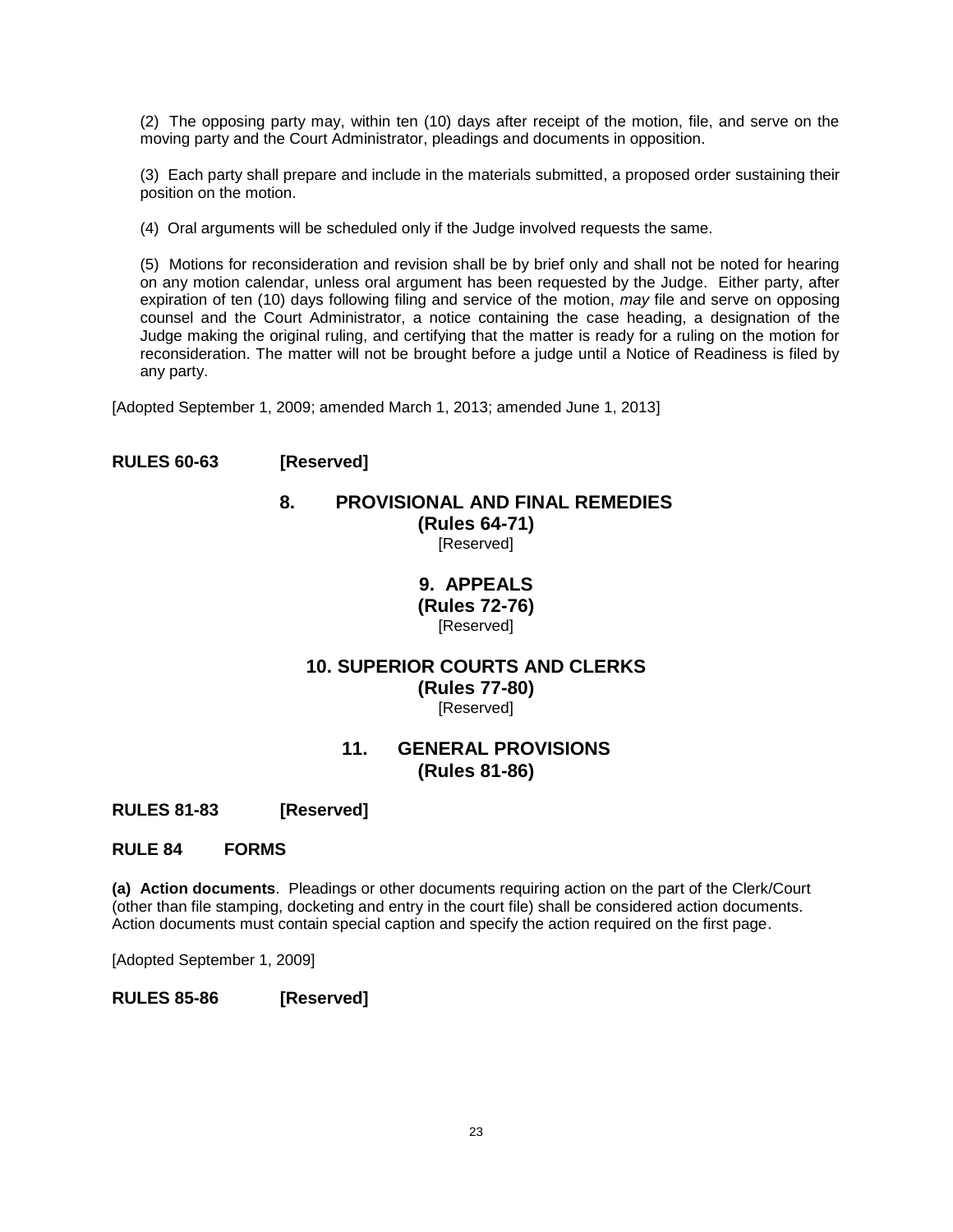(2) The opposing party may, within ten (10) days after receipt of the motion, file, and serve on the moving party and the Court Administrator, pleadings and documents in opposition.

(3) Each party shall prepare and include in the materials submitted, a proposed order sustaining their position on the motion.

(4) Oral arguments will be scheduled only if the Judge involved requests the same.

(5) Motions for reconsideration and revision shall be by brief only and shall not be noted for hearing on any motion calendar, unless oral argument has been requested by the Judge. Either party, after expiration of ten (10) days following filing and service of the motion, *may* file and serve on opposing counsel and the Court Administrator, a notice containing the case heading, a designation of the Judge making the original ruling, and certifying that the matter is ready for a ruling on the motion for reconsideration. The matter will not be brought before a judge until a Notice of Readiness is filed by any party.

[Adopted September 1, 2009; amended March 1, 2013; amended June 1, 2013]

### RULES 60-63 [Reserved]

## 8. PROVISIONAL AND FINAL REMEDIES (Rules 64-71)

[Reserved]

## 9. APPEALS (Rules 72-76)

[Reserved]

## 10. SUPERIOR COURTS AND CLERKS (Rules 77-80)

[Reserved]

## 11. GENERAL PROVISIONS (Rules 81-86)

### RULES 81-83 [Reserved]

### RULE 84 FORMS

**(a) Action documents**. Pleadings or other documents requiring action on the part of the Clerk/Court (other than file stamping, docketing and entry in the court file) shall be considered action documents. Action documents must contain special caption and specify the action required on the first page.

[Adopted September 1, 2009]

### RULES 85-86 [Reserved]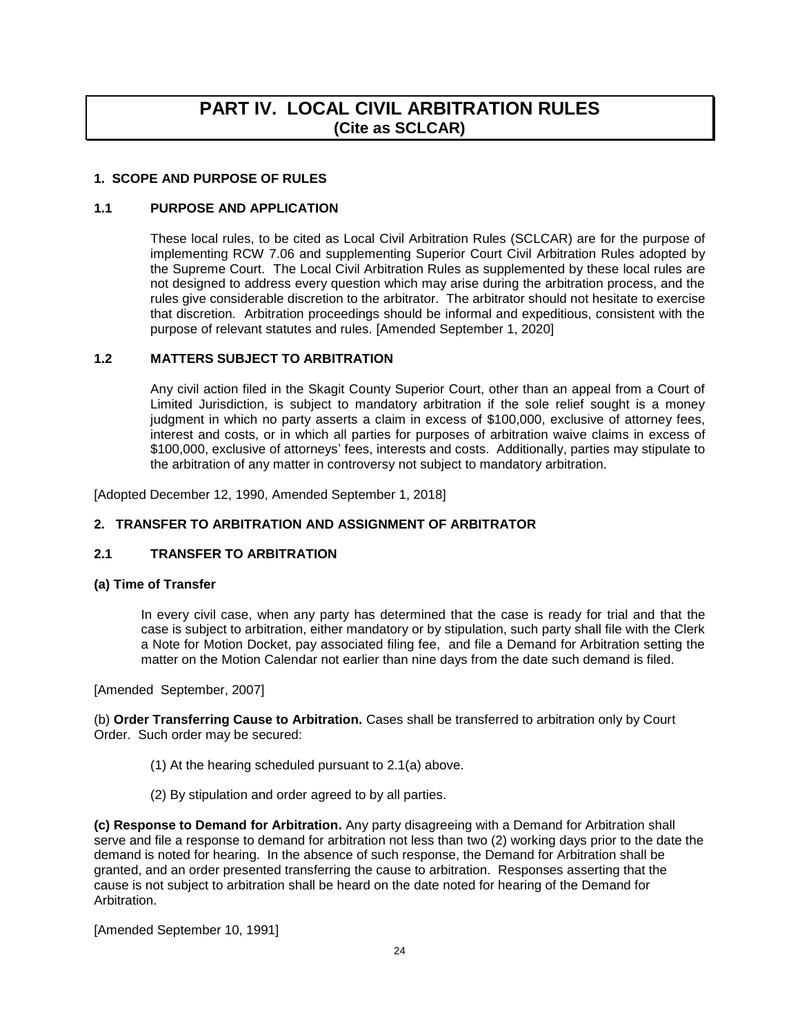# PART IV. LOCAL CIVIL ARBITRATION RULES
## (Cite as SCLCAR)

### 1. SCOPE AND PURPOSE OF RULES

### 1.1 PURPOSE AND APPLICATION

These local rules, to be cited as Local Civil Arbitration Rules (SCLCAR) are for the purpose of implementing RCW 7.06 and supplementing Superior Court Civil Arbitration Rules adopted by the Supreme Court. The Local Civil Arbitration Rules as supplemented by these local rules are not designed to address every question which may arise during the arbitration process, and the rules give considerable discretion to the arbitrator. The arbitrator should not hesitate to exercise that discretion. Arbitration proceedings should be informal and expeditious, consistent with the purpose of relevant statutes and rules. [Amended September 1, 2020]

### 1.2 MATTERS SUBJECT TO ARBITRATION

Any civil action filed in the Skagit County Superior Court, other than an appeal from a Court of Limited Jurisdiction, is subject to mandatory arbitration if the sole relief sought is a money judgment in which no party asserts a claim in excess of $100,000, exclusive of attorney fees, interest and costs, or in which all parties for purposes of arbitration waive claims in excess of $100,000, exclusive of attorneys' fees, interests and costs. Additionally, parties may stipulate to the arbitration of any matter in controversy not subject to mandatory arbitration.

[Adopted December 12, 1990, Amended September 1, 2018]

### 2. TRANSFER TO ARBITRATION AND ASSIGNMENT OF ARBITRATOR

### 2.1 TRANSFER TO ARBITRATION

**(a) Time of Transfer**

In every civil case, when any party has determined that the case is ready for trial and that the case is subject to arbitration, either mandatory or by stipulation, such party shall file with the Clerk a Note for Motion Docket, pay associated filing fee, and file a Demand for Arbitration setting the matter on the Motion Calendar not earlier than nine days from the date such demand is filed.

[Amended September, 2007]

(b) **Order Transferring Cause to Arbitration.** Cases shall be transferred to arbitration only by Court Order. Such order may be secured:

(1) At the hearing scheduled pursuant to 2.1(a) above.

(2) By stipulation and order agreed to by all parties.

**(c) Response to Demand for Arbitration.** Any party disagreeing with a Demand for Arbitration shall serve and file a response to demand for arbitration not less than two (2) working days prior to the date the demand is noted for hearing. In the absence of such response, the Demand for Arbitration shall be granted, and an order presented transferring the cause to arbitration. Responses asserting that the cause is not subject to arbitration shall be heard on the date noted for hearing of the Demand for Arbitration.

[Amended September 10, 1991]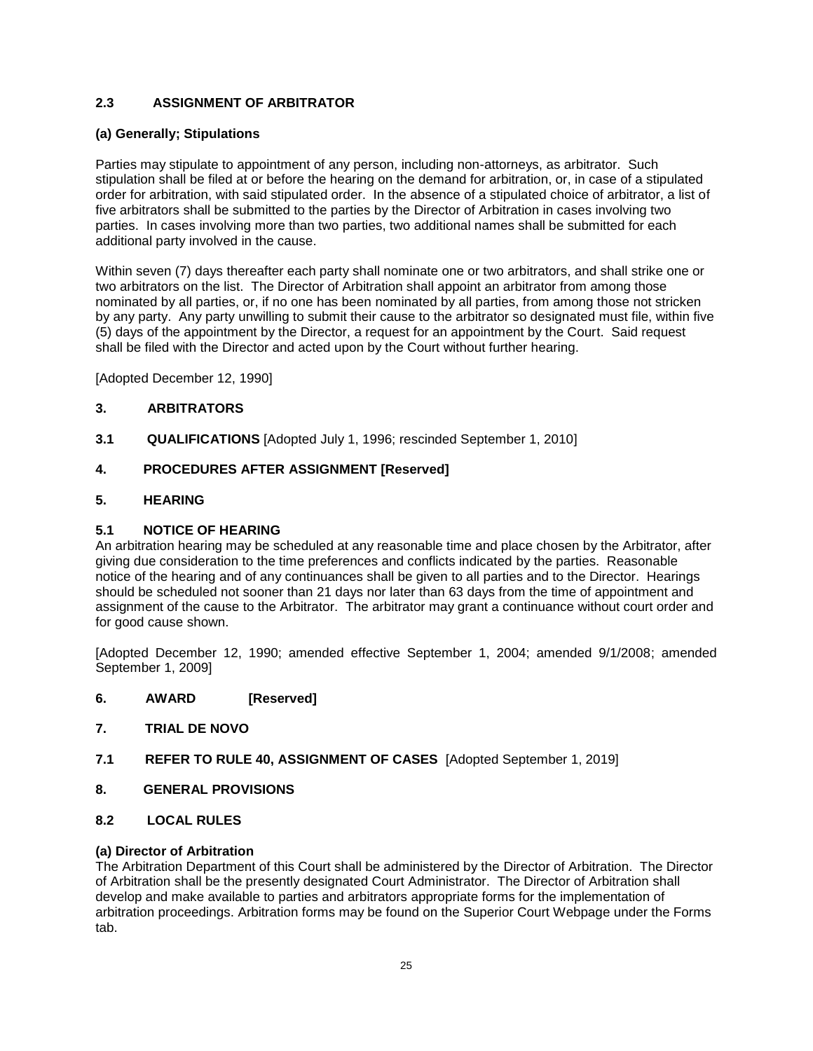## 2.3 ASSIGNMENT OF ARBITRATOR

### (a) Generally; Stipulations

Parties may stipulate to appointment of any person, including non-attorneys, as arbitrator. Such stipulation shall be filed at or before the hearing on the demand for arbitration, or, in case of a stipulated order for arbitration, with said stipulated order. In the absence of a stipulated choice of arbitrator, a list of five arbitrators shall be submitted to the parties by the Director of Arbitration in cases involving two parties. In cases involving more than two parties, two additional names shall be submitted for each additional party involved in the cause.

Within seven (7) days thereafter each party shall nominate one or two arbitrators, and shall strike one or two arbitrators on the list. The Director of Arbitration shall appoint an arbitrator from among those nominated by all parties, or, if no one has been nominated by all parties, from among those not stricken by any party. Any party unwilling to submit their cause to the arbitrator so designated must file, within five (5) days of the appointment by the Director, a request for an appointment by the Court. Said request shall be filed with the Director and acted upon by the Court without further hearing.

[Adopted December 12, 1990]

## 3. ARBITRATORS

**3.1 QUALIFICATIONS** [Adopted July 1, 1996; rescinded September 1, 2010]

## 4. PROCEDURES AFTER ASSIGNMENT [Reserved]

## 5. HEARING

## 5.1 NOTICE OF HEARING

An arbitration hearing may be scheduled at any reasonable time and place chosen by the Arbitrator, after giving due consideration to the time preferences and conflicts indicated by the parties. Reasonable notice of the hearing and of any continuances shall be given to all parties and to the Director. Hearings should be scheduled not sooner than 21 days nor later than 63 days from the time of appointment and assignment of the cause to the Arbitrator. The arbitrator may grant a continuance without court order and for good cause shown.

[Adopted December 12, 1990; amended effective September 1, 2004; amended 9/1/2008; amended September 1, 2009]

## 6. AWARD [Reserved]

## 7. TRIAL DE NOVO

**7.1 REFER TO RULE 40, ASSIGNMENT OF CASES** [Adopted September 1, 2019]

## 8. GENERAL PROVISIONS

## 8.2 LOCAL RULES

### (a) Director of Arbitration

The Arbitration Department of this Court shall be administered by the Director of Arbitration. The Director of Arbitration shall be the presently designated Court Administrator. The Director of Arbitration shall develop and make available to parties and arbitrators appropriate forms for the implementation of arbitration proceedings. Arbitration forms may be found on the Superior Court Webpage under the Forms tab.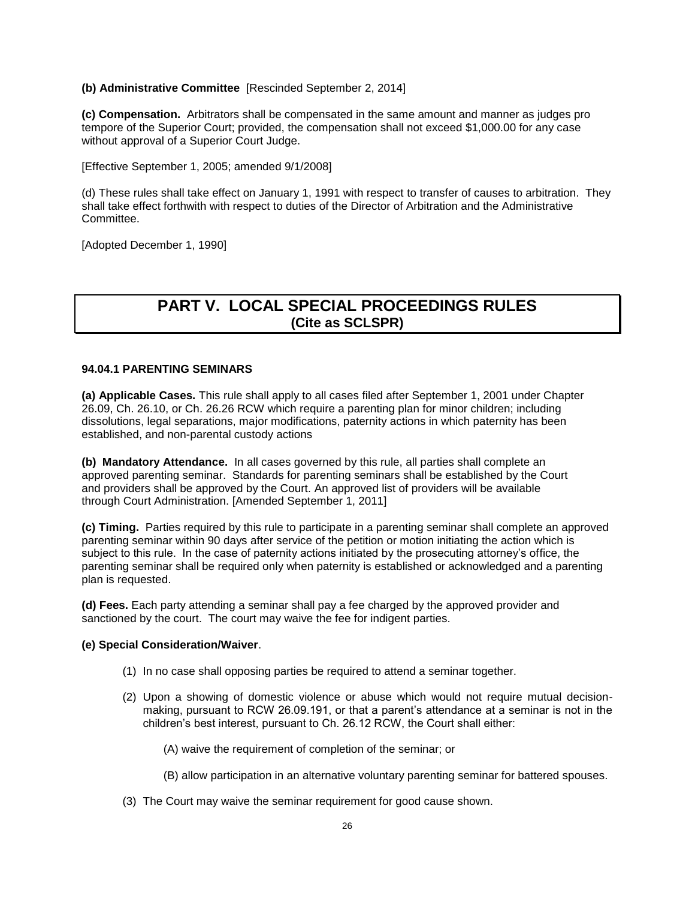**(b) Administrative Committee** [Rescinded September 2, 2014]

**(c) Compensation.** Arbitrators shall be compensated in the same amount and manner as judges pro tempore of the Superior Court; provided, the compensation shall not exceed $1,000.00 for any case without approval of a Superior Court Judge.

[Effective September 1, 2005; amended 9/1/2008]

(d) These rules shall take effect on January 1, 1991 with respect to transfer of causes to arbitration. They shall take effect forthwith with respect to duties of the Director of Arbitration and the Administrative Committee.

[Adopted December 1, 1990]

# PART V. LOCAL SPECIAL PROCEEDINGS RULES
## (Cite as SCLSPR)

### 94.04.1 PARENTING SEMINARS

**(a) Applicable Cases.** This rule shall apply to all cases filed after September 1, 2001 under Chapter 26.09, Ch. 26.10, or Ch. 26.26 RCW which require a parenting plan for minor children; including dissolutions, legal separations, major modifications, paternity actions in which paternity has been established, and non-parental custody actions

**(b) Mandatory Attendance.** In all cases governed by this rule, all parties shall complete an approved parenting seminar. Standards for parenting seminars shall be established by the Court and providers shall be approved by the Court. An approved list of providers will be available through Court Administration. [Amended September 1, 2011]

**(c) Timing.** Parties required by this rule to participate in a parenting seminar shall complete an approved parenting seminar within 90 days after service of the petition or motion initiating the action which is subject to this rule. In the case of paternity actions initiated by the prosecuting attorney's office, the parenting seminar shall be required only when paternity is established or acknowledged and a parenting plan is requested.

**(d) Fees.** Each party attending a seminar shall pay a fee charged by the approved provider and sanctioned by the court. The court may waive the fee for indigent parties.

**(e) Special Consideration/Waiver**.

(1) In no case shall opposing parties be required to attend a seminar together.

(2) Upon a showing of domestic violence or abuse which would not require mutual decision-making, pursuant to RCW 26.09.191, or that a parent's attendance at a seminar is not in the children's best interest, pursuant to Ch. 26.12 RCW, the Court shall either:

(A) waive the requirement of completion of the seminar; or

(B) allow participation in an alternative voluntary parenting seminar for battered spouses.

(3) The Court may waive the seminar requirement for good cause shown.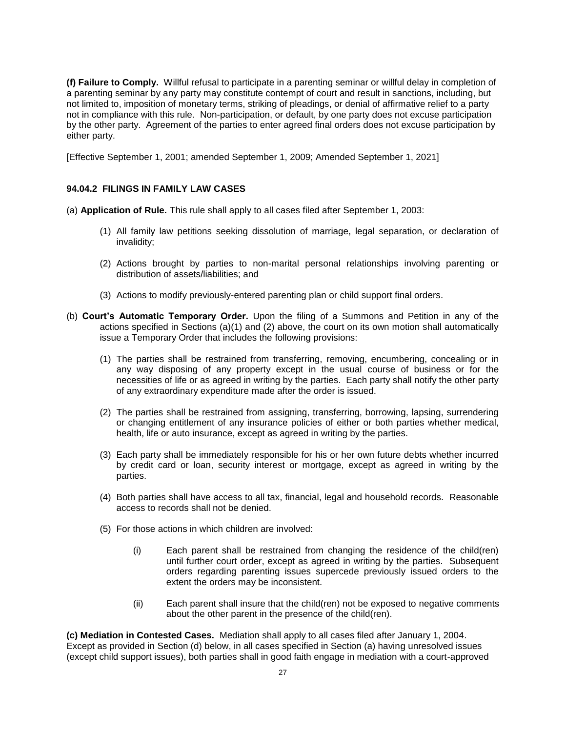**(f) Failure to Comply.** Willful refusal to participate in a parenting seminar or willful delay in completion of a parenting seminar by any party may constitute contempt of court and result in sanctions, including, but not limited to, imposition of monetary terms, striking of pleadings, or denial of affirmative relief to a party not in compliance with this rule. Non-participation, or default, by one party does not excuse participation by the other party. Agreement of the parties to enter agreed final orders does not excuse participation by either party.

[Effective September 1, 2001; amended September 1, 2009; Amended September 1, 2021]

### 94.04.2 FILINGS IN FAMILY LAW CASES

(a) **Application of Rule.** This rule shall apply to all cases filed after September 1, 2003:

(1) All family law petitions seeking dissolution of marriage, legal separation, or declaration of invalidity;

(2) Actions brought by parties to non-marital personal relationships involving parenting or distribution of assets/liabilities; and

(3) Actions to modify previously-entered parenting plan or child support final orders.

(b) **Court's Automatic Temporary Order.** Upon the filing of a Summons and Petition in any of the actions specified in Sections (a)(1) and (2) above, the court on its own motion shall automatically issue a Temporary Order that includes the following provisions:

(1) The parties shall be restrained from transferring, removing, encumbering, concealing or in any way disposing of any property except in the usual course of business or for the necessities of life or as agreed in writing by the parties. Each party shall notify the other party of any extraordinary expenditure made after the order is issued.

(2) The parties shall be restrained from assigning, transferring, borrowing, lapsing, surrendering or changing entitlement of any insurance policies of either or both parties whether medical, health, life or auto insurance, except as agreed in writing by the parties.

(3) Each party shall be immediately responsible for his or her own future debts whether incurred by credit card or loan, security interest or mortgage, except as agreed in writing by the parties.

(4) Both parties shall have access to all tax, financial, legal and household records. Reasonable access to records shall not be denied.

(5) For those actions in which children are involved:

(i) Each parent shall be restrained from changing the residence of the child(ren) until further court order, except as agreed in writing by the parties. Subsequent orders regarding parenting issues supercede previously issued orders to the extent the orders may be inconsistent.

(ii) Each parent shall insure that the child(ren) not be exposed to negative comments about the other parent in the presence of the child(ren).

**(c) Mediation in Contested Cases.** Mediation shall apply to all cases filed after January 1, 2004. Except as provided in Section (d) below, in all cases specified in Section (a) having unresolved issues (except child support issues), both parties shall in good faith engage in mediation with a court-approved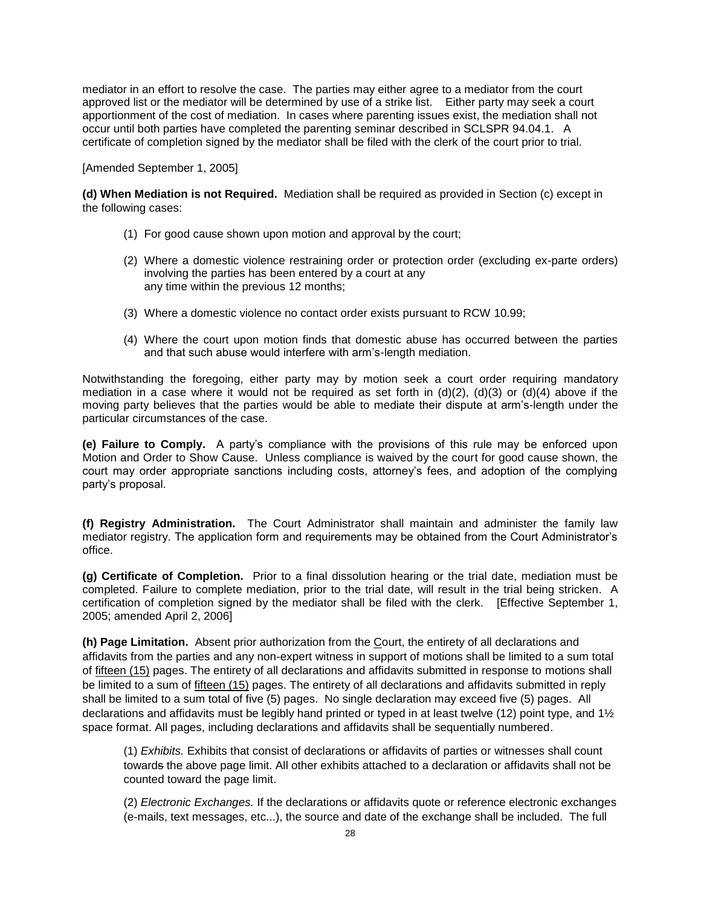mediator in an effort to resolve the case. The parties may either agree to a mediator from the court approved list or the mediator will be determined by use of a strike list. Either party may seek a court apportionment of the cost of mediation. In cases where parenting issues exist, the mediation shall not occur until both parties have completed the parenting seminar described in SCLSPR 94.04.1. A certificate of completion signed by the mediator shall be filed with the clerk of the court prior to trial.

[Amended September 1, 2005]

**(d) When Mediation is not Required.** Mediation shall be required as provided in Section (c) except in the following cases:

(1) For good cause shown upon motion and approval by the court;

(2) Where a domestic violence restraining order or protection order (excluding ex-parte orders) involving the parties has been entered by a court at any any time within the previous 12 months;

(3) Where a domestic violence no contact order exists pursuant to RCW 10.99;

(4) Where the court upon motion finds that domestic abuse has occurred between the parties and that such abuse would interfere with arm's-length mediation.

Notwithstanding the foregoing, either party may by motion seek a court order requiring mandatory mediation in a case where it would not be required as set forth in (d)(2), (d)(3) or (d)(4) above if the moving party believes that the parties would be able to mediate their dispute at arm's-length under the particular circumstances of the case.

**(e) Failure to Comply.** A party's compliance with the provisions of this rule may be enforced upon Motion and Order to Show Cause. Unless compliance is waived by the court for good cause shown, the court may order appropriate sanctions including costs, attorney's fees, and adoption of the complying party's proposal.

**(f) Registry Administration.** The Court Administrator shall maintain and administer the family law mediator registry. The application form and requirements may be obtained from the Court Administrator's office.

**(g) Certificate of Completion.** Prior to a final dissolution hearing or the trial date, mediation must be completed. Failure to complete mediation, prior to the trial date, will result in the trial being stricken. A certification of completion signed by the mediator shall be filed with the clerk. [Effective September 1, 2005; amended April 2, 2006]

**(h) Page Limitation.** Absent prior authorization from the Court, the entirety of all declarations and affidavits from the parties and any non-expert witness in support of motions shall be limited to a sum total of fifteen (15) pages. The entirety of all declarations and affidavits submitted in response to motions shall be limited to a sum of fifteen (15) pages. The entirety of all declarations and affidavits submitted in reply shall be limited to a sum total of five (5) pages. No single declaration may exceed five (5) pages. All declarations and affidavits must be legibly hand printed or typed in at least twelve (12) point type, and 1½ space format. All pages, including declarations and affidavits shall be sequentially numbered.

(1) *Exhibits.* Exhibits that consist of declarations or affidavits of parties or witnesses shall count towards the above page limit. All other exhibits attached to a declaration or affidavits shall not be counted toward the page limit.

(2) *Electronic Exchanges.* If the declarations or affidavits quote or reference electronic exchanges (e-mails, text messages, etc...), the source and date of the exchange shall be included. The full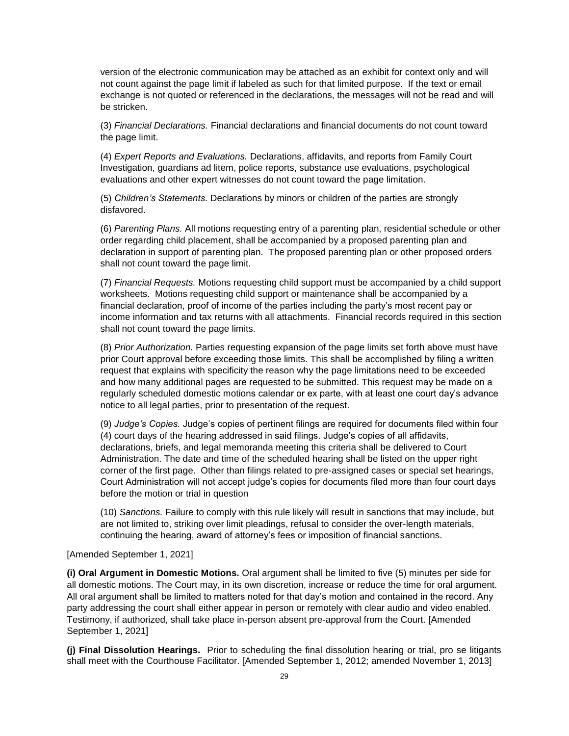version of the electronic communication may be attached as an exhibit for context only and will not count against the page limit if labeled as such for that limited purpose. If the text or email exchange is not quoted or referenced in the declarations, the messages will not be read and will be stricken.

(3) *Financial Declarations.* Financial declarations and financial documents do not count toward the page limit.

(4) *Expert Reports and Evaluations.* Declarations, affidavits, and reports from Family Court Investigation, guardians ad litem, police reports, substance use evaluations, psychological evaluations and other expert witnesses do not count toward the page limitation.

(5) *Children's Statements.* Declarations by minors or children of the parties are strongly disfavored.

(6) *Parenting Plans.* All motions requesting entry of a parenting plan, residential schedule or other order regarding child placement, shall be accompanied by a proposed parenting plan and declaration in support of parenting plan. The proposed parenting plan or other proposed orders shall not count toward the page limit.

(7) *Financial Requests.* Motions requesting child support must be accompanied by a child support worksheets. Motions requesting child support or maintenance shall be accompanied by a financial declaration, proof of income of the parties including the party's most recent pay or income information and tax returns with all attachments. Financial records required in this section shall not count toward the page limits.

(8) *Prior Authorization.* Parties requesting expansion of the page limits set forth above must have prior Court approval before exceeding those limits. This shall be accomplished by filing a written request that explains with specificity the reason why the page limitations need to be exceeded and how many additional pages are requested to be submitted. This request may be made on a regularly scheduled domestic motions calendar or ex parte, with at least one court day's advance notice to all legal parties, prior to presentation of the request.

(9) *Judge's Copies.* Judge's copies of pertinent filings are required for documents filed within four (4) court days of the hearing addressed in said filings. Judge's copies of all affidavits, declarations, briefs, and legal memoranda meeting this criteria shall be delivered to Court Administration. The date and time of the scheduled hearing shall be listed on the upper right corner of the first page. Other than filings related to pre-assigned cases or special set hearings, Court Administration will not accept judge's copies for documents filed more than four court days before the motion or trial in question

(10) *Sanctions.* Failure to comply with this rule likely will result in sanctions that may include, but are not limited to, striking over limit pleadings, refusal to consider the over-length materials, continuing the hearing, award of attorney's fees or imposition of financial sanctions.

[Amended September 1, 2021]

**(i) Oral Argument in Domestic Motions.** Oral argument shall be limited to five (5) minutes per side for all domestic motions. The Court may, in its own discretion, increase or reduce the time for oral argument. All oral argument shall be limited to matters noted for that day's motion and contained in the record. Any party addressing the court shall either appear in person or remotely with clear audio and video enabled. Testimony, if authorized, shall take place in-person absent pre-approval from the Court. [Amended September 1, 2021]

**(j) Final Dissolution Hearings.** Prior to scheduling the final dissolution hearing or trial, pro se litigants shall meet with the Courthouse Facilitator. [Amended September 1, 2012; amended November 1, 2013]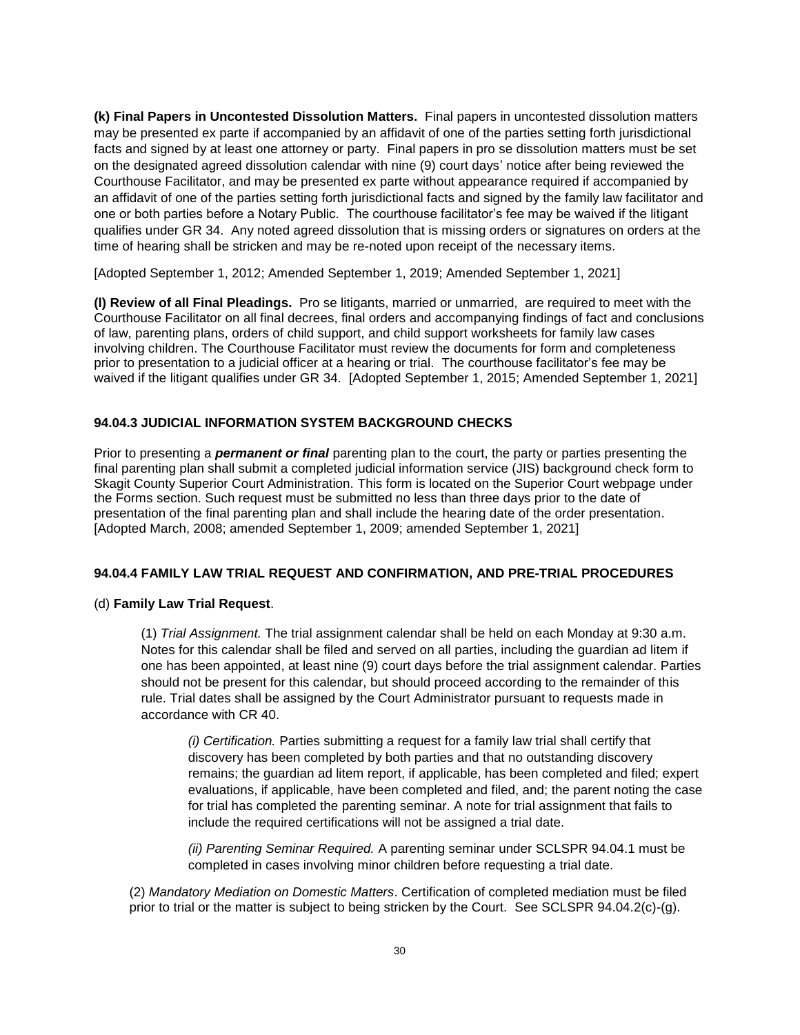**(k) Final Papers in Uncontested Dissolution Matters.** Final papers in uncontested dissolution matters may be presented ex parte if accompanied by an affidavit of one of the parties setting forth jurisdictional facts and signed by at least one attorney or party. Final papers in pro se dissolution matters must be set on the designated agreed dissolution calendar with nine (9) court days' notice after being reviewed the Courthouse Facilitator, and may be presented ex parte without appearance required if accompanied by an affidavit of one of the parties setting forth jurisdictional facts and signed by the family law facilitator and one or both parties before a Notary Public. The courthouse facilitator's fee may be waived if the litigant qualifies under GR 34. Any noted agreed dissolution that is missing orders or signatures on orders at the time of hearing shall be stricken and may be re-noted upon receipt of the necessary items.

[Adopted September 1, 2012; Amended September 1, 2019; Amended September 1, 2021]

**(l) Review of all Final Pleadings.** Pro se litigants, married or unmarried, are required to meet with the Courthouse Facilitator on all final decrees, final orders and accompanying findings of fact and conclusions of law, parenting plans, orders of child support, and child support worksheets for family law cases involving children. The Courthouse Facilitator must review the documents for form and completeness prior to presentation to a judicial officer at a hearing or trial. The courthouse facilitator's fee may be waived if the litigant qualifies under GR 34. [Adopted September 1, 2015; Amended September 1, 2021]

### 94.04.3 JUDICIAL INFORMATION SYSTEM BACKGROUND CHECKS

Prior to presenting a ***permanent or final*** parenting plan to the court, the party or parties presenting the final parenting plan shall submit a completed judicial information service (JIS) background check form to Skagit County Superior Court Administration. This form is located on the Superior Court webpage under the Forms section. Such request must be submitted no less than three days prior to the date of presentation of the final parenting plan and shall include the hearing date of the order presentation. [Adopted March, 2008; amended September 1, 2009; amended September 1, 2021]

### 94.04.4 FAMILY LAW TRIAL REQUEST AND CONFIRMATION, AND PRE-TRIAL PROCEDURES

(d) **Family Law Trial Request**.

(1) *Trial Assignment.* The trial assignment calendar shall be held on each Monday at 9:30 a.m. Notes for this calendar shall be filed and served on all parties, including the guardian ad litem if one has been appointed, at least nine (9) court days before the trial assignment calendar. Parties should not be present for this calendar, but should proceed according to the remainder of this rule. Trial dates shall be assigned by the Court Administrator pursuant to requests made in accordance with CR 40.

*(i) Certification.* Parties submitting a request for a family law trial shall certify that discovery has been completed by both parties and that no outstanding discovery remains; the guardian ad litem report, if applicable, has been completed and filed; expert evaluations, if applicable, have been completed and filed, and; the parent noting the case for trial has completed the parenting seminar. A note for trial assignment that fails to include the required certifications will not be assigned a trial date.

*(ii) Parenting Seminar Required.* A parenting seminar under SCLSPR 94.04.1 must be completed in cases involving minor children before requesting a trial date.

(2) *Mandatory Mediation on Domestic Matters*. Certification of completed mediation must be filed prior to trial or the matter is subject to being stricken by the Court. See SCLSPR 94.04.2(c)-(g).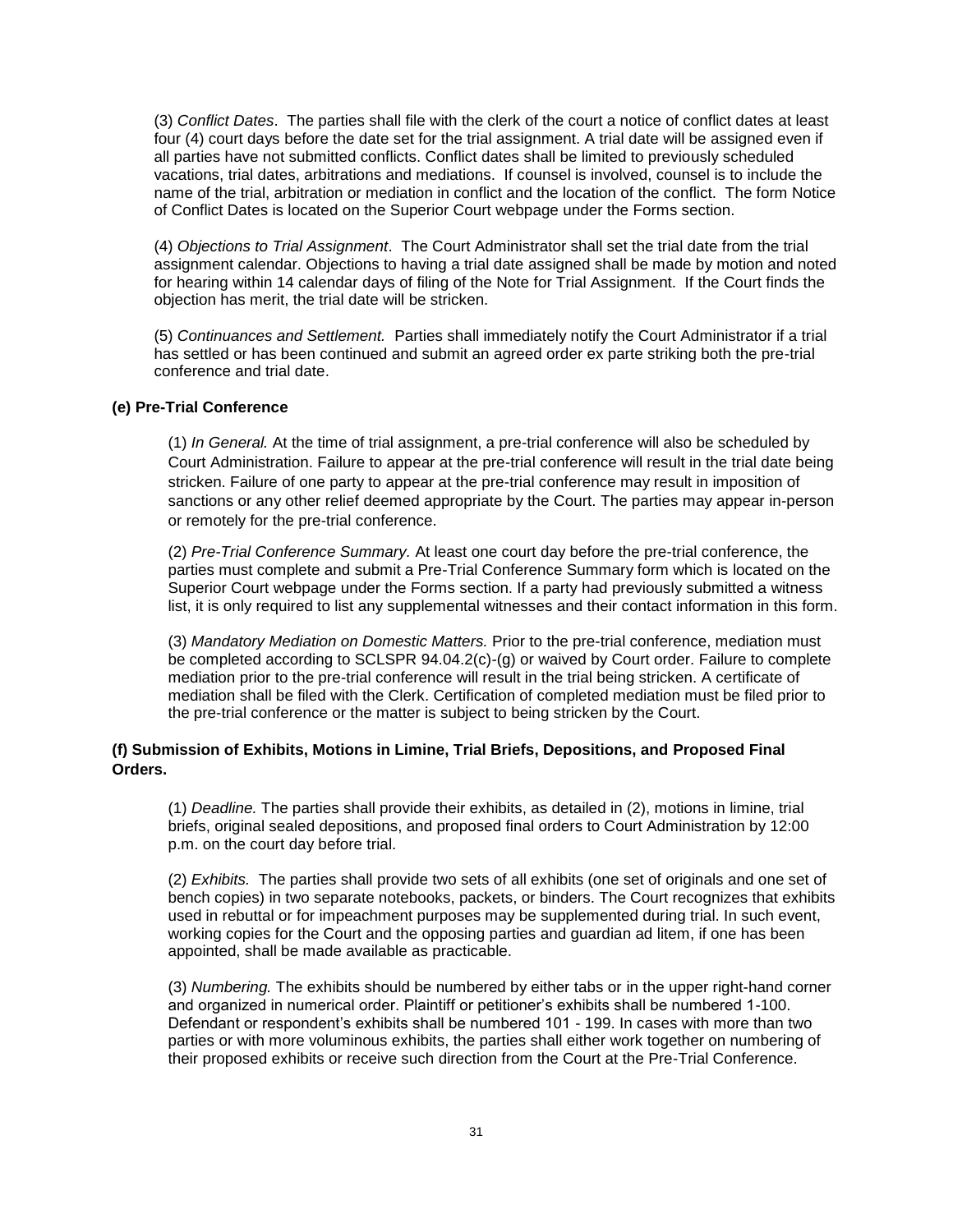(3) *Conflict Dates*. The parties shall file with the clerk of the court a notice of conflict dates at least four (4) court days before the date set for the trial assignment. A trial date will be assigned even if all parties have not submitted conflicts. Conflict dates shall be limited to previously scheduled vacations, trial dates, arbitrations and mediations. If counsel is involved, counsel is to include the name of the trial, arbitration or mediation in conflict and the location of the conflict. The form Notice of Conflict Dates is located on the Superior Court webpage under the Forms section.

(4) *Objections to Trial Assignment*. The Court Administrator shall set the trial date from the trial assignment calendar. Objections to having a trial date assigned shall be made by motion and noted for hearing within 14 calendar days of filing of the Note for Trial Assignment. If the Court finds the objection has merit, the trial date will be stricken.

(5) *Continuances and Settlement.* Parties shall immediately notify the Court Administrator if a trial has settled or has been continued and submit an agreed order ex parte striking both the pre-trial conference and trial date.

**(e) Pre-Trial Conference**

(1) *In General.* At the time of trial assignment, a pre-trial conference will also be scheduled by Court Administration. Failure to appear at the pre-trial conference will result in the trial date being stricken. Failure of one party to appear at the pre-trial conference may result in imposition of sanctions or any other relief deemed appropriate by the Court. The parties may appear in-person or remotely for the pre-trial conference.

(2) *Pre-Trial Conference Summary.* At least one court day before the pre-trial conference, the parties must complete and submit a Pre-Trial Conference Summary form which is located on the Superior Court webpage under the Forms section. If a party had previously submitted a witness list, it is only required to list any supplemental witnesses and their contact information in this form.

(3) *Mandatory Mediation on Domestic Matters.* Prior to the pre-trial conference, mediation must be completed according to SCLSPR 94.04.2(c)-(g) or waived by Court order. Failure to complete mediation prior to the pre-trial conference will result in the trial being stricken. A certificate of mediation shall be filed with the Clerk. Certification of completed mediation must be filed prior to the pre-trial conference or the matter is subject to being stricken by the Court.

**(f) Submission of Exhibits, Motions in Limine, Trial Briefs, Depositions, and Proposed Final Orders.**

(1) *Deadline.* The parties shall provide their exhibits, as detailed in (2), motions in limine, trial briefs, original sealed depositions, and proposed final orders to Court Administration by 12:00 p.m. on the court day before trial.

(2) *Exhibits.* The parties shall provide two sets of all exhibits (one set of originals and one set of bench copies) in two separate notebooks, packets, or binders. The Court recognizes that exhibits used in rebuttal or for impeachment purposes may be supplemented during trial. In such event, working copies for the Court and the opposing parties and guardian ad litem, if one has been appointed, shall be made available as practicable.

(3) *Numbering.* The exhibits should be numbered by either tabs or in the upper right-hand corner and organized in numerical order. Plaintiff or petitioner's exhibits shall be numbered 1-100. Defendant or respondent's exhibits shall be numbered 101 - 199. In cases with more than two parties or with more voluminous exhibits, the parties shall either work together on numbering of their proposed exhibits or receive such direction from the Court at the Pre-Trial Conference.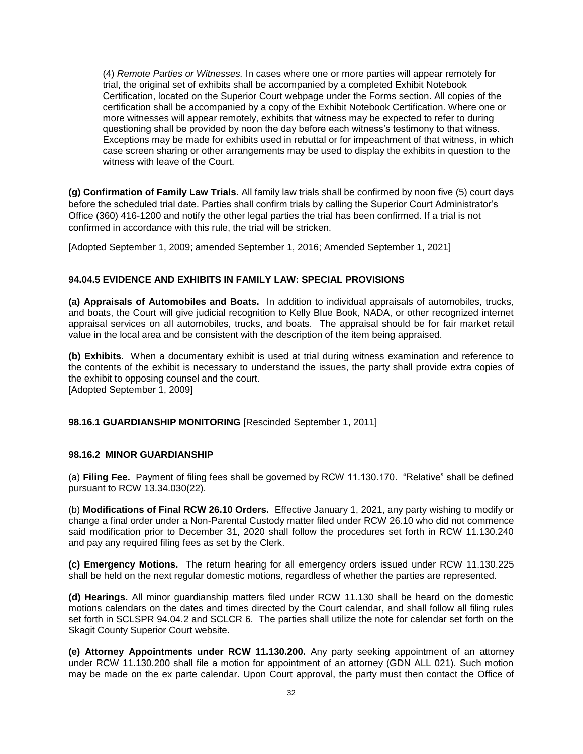(4) *Remote Parties or Witnesses.* In cases where one or more parties will appear remotely for trial, the original set of exhibits shall be accompanied by a completed Exhibit Notebook Certification, located on the Superior Court webpage under the Forms section. All copies of the certification shall be accompanied by a copy of the Exhibit Notebook Certification. Where one or more witnesses will appear remotely, exhibits that witness may be expected to refer to during questioning shall be provided by noon the day before each witness's testimony to that witness. Exceptions may be made for exhibits used in rebuttal or for impeachment of that witness, in which case screen sharing or other arrangements may be used to display the exhibits in question to the witness with leave of the Court.

**(g) Confirmation of Family Law Trials.** All family law trials shall be confirmed by noon five (5) court days before the scheduled trial date. Parties shall confirm trials by calling the Superior Court Administrator's Office (360) 416-1200 and notify the other legal parties the trial has been confirmed. If a trial is not confirmed in accordance with this rule, the trial will be stricken.

[Adopted September 1, 2009; amended September 1, 2016; Amended September 1, 2021]

**94.04.5 EVIDENCE AND EXHIBITS IN FAMILY LAW: SPECIAL PROVISIONS**

**(a) Appraisals of Automobiles and Boats.** In addition to individual appraisals of automobiles, trucks, and boats, the Court will give judicial recognition to Kelly Blue Book, NADA, or other recognized internet appraisal services on all automobiles, trucks, and boats. The appraisal should be for fair market retail value in the local area and be consistent with the description of the item being appraised.

**(b) Exhibits.** When a documentary exhibit is used at trial during witness examination and reference to the contents of the exhibit is necessary to understand the issues, the party shall provide extra copies of the exhibit to opposing counsel and the court.
[Adopted September 1, 2009]

**98.16.1 GUARDIANSHIP MONITORING** [Rescinded September 1, 2011]

**98.16.2 MINOR GUARDIANSHIP**

(a) **Filing Fee.** Payment of filing fees shall be governed by RCW 11.130.170. "Relative" shall be defined pursuant to RCW 13.34.030(22).

(b) **Modifications of Final RCW 26.10 Orders.** Effective January 1, 2021, any party wishing to modify or change a final order under a Non-Parental Custody matter filed under RCW 26.10 who did not commence said modification prior to December 31, 2020 shall follow the procedures set forth in RCW 11.130.240 and pay any required filing fees as set by the Clerk.

**(c) Emergency Motions.** The return hearing for all emergency orders issued under RCW 11.130.225 shall be held on the next regular domestic motions, regardless of whether the parties are represented.

**(d) Hearings.** All minor guardianship matters filed under RCW 11.130 shall be heard on the domestic motions calendars on the dates and times directed by the Court calendar, and shall follow all filing rules set forth in SCLSPR 94.04.2 and SCLCR 6. The parties shall utilize the note for calendar set forth on the Skagit County Superior Court website.

**(e) Attorney Appointments under RCW 11.130.200.** Any party seeking appointment of an attorney under RCW 11.130.200 shall file a motion for appointment of an attorney (GDN ALL 021). Such motion may be made on the ex parte calendar. Upon Court approval, the party must then contact the Office of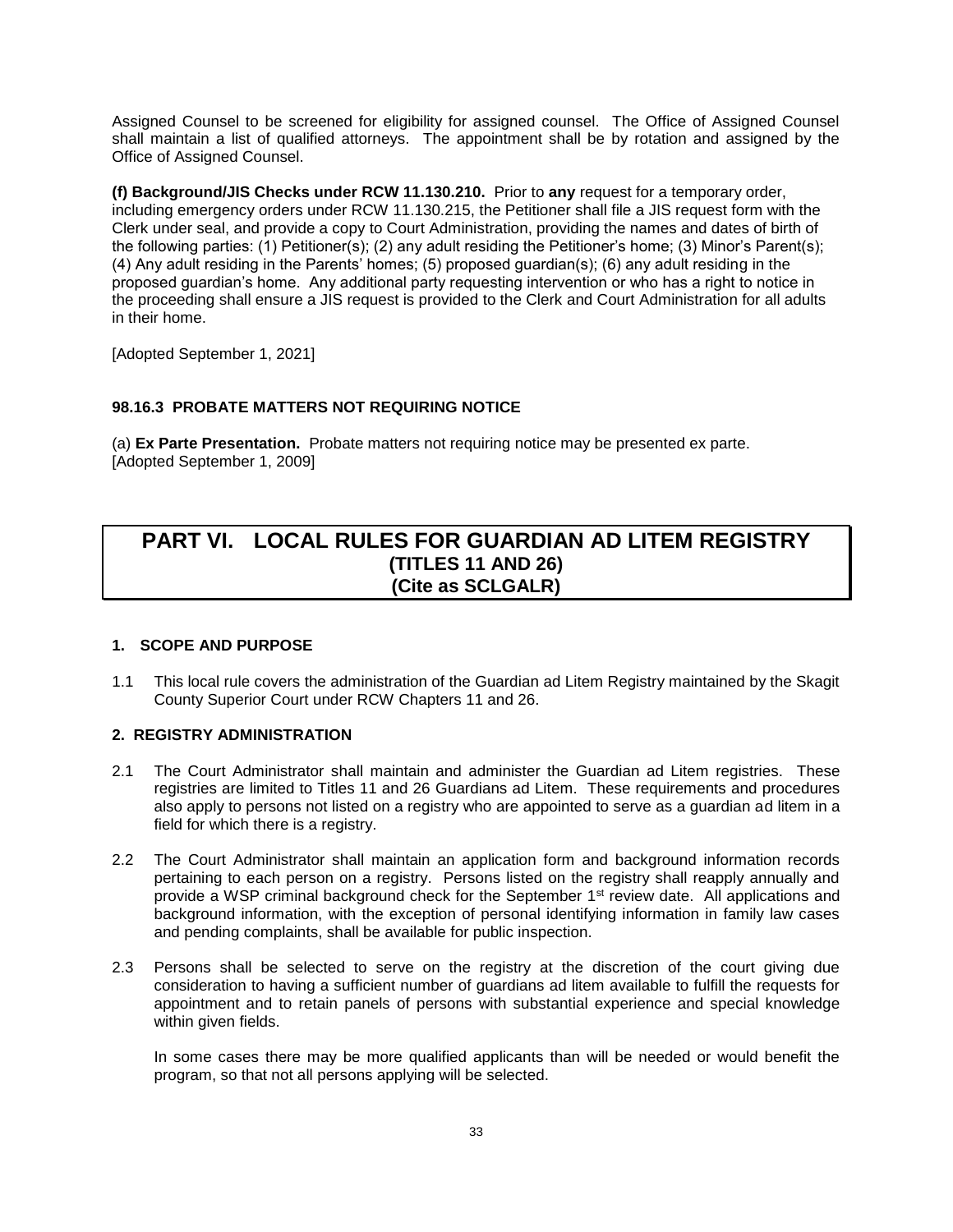Assigned Counsel to be screened for eligibility for assigned counsel. The Office of Assigned Counsel shall maintain a list of qualified attorneys. The appointment shall be by rotation and assigned by the Office of Assigned Counsel.

**(f) Background/JIS Checks under RCW 11.130.210.** Prior to **any** request for a temporary order, including emergency orders under RCW 11.130.215, the Petitioner shall file a JIS request form with the Clerk under seal, and provide a copy to Court Administration, providing the names and dates of birth of the following parties: (1) Petitioner(s); (2) any adult residing the Petitioner's home; (3) Minor's Parent(s); (4) Any adult residing in the Parents' homes; (5) proposed guardian(s); (6) any adult residing in the proposed guardian's home. Any additional party requesting intervention or who has a right to notice in the proceeding shall ensure a JIS request is provided to the Clerk and Court Administration for all adults in their home.

[Adopted September 1, 2021]

### 98.16.3 PROBATE MATTERS NOT REQUIRING NOTICE

(a) **Ex Parte Presentation.** Probate matters not requiring notice may be presented ex parte.
[Adopted September 1, 2009]

# PART VI. LOCAL RULES FOR GUARDIAN AD LITEM REGISTRY (TITLES 11 AND 26) (Cite as SCLGALR)

### 1. SCOPE AND PURPOSE

1.1 This local rule covers the administration of the Guardian ad Litem Registry maintained by the Skagit County Superior Court under RCW Chapters 11 and 26.

### 2. REGISTRY ADMINISTRATION

2.1 The Court Administrator shall maintain and administer the Guardian ad Litem registries. These registries are limited to Titles 11 and 26 Guardians ad Litem. These requirements and procedures also apply to persons not listed on a registry who are appointed to serve as a guardian ad litem in a field for which there is a registry.

2.2 The Court Administrator shall maintain an application form and background information records pertaining to each person on a registry. Persons listed on the registry shall reapply annually and provide a WSP criminal background check for the September 1st review date. All applications and background information, with the exception of personal identifying information in family law cases and pending complaints, shall be available for public inspection.

2.3 Persons shall be selected to serve on the registry at the discretion of the court giving due consideration to having a sufficient number of guardians ad litem available to fulfill the requests for appointment and to retain panels of persons with substantial experience and special knowledge within given fields.

In some cases there may be more qualified applicants than will be needed or would benefit the program, so that not all persons applying will be selected.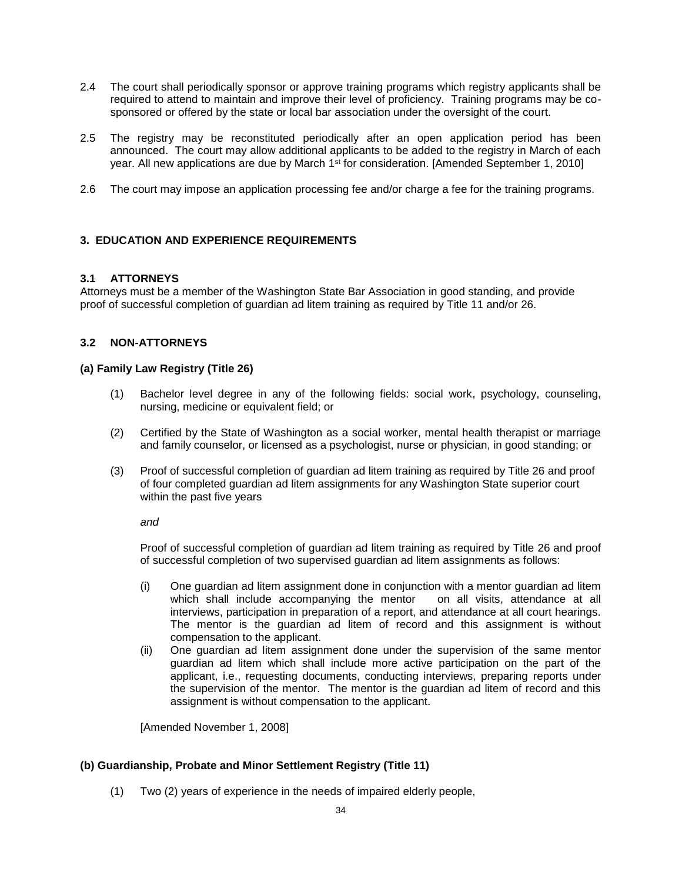2.4 The court shall periodically sponsor or approve training programs which registry applicants shall be required to attend to maintain and improve their level of proficiency. Training programs may be co-sponsored or offered by the state or local bar association under the oversight of the court.

2.5 The registry may be reconstituted periodically after an open application period has been announced. The court may allow additional applicants to be added to the registry in March of each year. All new applications are due by March 1st for consideration. [Amended September 1, 2010]

2.6 The court may impose an application processing fee and/or charge a fee for the training programs.

## 3. EDUCATION AND EXPERIENCE REQUIREMENTS

### 3.1 ATTORNEYS

Attorneys must be a member of the Washington State Bar Association in good standing, and provide proof of successful completion of guardian ad litem training as required by Title 11 and/or 26.

### 3.2 NON-ATTORNEYS

**(a) Family Law Registry (Title 26)**

(1) Bachelor level degree in any of the following fields: social work, psychology, counseling, nursing, medicine or equivalent field; or

(2) Certified by the State of Washington as a social worker, mental health therapist or marriage and family counselor, or licensed as a psychologist, nurse or physician, in good standing; or

(3) Proof of successful completion of guardian ad litem training as required by Title 26 and proof of four completed guardian ad litem assignments for any Washington State superior court within the past five years

*and*

Proof of successful completion of guardian ad litem training as required by Title 26 and proof of successful completion of two supervised guardian ad litem assignments as follows:

(i) One guardian ad litem assignment done in conjunction with a mentor guardian ad litem which shall include accompanying the mentor on all visits, attendance at all interviews, participation in preparation of a report, and attendance at all court hearings. The mentor is the guardian ad litem of record and this assignment is without compensation to the applicant.

(ii) One guardian ad litem assignment done under the supervision of the same mentor guardian ad litem which shall include more active participation on the part of the applicant, i.e., requesting documents, conducting interviews, preparing reports under the supervision of the mentor. The mentor is the guardian ad litem of record and this assignment is without compensation to the applicant.

[Amended November 1, 2008]

**(b) Guardianship, Probate and Minor Settlement Registry (Title 11)**

(1) Two (2) years of experience in the needs of impaired elderly people,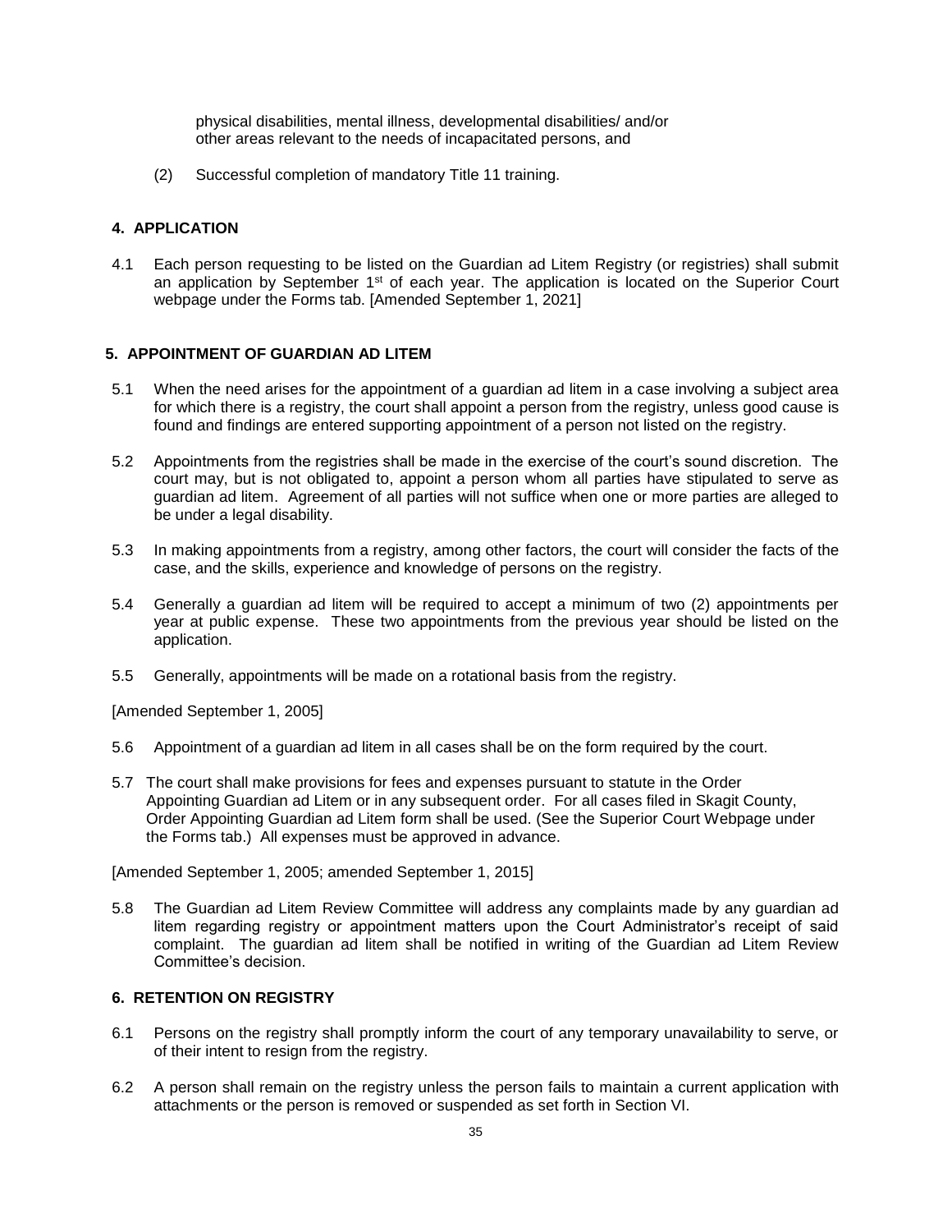physical disabilities, mental illness, developmental disabilities/ and/or other areas relevant to the needs of incapacitated persons, and

(2) Successful completion of mandatory Title 11 training.

## 4. APPLICATION

4.1 Each person requesting to be listed on the Guardian ad Litem Registry (or registries) shall submit an application by September 1st of each year. The application is located on the Superior Court webpage under the Forms tab. [Amended September 1, 2021]

## 5. APPOINTMENT OF GUARDIAN AD LITEM

5.1 When the need arises for the appointment of a guardian ad litem in a case involving a subject area for which there is a registry, the court shall appoint a person from the registry, unless good cause is found and findings are entered supporting appointment of a person not listed on the registry.

5.2 Appointments from the registries shall be made in the exercise of the court's sound discretion. The court may, but is not obligated to, appoint a person whom all parties have stipulated to serve as guardian ad litem. Agreement of all parties will not suffice when one or more parties are alleged to be under a legal disability.

5.3 In making appointments from a registry, among other factors, the court will consider the facts of the case, and the skills, experience and knowledge of persons on the registry.

5.4 Generally a guardian ad litem will be required to accept a minimum of two (2) appointments per year at public expense. These two appointments from the previous year should be listed on the application.

5.5 Generally, appointments will be made on a rotational basis from the registry.

[Amended September 1, 2005]

5.6 Appointment of a guardian ad litem in all cases shall be on the form required by the court.

5.7 The court shall make provisions for fees and expenses pursuant to statute in the Order Appointing Guardian ad Litem or in any subsequent order. For all cases filed in Skagit County, Order Appointing Guardian ad Litem form shall be used. (See the Superior Court Webpage under the Forms tab.) All expenses must be approved in advance.

[Amended September 1, 2005; amended September 1, 2015]

5.8 The Guardian ad Litem Review Committee will address any complaints made by any guardian ad litem regarding registry or appointment matters upon the Court Administrator's receipt of said complaint. The guardian ad litem shall be notified in writing of the Guardian ad Litem Review Committee's decision.

## 6. RETENTION ON REGISTRY

6.1 Persons on the registry shall promptly inform the court of any temporary unavailability to serve, or of their intent to resign from the registry.

6.2 A person shall remain on the registry unless the person fails to maintain a current application with attachments or the person is removed or suspended as set forth in Section VI.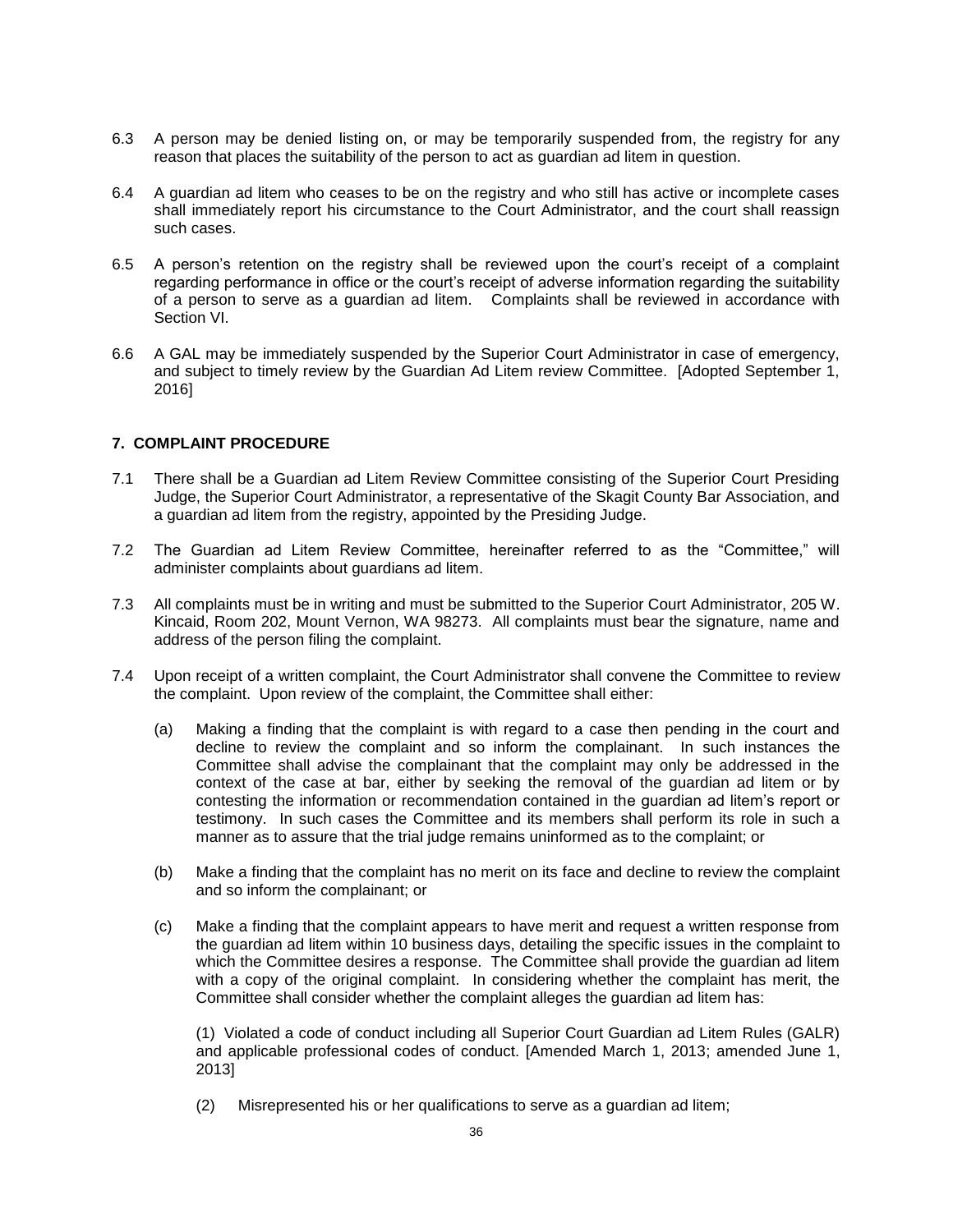6.3 A person may be denied listing on, or may be temporarily suspended from, the registry for any reason that places the suitability of the person to act as guardian ad litem in question.

6.4 A guardian ad litem who ceases to be on the registry and who still has active or incomplete cases shall immediately report his circumstance to the Court Administrator, and the court shall reassign such cases.

6.5 A person's retention on the registry shall be reviewed upon the court's receipt of a complaint regarding performance in office or the court's receipt of adverse information regarding the suitability of a person to serve as a guardian ad litem. Complaints shall be reviewed in accordance with Section VI.

6.6 A GAL may be immediately suspended by the Superior Court Administrator in case of emergency, and subject to timely review by the Guardian Ad Litem review Committee. [Adopted September 1, 2016]

### 7. COMPLAINT PROCEDURE

7.1 There shall be a Guardian ad Litem Review Committee consisting of the Superior Court Presiding Judge, the Superior Court Administrator, a representative of the Skagit County Bar Association, and a guardian ad litem from the registry, appointed by the Presiding Judge.

7.2 The Guardian ad Litem Review Committee, hereinafter referred to as the "Committee," will administer complaints about guardians ad litem.

7.3 All complaints must be in writing and must be submitted to the Superior Court Administrator, 205 W. Kincaid, Room 202, Mount Vernon, WA 98273. All complaints must bear the signature, name and address of the person filing the complaint.

7.4 Upon receipt of a written complaint, the Court Administrator shall convene the Committee to review the complaint. Upon review of the complaint, the Committee shall either:

(a) Making a finding that the complaint is with regard to a case then pending in the court and decline to review the complaint and so inform the complainant. In such instances the Committee shall advise the complainant that the complaint may only be addressed in the context of the case at bar, either by seeking the removal of the guardian ad litem or by contesting the information or recommendation contained in the guardian ad litem's report or testimony. In such cases the Committee and its members shall perform its role in such a manner as to assure that the trial judge remains uninformed as to the complaint; or

(b) Make a finding that the complaint has no merit on its face and decline to review the complaint and so inform the complainant; or

(c) Make a finding that the complaint appears to have merit and request a written response from the guardian ad litem within 10 business days, detailing the specific issues in the complaint to which the Committee desires a response. The Committee shall provide the guardian ad litem with a copy of the original complaint. In considering whether the complaint has merit, the Committee shall consider whether the complaint alleges the guardian ad litem has:

(1) Violated a code of conduct including all Superior Court Guardian ad Litem Rules (GALR) and applicable professional codes of conduct. [Amended March 1, 2013; amended June 1, 2013]

(2) Misrepresented his or her qualifications to serve as a guardian ad litem;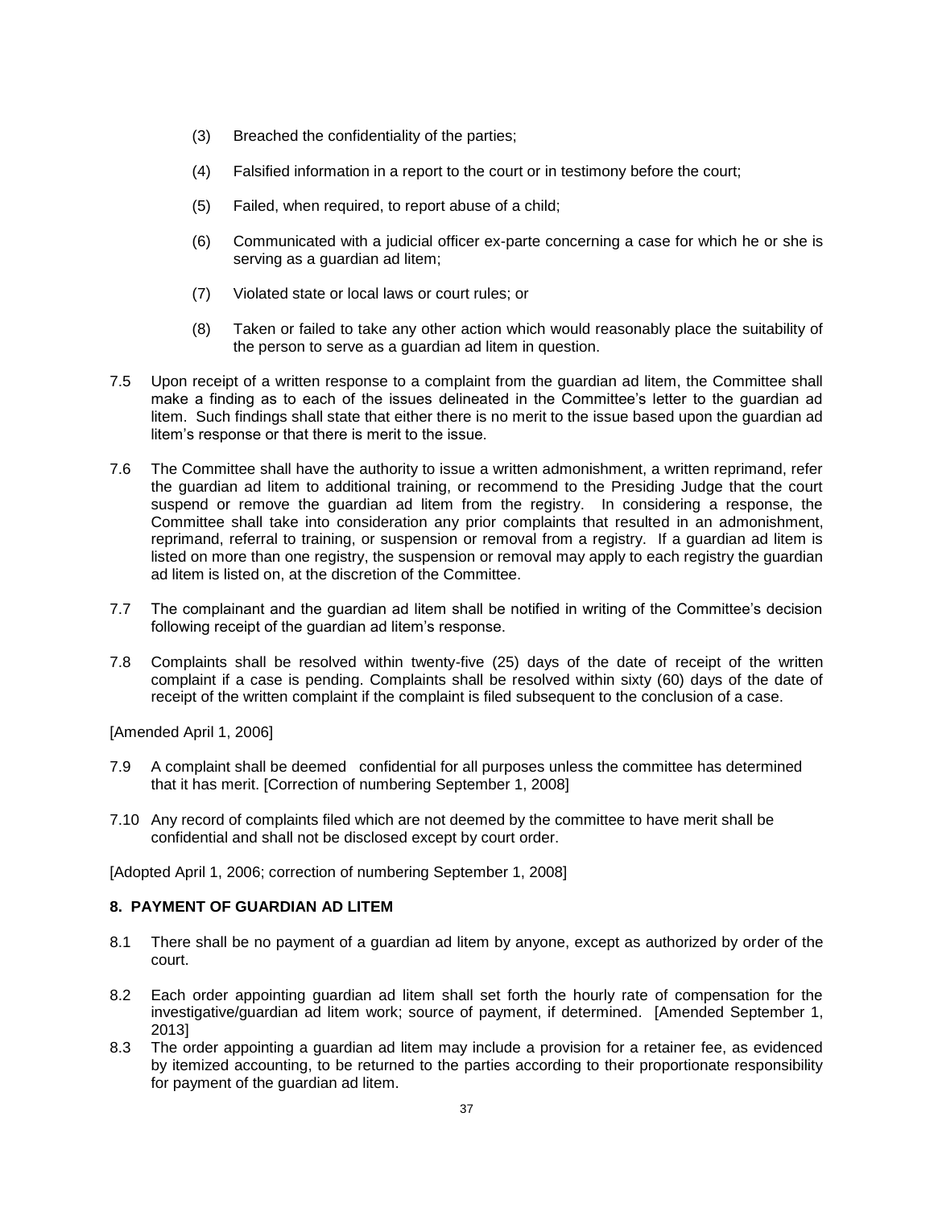(3) Breached the confidentiality of the parties;

(4) Falsified information in a report to the court or in testimony before the court;

(5) Failed, when required, to report abuse of a child;

(6) Communicated with a judicial officer ex-parte concerning a case for which he or she is serving as a guardian ad litem;

(7) Violated state or local laws or court rules; or

(8) Taken or failed to take any other action which would reasonably place the suitability of the person to serve as a guardian ad litem in question.

7.5 Upon receipt of a written response to a complaint from the guardian ad litem, the Committee shall make a finding as to each of the issues delineated in the Committee's letter to the guardian ad litem. Such findings shall state that either there is no merit to the issue based upon the guardian ad litem's response or that there is merit to the issue.

7.6 The Committee shall have the authority to issue a written admonishment, a written reprimand, refer the guardian ad litem to additional training, or recommend to the Presiding Judge that the court suspend or remove the guardian ad litem from the registry. In considering a response, the Committee shall take into consideration any prior complaints that resulted in an admonishment, reprimand, referral to training, or suspension or removal from a registry. If a guardian ad litem is listed on more than one registry, the suspension or removal may apply to each registry the guardian ad litem is listed on, at the discretion of the Committee.

7.7 The complainant and the guardian ad litem shall be notified in writing of the Committee's decision following receipt of the guardian ad litem's response.

7.8 Complaints shall be resolved within twenty-five (25) days of the date of receipt of the written complaint if a case is pending. Complaints shall be resolved within sixty (60) days of the date of receipt of the written complaint if the complaint is filed subsequent to the conclusion of a case.

[Amended April 1, 2006]

7.9 A complaint shall be deemed confidential for all purposes unless the committee has determined that it has merit. [Correction of numbering September 1, 2008]

7.10 Any record of complaints filed which are not deemed by the committee to have merit shall be confidential and shall not be disclosed except by court order.

[Adopted April 1, 2006; correction of numbering September 1, 2008]

### 8. PAYMENT OF GUARDIAN AD LITEM

8.1 There shall be no payment of a guardian ad litem by anyone, except as authorized by order of the court.

8.2 Each order appointing guardian ad litem shall set forth the hourly rate of compensation for the investigative/guardian ad litem work; source of payment, if determined. [Amended September 1, 2013]

8.3 The order appointing a guardian ad litem may include a provision for a retainer fee, as evidenced by itemized accounting, to be returned to the parties according to their proportionate responsibility for payment of the guardian ad litem.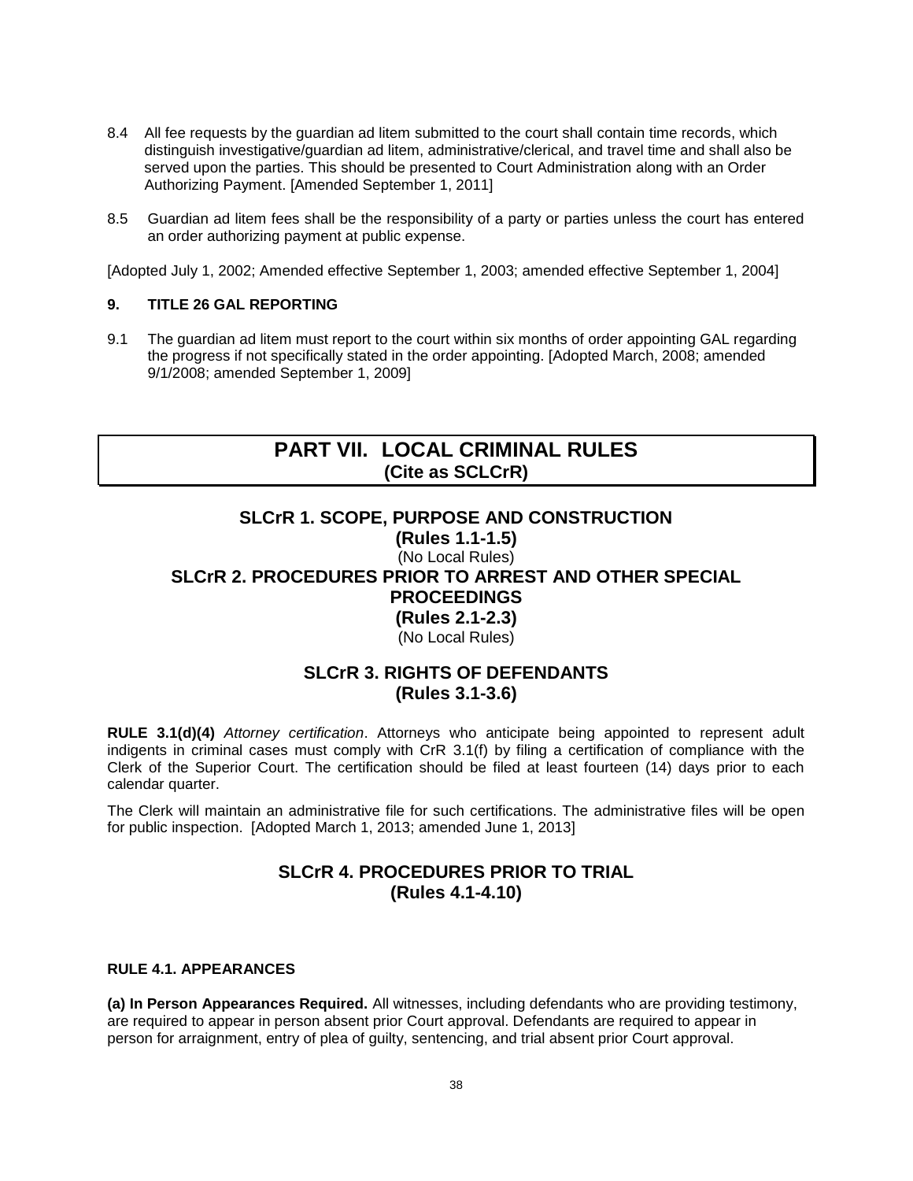8.4 All fee requests by the guardian ad litem submitted to the court shall contain time records, which distinguish investigative/guardian ad litem, administrative/clerical, and travel time and shall also be served upon the parties. This should be presented to Court Administration along with an Order Authorizing Payment. [Amended September 1, 2011]

8.5 Guardian ad litem fees shall be the responsibility of a party or parties unless the court has entered an order authorizing payment at public expense.

[Adopted July 1, 2002; Amended effective September 1, 2003; amended effective September 1, 2004]

#### 9. TITLE 26 GAL REPORTING

9.1 The guardian ad litem must report to the court within six months of order appointing GAL regarding the progress if not specifically stated in the order appointing. [Adopted March, 2008; amended 9/1/2008; amended September 1, 2009]

# PART VII. LOCAL CRIMINAL RULES
**(Cite as SCLCrR)**

## SLCrR 1. SCOPE, PURPOSE AND CONSTRUCTION
**(Rules 1.1-1.5)**

(No Local Rules)

## SLCrR 2. PROCEDURES PRIOR TO ARREST AND OTHER SPECIAL PROCEEDINGS
**(Rules 2.1-2.3)**

(No Local Rules)

## SLCrR 3. RIGHTS OF DEFENDANTS
**(Rules 3.1-3.6)**

**RULE 3.1(d)(4)** *Attorney certification*. Attorneys who anticipate being appointed to represent adult indigents in criminal cases must comply with CrR 3.1(f) by filing a certification of compliance with the Clerk of the Superior Court. The certification should be filed at least fourteen (14) days prior to each calendar quarter.

The Clerk will maintain an administrative file for such certifications. The administrative files will be open for public inspection. [Adopted March 1, 2013; amended June 1, 2013]

## SLCrR 4. PROCEDURES PRIOR TO TRIAL
**(Rules 4.1-4.10)**

#### RULE 4.1. APPEARANCES

**(a) In Person Appearances Required.** All witnesses, including defendants who are providing testimony, are required to appear in person absent prior Court approval. Defendants are required to appear in person for arraignment, entry of plea of guilty, sentencing, and trial absent prior Court approval.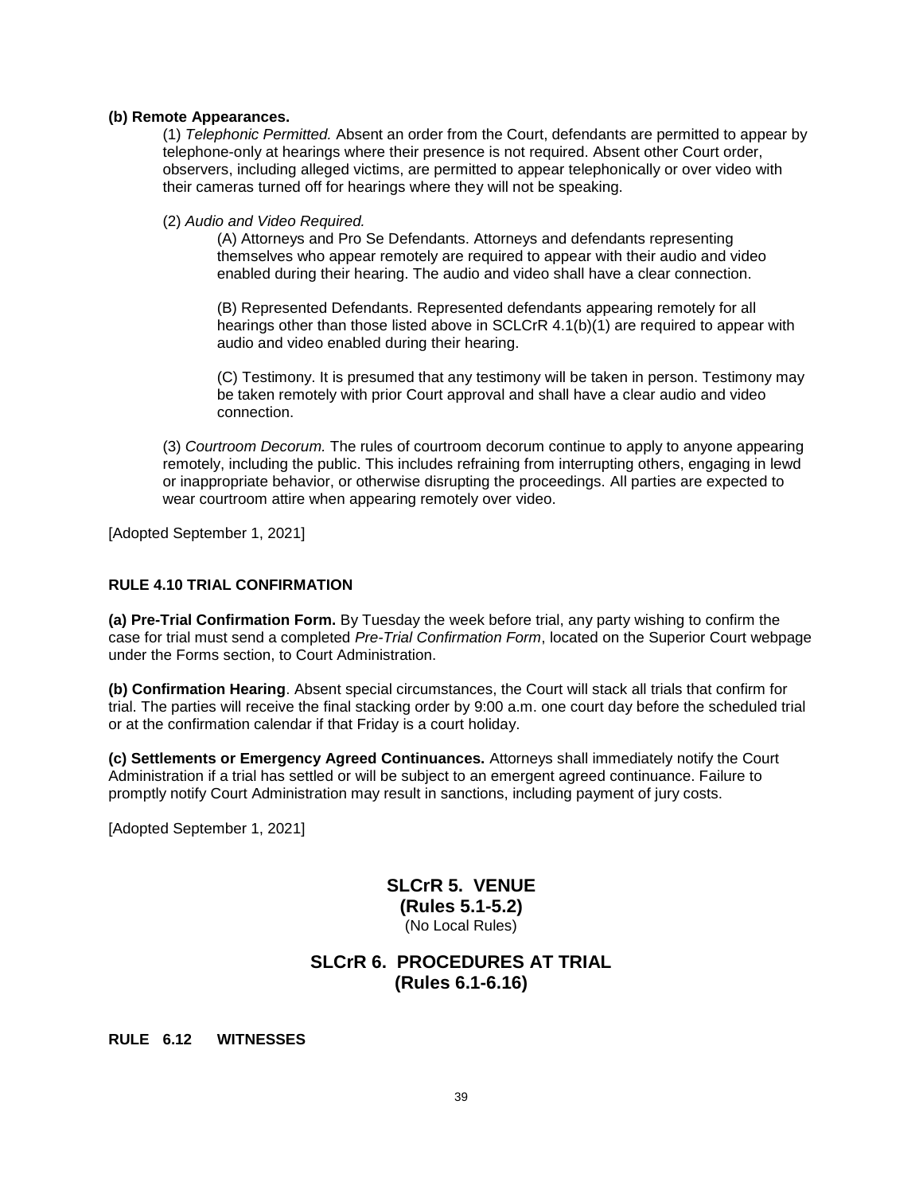**(b) Remote Appearances.**

(1) *Telephonic Permitted.* Absent an order from the Court, defendants are permitted to appear by telephone-only at hearings where their presence is not required. Absent other Court order, observers, including alleged victims, are permitted to appear telephonically or over video with their cameras turned off for hearings where they will not be speaking.

(2) *Audio and Video Required.*

(A) Attorneys and Pro Se Defendants. Attorneys and defendants representing themselves who appear remotely are required to appear with their audio and video enabled during their hearing. The audio and video shall have a clear connection.

(B) Represented Defendants. Represented defendants appearing remotely for all hearings other than those listed above in SCLCrR 4.1(b)(1) are required to appear with audio and video enabled during their hearing.

(C) Testimony. It is presumed that any testimony will be taken in person. Testimony may be taken remotely with prior Court approval and shall have a clear audio and video connection.

(3) *Courtroom Decorum.* The rules of courtroom decorum continue to apply to anyone appearing remotely, including the public. This includes refraining from interrupting others, engaging in lewd or inappropriate behavior, or otherwise disrupting the proceedings. All parties are expected to wear courtroom attire when appearing remotely over video.

[Adopted September 1, 2021]

**RULE 4.10 TRIAL CONFIRMATION**

**(a) Pre-Trial Confirmation Form.** By Tuesday the week before trial, any party wishing to confirm the case for trial must send a completed *Pre-Trial Confirmation Form*, located on the Superior Court webpage under the Forms section, to Court Administration.

**(b) Confirmation Hearing**. Absent special circumstances, the Court will stack all trials that confirm for trial. The parties will receive the final stacking order by 9:00 a.m. one court day before the scheduled trial or at the confirmation calendar if that Friday is a court holiday.

**(c) Settlements or Emergency Agreed Continuances.** Attorneys shall immediately notify the Court Administration if a trial has settled or will be subject to an emergent agreed continuance. Failure to promptly notify Court Administration may result in sanctions, including payment of jury costs.

[Adopted September 1, 2021]

## SLCrR 5. VENUE
## (Rules 5.1-5.2)
(No Local Rules)

## SLCrR 6. PROCEDURES AT TRIAL
## (Rules 6.1-6.16)

**RULE 6.12 WITNESSES**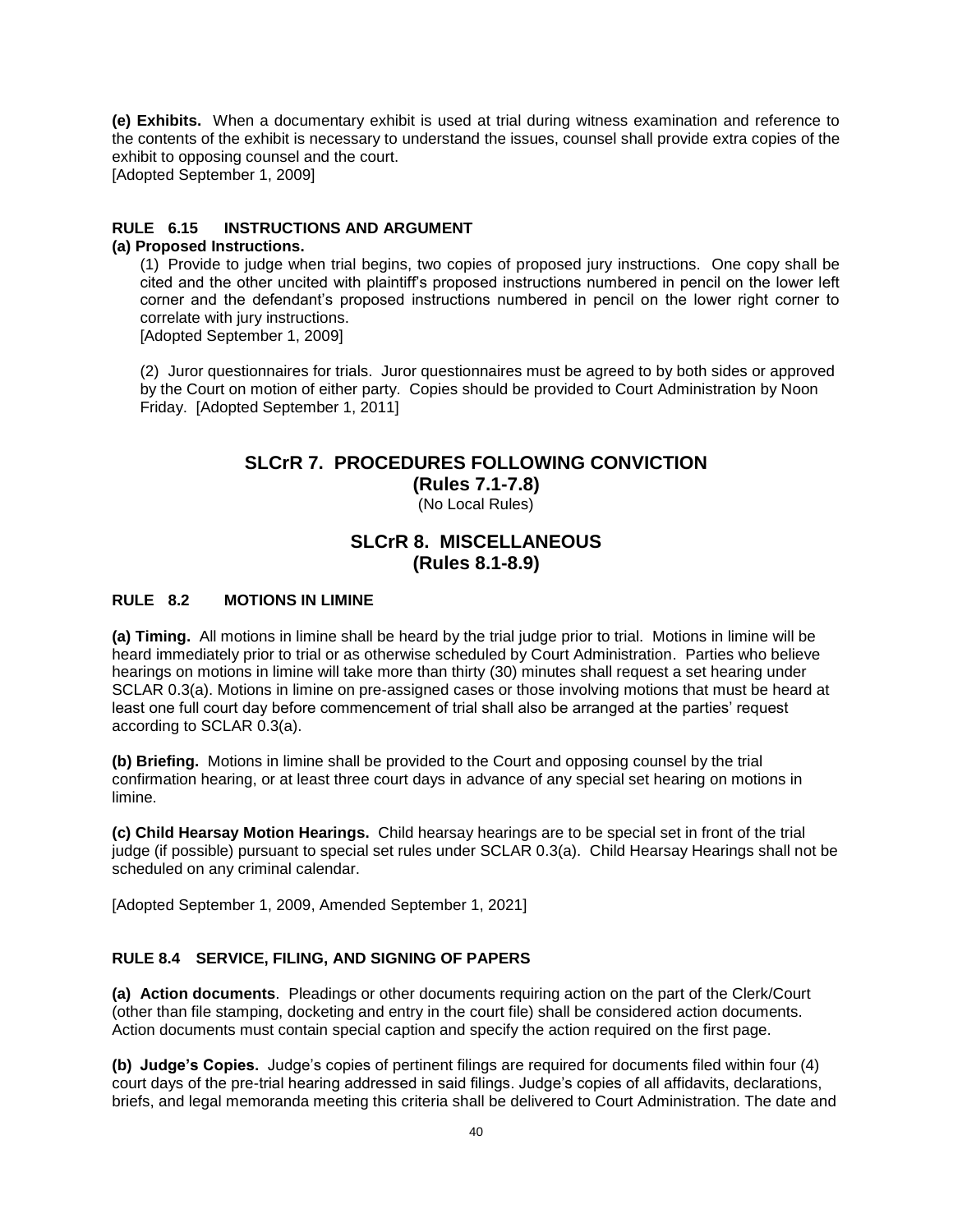**(e) Exhibits.** When a documentary exhibit is used at trial during witness examination and reference to the contents of the exhibit is necessary to understand the issues, counsel shall provide extra copies of the exhibit to opposing counsel and the court.
[Adopted September 1, 2009]

### RULE 6.15 INSTRUCTIONS AND ARGUMENT

**(a) Proposed Instructions.**

(1) Provide to judge when trial begins, two copies of proposed jury instructions. One copy shall be cited and the other uncited with plaintiff's proposed instructions numbered in pencil on the lower left corner and the defendant's proposed instructions numbered in pencil on the lower right corner to correlate with jury instructions.
[Adopted September 1, 2009]

(2) Juror questionnaires for trials. Juror questionnaires must be agreed to by both sides or approved by the Court on motion of either party. Copies should be provided to Court Administration by Noon Friday. [Adopted September 1, 2011]

## SLCrR 7. PROCEDURES FOLLOWING CONVICTION
## (Rules 7.1-7.8)
(No Local Rules)

## SLCrR 8. MISCELLANEOUS
## (Rules 8.1-8.9)

### RULE 8.2 MOTIONS IN LIMINE

**(a) Timing.** All motions in limine shall be heard by the trial judge prior to trial. Motions in limine will be heard immediately prior to trial or as otherwise scheduled by Court Administration. Parties who believe hearings on motions in limine will take more than thirty (30) minutes shall request a set hearing under SCLAR 0.3(a). Motions in limine on pre-assigned cases or those involving motions that must be heard at least one full court day before commencement of trial shall also be arranged at the parties' request according to SCLAR 0.3(a).

**(b) Briefing.** Motions in limine shall be provided to the Court and opposing counsel by the trial confirmation hearing, or at least three court days in advance of any special set hearing on motions in limine.

**(c) Child Hearsay Motion Hearings.** Child hearsay hearings are to be special set in front of the trial judge (if possible) pursuant to special set rules under SCLAR 0.3(a). Child Hearsay Hearings shall not be scheduled on any criminal calendar.

[Adopted September 1, 2009, Amended September 1, 2021]

### RULE 8.4 SERVICE, FILING, AND SIGNING OF PAPERS

**(a) Action documents**. Pleadings or other documents requiring action on the part of the Clerk/Court (other than file stamping, docketing and entry in the court file) shall be considered action documents. Action documents must contain special caption and specify the action required on the first page.

**(b) Judge's Copies.** Judge's copies of pertinent filings are required for documents filed within four (4) court days of the pre-trial hearing addressed in said filings. Judge's copies of all affidavits, declarations, briefs, and legal memoranda meeting this criteria shall be delivered to Court Administration. The date and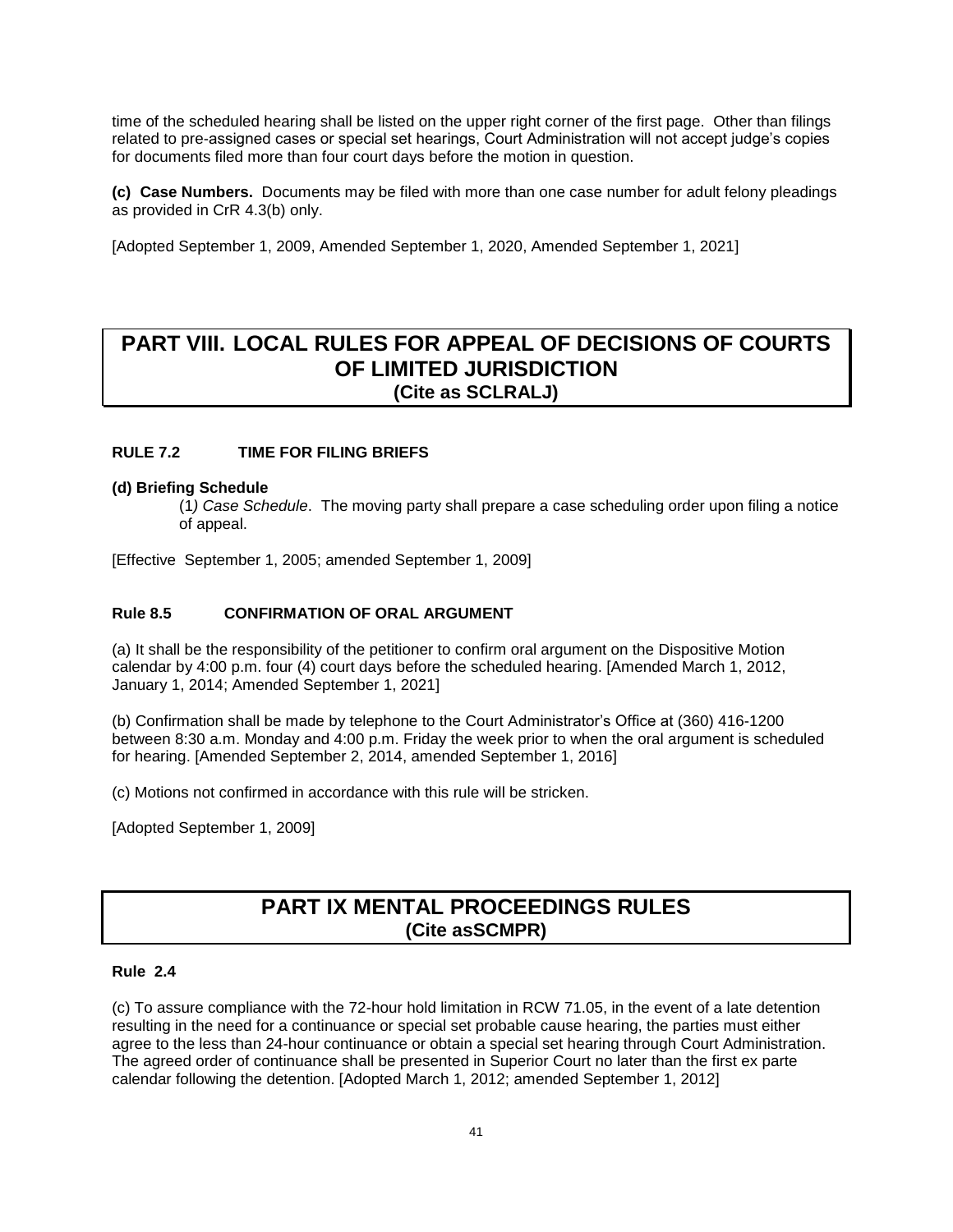time of the scheduled hearing shall be listed on the upper right corner of the first page. Other than filings related to pre-assigned cases or special set hearings, Court Administration will not accept judge's copies for documents filed more than four court days before the motion in question.

**(c) Case Numbers.** Documents may be filed with more than one case number for adult felony pleadings as provided in CrR 4.3(b) only.

[Adopted September 1, 2009, Amended September 1, 2020, Amended September 1, 2021]

# PART VIII. LOCAL RULES FOR APPEAL OF DECISIONS OF COURTS OF LIMITED JURISDICTION
## (Cite as SCLRALJ)

### RULE 7.2 TIME FOR FILING BRIEFS

**(d) Briefing Schedule**

(1*) Case Schedule*. The moving party shall prepare a case scheduling order upon filing a notice of appeal.

[Effective September 1, 2005; amended September 1, 2009]

### Rule 8.5 CONFIRMATION OF ORAL ARGUMENT

(a) It shall be the responsibility of the petitioner to confirm oral argument on the Dispositive Motion calendar by 4:00 p.m. four (4) court days before the scheduled hearing. [Amended March 1, 2012, January 1, 2014; Amended September 1, 2021]

(b) Confirmation shall be made by telephone to the Court Administrator's Office at (360) 416-1200 between 8:30 a.m. Monday and 4:00 p.m. Friday the week prior to when the oral argument is scheduled for hearing. [Amended September 2, 2014, amended September 1, 2016]

(c) Motions not confirmed in accordance with this rule will be stricken.

[Adopted September 1, 2009]

# PART IX MENTAL PROCEEDINGS RULES
## (Cite asSCMPR)

### Rule 2.4

(c) To assure compliance with the 72-hour hold limitation in RCW 71.05, in the event of a late detention resulting in the need for a continuance or special set probable cause hearing, the parties must either agree to the less than 24-hour continuance or obtain a special set hearing through Court Administration. The agreed order of continuance shall be presented in Superior Court no later than the first ex parte calendar following the detention. [Adopted March 1, 2012; amended September 1, 2012]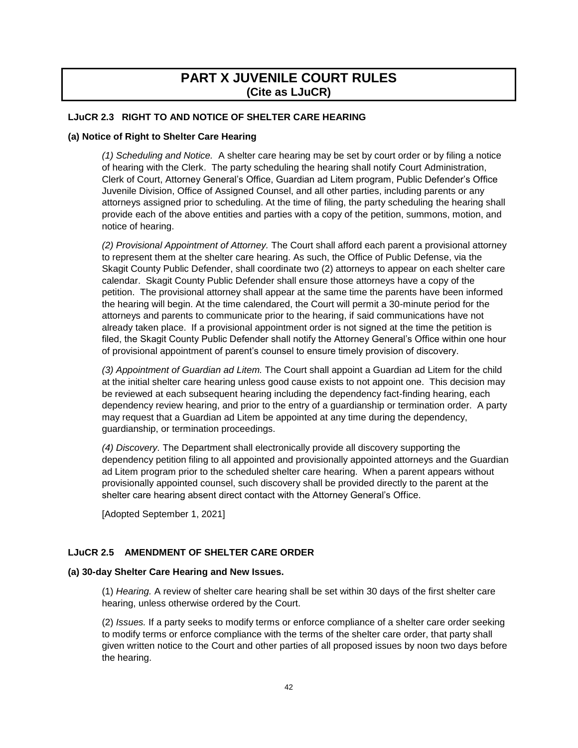# PART X JUVENILE COURT RULES
## (Cite as LJuCR)

### LJuCR 2.3 RIGHT TO AND NOTICE OF SHELTER CARE HEARING

**(a) Notice of Right to Shelter Care Hearing**

*(1) Scheduling and Notice.* A shelter care hearing may be set by court order or by filing a notice of hearing with the Clerk. The party scheduling the hearing shall notify Court Administration, Clerk of Court, Attorney General's Office, Guardian ad Litem program, Public Defender's Office Juvenile Division, Office of Assigned Counsel, and all other parties, including parents or any attorneys assigned prior to scheduling. At the time of filing, the party scheduling the hearing shall provide each of the above entities and parties with a copy of the petition, summons, motion, and notice of hearing.

*(2) Provisional Appointment of Attorney.* The Court shall afford each parent a provisional attorney to represent them at the shelter care hearing. As such, the Office of Public Defense, via the Skagit County Public Defender, shall coordinate two (2) attorneys to appear on each shelter care calendar. Skagit County Public Defender shall ensure those attorneys have a copy of the petition. The provisional attorney shall appear at the same time the parents have been informed the hearing will begin. At the time calendared, the Court will permit a 30-minute period for the attorneys and parents to communicate prior to the hearing, if said communications have not already taken place. If a provisional appointment order is not signed at the time the petition is filed, the Skagit County Public Defender shall notify the Attorney General's Office within one hour of provisional appointment of parent's counsel to ensure timely provision of discovery.

*(3) Appointment of Guardian ad Litem.* The Court shall appoint a Guardian ad Litem for the child at the initial shelter care hearing unless good cause exists to not appoint one. This decision may be reviewed at each subsequent hearing including the dependency fact-finding hearing, each dependency review hearing, and prior to the entry of a guardianship or termination order. A party may request that a Guardian ad Litem be appointed at any time during the dependency, guardianship, or termination proceedings.

*(4) Discovery.* The Department shall electronically provide all discovery supporting the dependency petition filing to all appointed and provisionally appointed attorneys and the Guardian ad Litem program prior to the scheduled shelter care hearing. When a parent appears without provisionally appointed counsel, such discovery shall be provided directly to the parent at the shelter care hearing absent direct contact with the Attorney General's Office.

[Adopted September 1, 2021]

### LJuCR 2.5 AMENDMENT OF SHELTER CARE ORDER

**(a) 30-day Shelter Care Hearing and New Issues.**

(1) *Hearing.* A review of shelter care hearing shall be set within 30 days of the first shelter care hearing, unless otherwise ordered by the Court.

(2) *Issues.* If a party seeks to modify terms or enforce compliance of a shelter care order seeking to modify terms or enforce compliance with the terms of the shelter care order, that party shall given written notice to the Court and other parties of all proposed issues by noon two days before the hearing.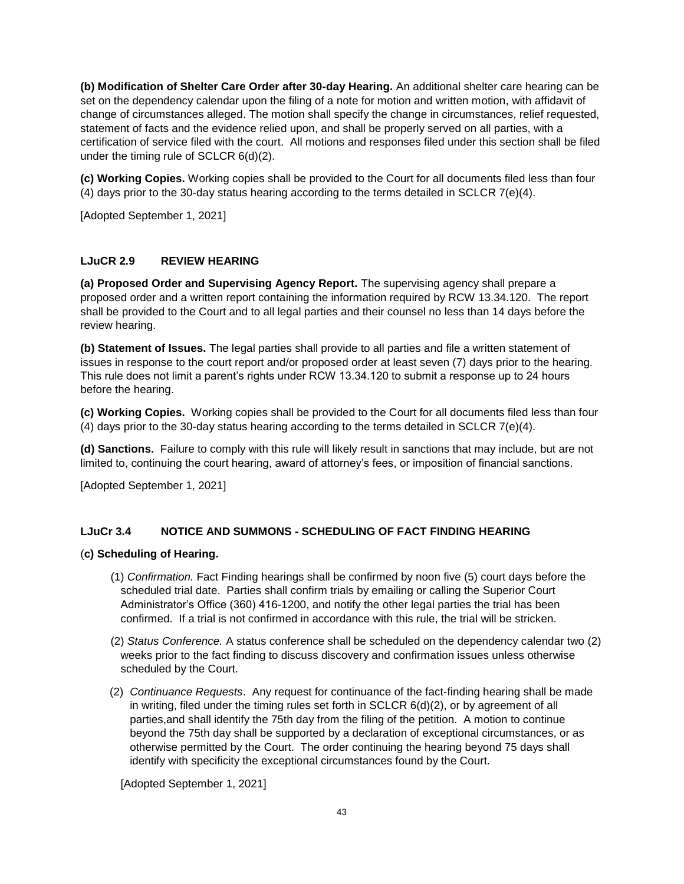**(b) Modification of Shelter Care Order after 30-day Hearing.** An additional shelter care hearing can be set on the dependency calendar upon the filing of a note for motion and written motion, with affidavit of change of circumstances alleged. The motion shall specify the change in circumstances, relief requested, statement of facts and the evidence relied upon, and shall be properly served on all parties, with a certification of service filed with the court. All motions and responses filed under this section shall be filed under the timing rule of SCLCR 6(d)(2).

**(c) Working Copies.** Working copies shall be provided to the Court for all documents filed less than four (4) days prior to the 30-day status hearing according to the terms detailed in SCLCR 7(e)(4).

[Adopted September 1, 2021]

### LJuCR 2.9 REVIEW HEARING

**(a) Proposed Order and Supervising Agency Report.** The supervising agency shall prepare a proposed order and a written report containing the information required by RCW 13.34.120. The report shall be provided to the Court and to all legal parties and their counsel no less than 14 days before the review hearing.

**(b) Statement of Issues.** The legal parties shall provide to all parties and file a written statement of issues in response to the court report and/or proposed order at least seven (7) days prior to the hearing. This rule does not limit a parent's rights under RCW 13.34.120 to submit a response up to 24 hours before the hearing.

**(c) Working Copies.** Working copies shall be provided to the Court for all documents filed less than four (4) days prior to the 30-day status hearing according to the terms detailed in SCLCR 7(e)(4).

**(d) Sanctions.** Failure to comply with this rule will likely result in sanctions that may include, but are not limited to, continuing the court hearing, award of attorney's fees, or imposition of financial sanctions.

[Adopted September 1, 2021]

### LJuCr 3.4 NOTICE AND SUMMONS - SCHEDULING OF FACT FINDING HEARING

(**c) Scheduling of Hearing.**

(1) *Confirmation.* Fact Finding hearings shall be confirmed by noon five (5) court days before the scheduled trial date. Parties shall confirm trials by emailing or calling the Superior Court Administrator's Office (360) 416-1200, and notify the other legal parties the trial has been confirmed. If a trial is not confirmed in accordance with this rule, the trial will be stricken.

(2) *Status Conference.* A status conference shall be scheduled on the dependency calendar two (2) weeks prior to the fact finding to discuss discovery and confirmation issues unless otherwise scheduled by the Court.

(2) *Continuance Requests*. Any request for continuance of the fact-finding hearing shall be made in writing, filed under the timing rules set forth in SCLCR 6(d)(2), or by agreement of all parties,and shall identify the 75th day from the filing of the petition. A motion to continue beyond the 75th day shall be supported by a declaration of exceptional circumstances, or as otherwise permitted by the Court. The order continuing the hearing beyond 75 days shall identify with specificity the exceptional circumstances found by the Court.

[Adopted September 1, 2021]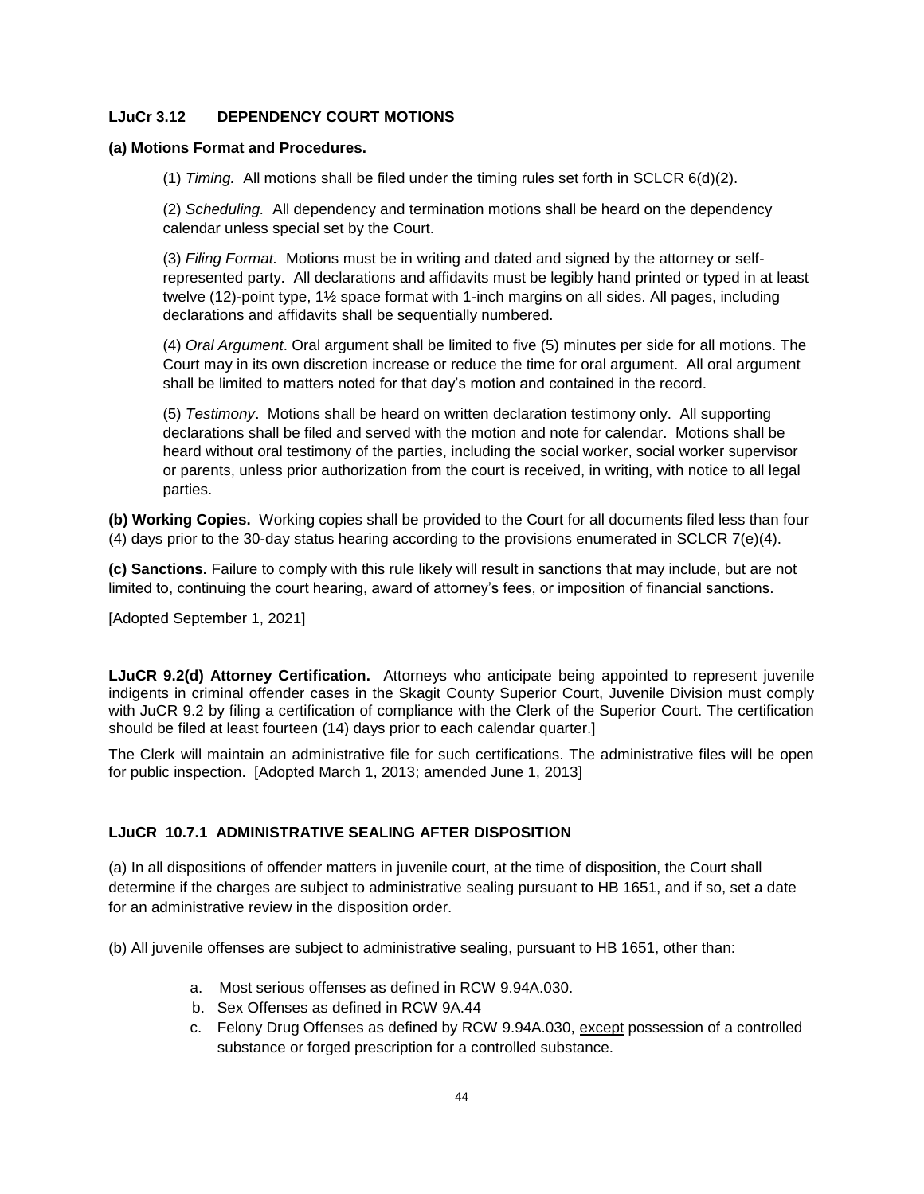**LJuCr 3.12 DEPENDENCY COURT MOTIONS**

**(a) Motions Format and Procedures.**

(1) *Timing.* All motions shall be filed under the timing rules set forth in SCLCR 6(d)(2).

(2) *Scheduling.* All dependency and termination motions shall be heard on the dependency calendar unless special set by the Court.

(3) *Filing Format.* Motions must be in writing and dated and signed by the attorney or self-represented party. All declarations and affidavits must be legibly hand printed or typed in at least twelve (12)-point type, 1½ space format with 1-inch margins on all sides. All pages, including declarations and affidavits shall be sequentially numbered.

(4) *Oral Argument*. Oral argument shall be limited to five (5) minutes per side for all motions. The Court may in its own discretion increase or reduce the time for oral argument. All oral argument shall be limited to matters noted for that day's motion and contained in the record.

(5) *Testimony*. Motions shall be heard on written declaration testimony only. All supporting declarations shall be filed and served with the motion and note for calendar. Motions shall be heard without oral testimony of the parties, including the social worker, social worker supervisor or parents, unless prior authorization from the court is received, in writing, with notice to all legal parties.

**(b) Working Copies.** Working copies shall be provided to the Court for all documents filed less than four (4) days prior to the 30-day status hearing according to the provisions enumerated in SCLCR 7(e)(4).

**(c) Sanctions.** Failure to comply with this rule likely will result in sanctions that may include, but are not limited to, continuing the court hearing, award of attorney's fees, or imposition of financial sanctions.

[Adopted September 1, 2021]

**LJuCR 9.2(d) Attorney Certification.** Attorneys who anticipate being appointed to represent juvenile indigents in criminal offender cases in the Skagit County Superior Court, Juvenile Division must comply with JuCR 9.2 by filing a certification of compliance with the Clerk of the Superior Court. The certification should be filed at least fourteen (14) days prior to each calendar quarter.]

The Clerk will maintain an administrative file for such certifications. The administrative files will be open for public inspection. [Adopted March 1, 2013; amended June 1, 2013]

**LJuCR 10.7.1 ADMINISTRATIVE SEALING AFTER DISPOSITION**

(a) In all dispositions of offender matters in juvenile court, at the time of disposition, the Court shall determine if the charges are subject to administrative sealing pursuant to HB 1651, and if so, set a date for an administrative review in the disposition order.

(b) All juvenile offenses are subject to administrative sealing, pursuant to HB 1651, other than:

a. Most serious offenses as defined in RCW 9.94A.030.
b. Sex Offenses as defined in RCW 9A.44
c. Felony Drug Offenses as defined by RCW 9.94A.030, <u>except</u> possession of a controlled substance or forged prescription for a controlled substance.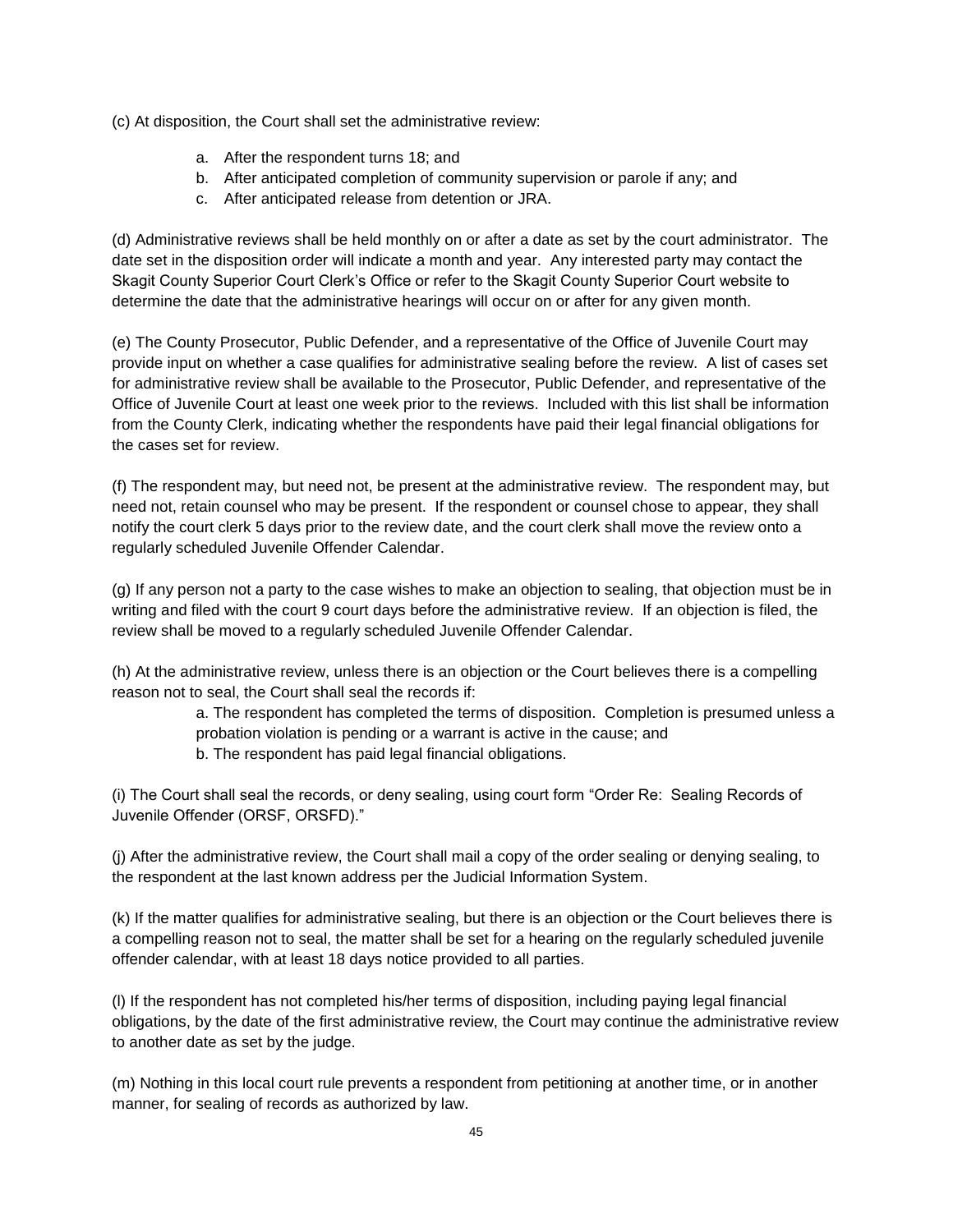(c) At disposition, the Court shall set the administrative review:

  a. After the respondent turns 18; and
  b. After anticipated completion of community supervision or parole if any; and
  c. After anticipated release from detention or JRA.

(d) Administrative reviews shall be held monthly on or after a date as set by the court administrator. The date set in the disposition order will indicate a month and year. Any interested party may contact the Skagit County Superior Court Clerk's Office or refer to the Skagit County Superior Court website to determine the date that the administrative hearings will occur on or after for any given month.

(e) The County Prosecutor, Public Defender, and a representative of the Office of Juvenile Court may provide input on whether a case qualifies for administrative sealing before the review. A list of cases set for administrative review shall be available to the Prosecutor, Public Defender, and representative of the Office of Juvenile Court at least one week prior to the reviews. Included with this list shall be information from the County Clerk, indicating whether the respondents have paid their legal financial obligations for the cases set for review.

(f) The respondent may, but need not, be present at the administrative review. The respondent may, but need not, retain counsel who may be present. If the respondent or counsel chose to appear, they shall notify the court clerk 5 days prior to the review date, and the court clerk shall move the review onto a regularly scheduled Juvenile Offender Calendar.

(g) If any person not a party to the case wishes to make an objection to sealing, that objection must be in writing and filed with the court 9 court days before the administrative review. If an objection is filed, the review shall be moved to a regularly scheduled Juvenile Offender Calendar.

(h) At the administrative review, unless there is an objection or the Court believes there is a compelling reason not to seal, the Court shall seal the records if:

  a. The respondent has completed the terms of disposition. Completion is presumed unless a probation violation is pending or a warrant is active in the cause; and
  b. The respondent has paid legal financial obligations.

(i) The Court shall seal the records, or deny sealing, using court form "Order Re: Sealing Records of Juvenile Offender (ORSF, ORSFD)."

(j) After the administrative review, the Court shall mail a copy of the order sealing or denying sealing, to the respondent at the last known address per the Judicial Information System.

(k) If the matter qualifies for administrative sealing, but there is an objection or the Court believes there is a compelling reason not to seal, the matter shall be set for a hearing on the regularly scheduled juvenile offender calendar, with at least 18 days notice provided to all parties.

(l) If the respondent has not completed his/her terms of disposition, including paying legal financial obligations, by the date of the first administrative review, the Court may continue the administrative review to another date as set by the judge.

(m) Nothing in this local court rule prevents a respondent from petitioning at another time, or in another manner, for sealing of records as authorized by law.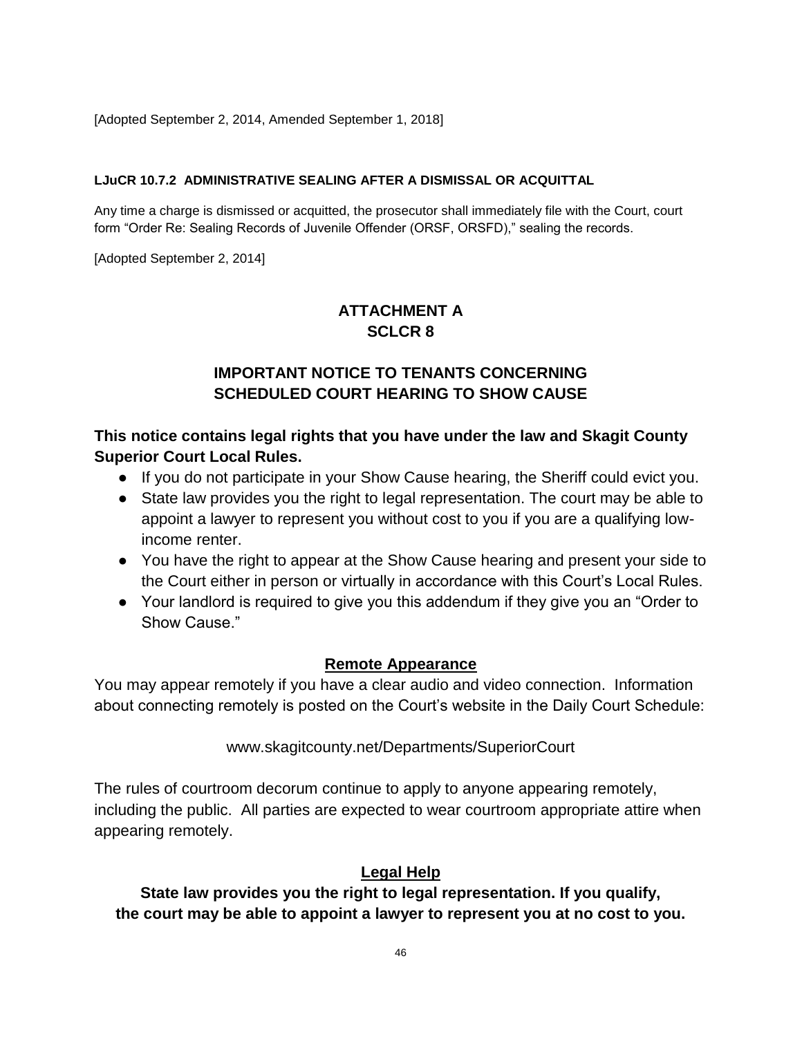[Adopted September 2, 2014, Amended September 1, 2018]

#### LJuCR 10.7.2 ADMINISTRATIVE SEALING AFTER A DISMISSAL OR ACQUITTAL

Any time a charge is dismissed or acquitted, the prosecutor shall immediately file with the Court, court form "Order Re: Sealing Records of Juvenile Offender (ORSF, ORSFD)," sealing the records.

[Adopted September 2, 2014]

## ATTACHMENT A
## SCLCR 8

## IMPORTANT NOTICE TO TENANTS CONCERNING SCHEDULED COURT HEARING TO SHOW CAUSE

**This notice contains legal rights that you have under the law and Skagit County Superior Court Local Rules.**

- If you do not participate in your Show Cause hearing, the Sheriff could evict you.
- State law provides you the right to legal representation. The court may be able to appoint a lawyer to represent you without cost to you if you are a qualifying low-income renter.
- You have the right to appear at the Show Cause hearing and present your side to the Court either in person or virtually in accordance with this Court's Local Rules.
- Your landlord is required to give you this addendum if they give you an "Order to Show Cause."

### Remote Appearance

You may appear remotely if you have a clear audio and video connection. Information about connecting remotely is posted on the Court's website in the Daily Court Schedule:

www.skagitcounty.net/Departments/SuperiorCourt

The rules of courtroom decorum continue to apply to anyone appearing remotely, including the public. All parties are expected to wear courtroom appropriate attire when appearing remotely.

### Legal Help

**State law provides you the right to legal representation. If you qualify, the court may be able to appoint a lawyer to represent you at no cost to you.**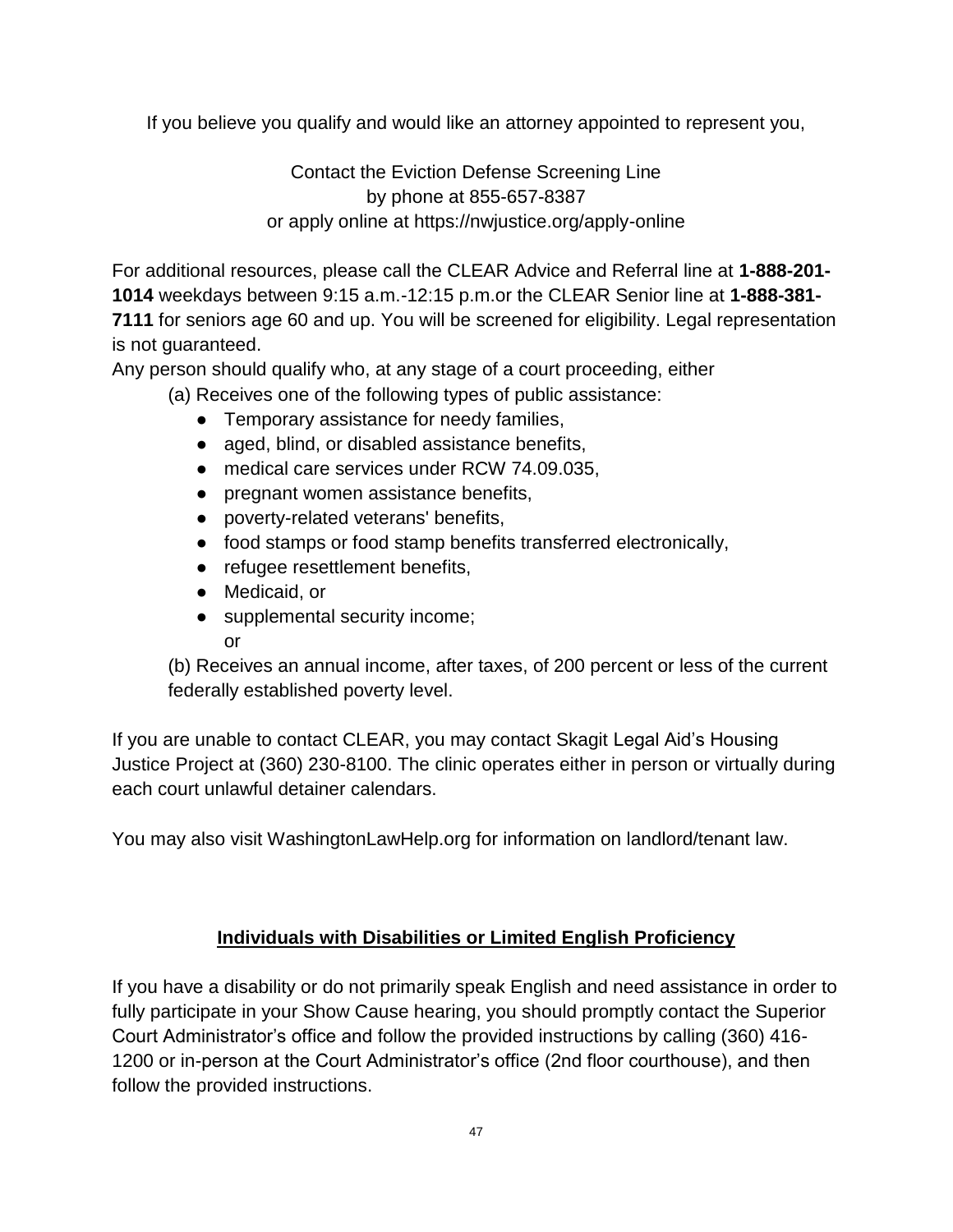If you believe you qualify and would like an attorney appointed to represent you,

Contact the Eviction Defense Screening Line
by phone at 855-657-8387
or apply online at https://nwjustice.org/apply-online

For additional resources, please call the CLEAR Advice and Referral line at **1-888-201-1014** weekdays between 9:15 a.m.-12:15 p.m.or the CLEAR Senior line at **1-888-381-7111** for seniors age 60 and up. You will be screened for eligibility. Legal representation is not guaranteed.

Any person should qualify who, at any stage of a court proceeding, either

(a) Receives one of the following types of public assistance:

- Temporary assistance for needy families,
- aged, blind, or disabled assistance benefits,
- medical care services under RCW 74.09.035,
- pregnant women assistance benefits,
- poverty-related veterans' benefits,
- food stamps or food stamp benefits transferred electronically,
- refugee resettlement benefits,
- Medicaid, or
- supplemental security income;

or

(b) Receives an annual income, after taxes, of 200 percent or less of the current federally established poverty level.

If you are unable to contact CLEAR, you may contact Skagit Legal Aid's Housing Justice Project at (360) 230-8100. The clinic operates either in person or virtually during each court unlawful detainer calendars.

You may also visit WashingtonLawHelp.org for information on landlord/tenant law.

## Individuals with Disabilities or Limited English Proficiency

If you have a disability or do not primarily speak English and need assistance in order to fully participate in your Show Cause hearing, you should promptly contact the Superior Court Administrator's office and follow the provided instructions by calling (360) 416-1200 or in-person at the Court Administrator's office (2nd floor courthouse), and then follow the provided instructions.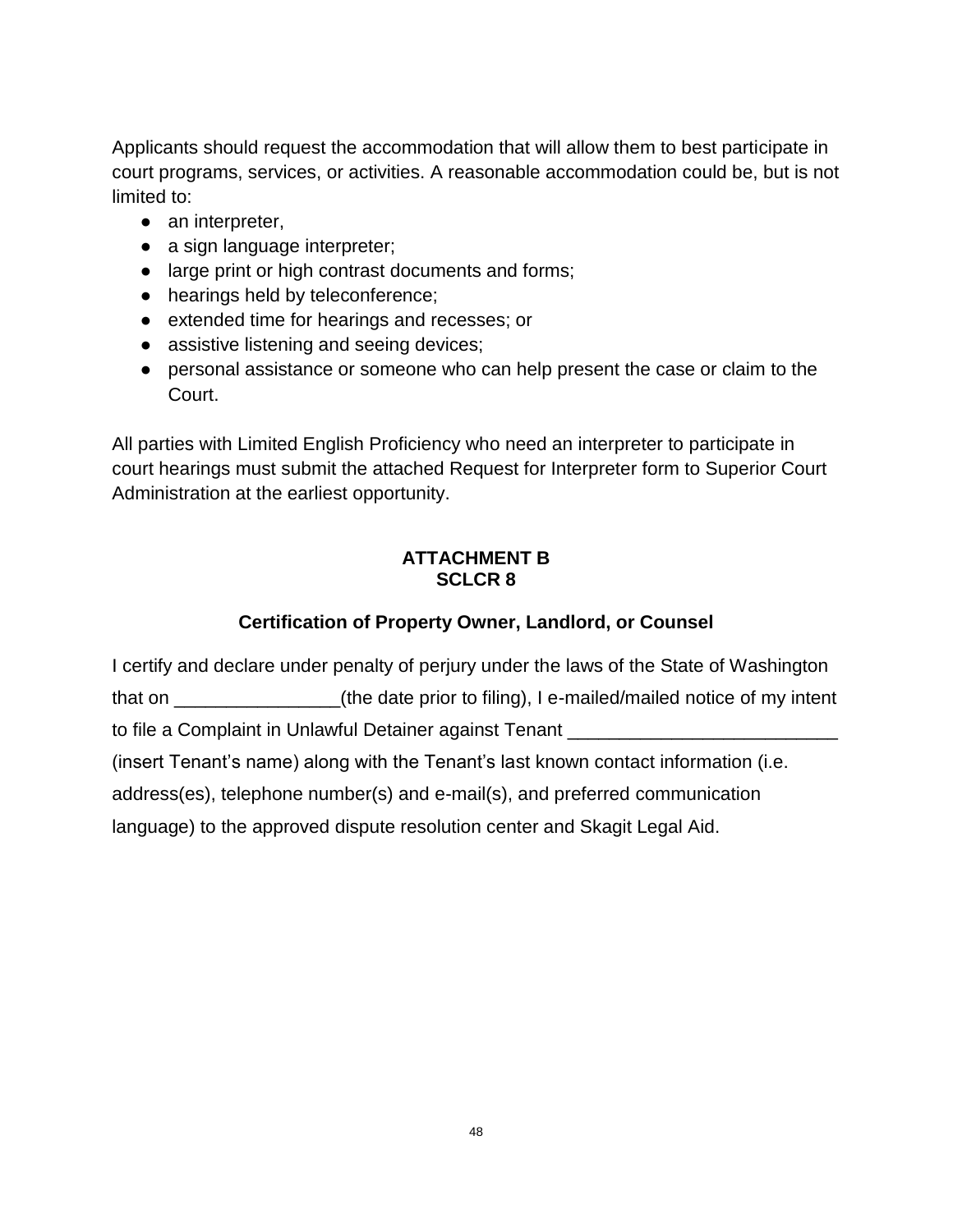Applicants should request the accommodation that will allow them to best participate in court programs, services, or activities. A reasonable accommodation could be, but is not limited to:

- an interpreter,
- a sign language interpreter;
- large print or high contrast documents and forms;
- hearings held by teleconference;
- extended time for hearings and recesses; or
- assistive listening and seeing devices;
- personal assistance or someone who can help present the case or claim to the Court.

All parties with Limited English Proficiency who need an interpreter to participate in court hearings must submit the attached Request for Interpreter form to Superior Court Administration at the earliest opportunity.

**ATTACHMENT B**
**SCLCR 8**

**Certification of Property Owner, Landlord, or Counsel**

I certify and declare under penalty of perjury under the laws of the State of Washington that on ________________(the date prior to filing), I e-mailed/mailed notice of my intent to file a Complaint in Unlawful Detainer against Tenant __________________________ (insert Tenant's name) along with the Tenant's last known contact information (i.e. address(es), telephone number(s) and e-mail(s), and preferred communication language) to the approved dispute resolution center and Skagit Legal Aid.